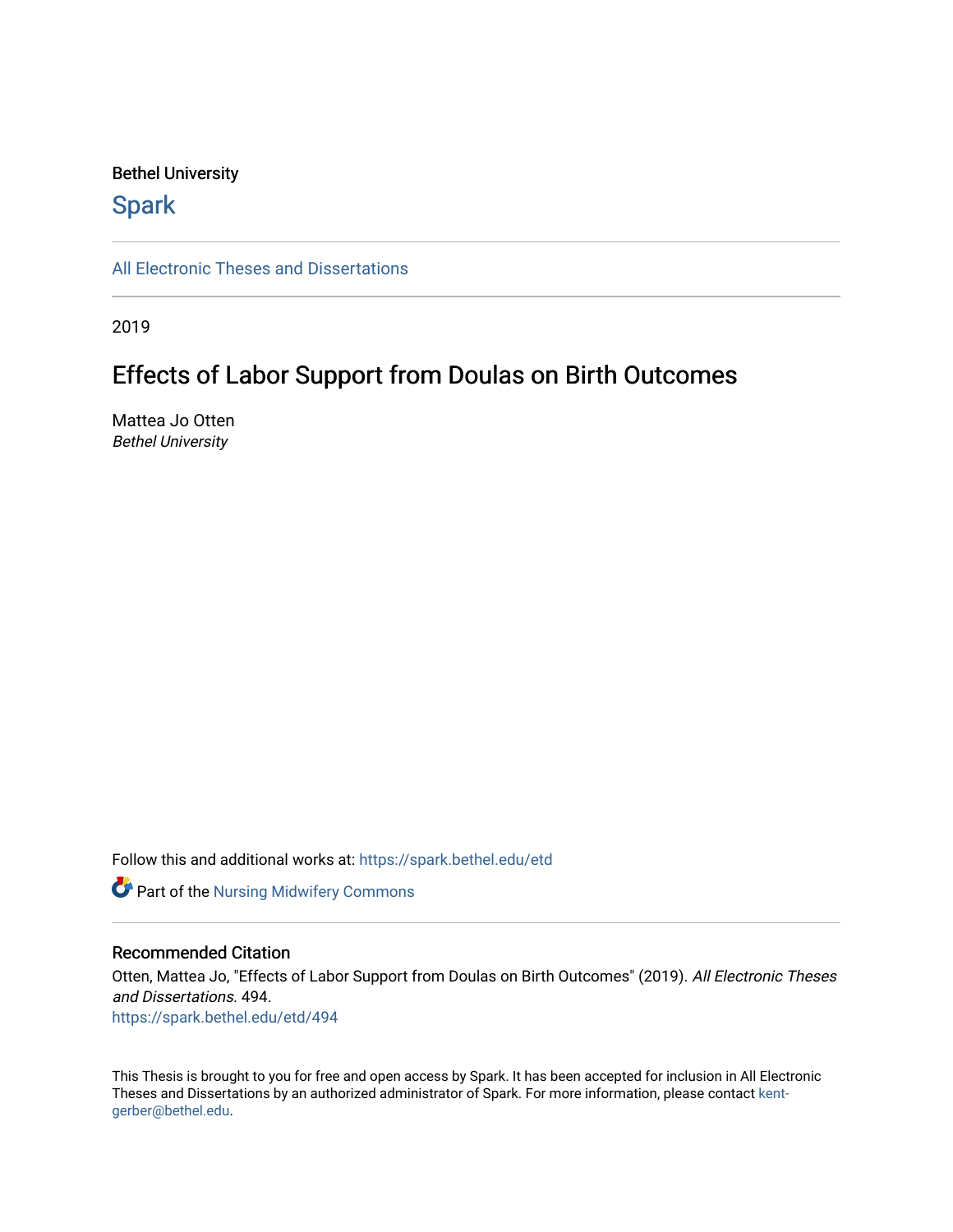Bethel University

# Spark

All Electronic Theses and Dissertations

2019

## Effects of Labor Support from Doulas on Birth Outcomes

Mattea Jo Otten
*Bethel University*

Follow this and additional works at: https://spark.bethel.edu/etd

Part of the Nursing Midwifery Commons

### Recommended Citation

Otten, Mattea Jo, "Effects of Labor Support from Doulas on Birth Outcomes" (2019). *All Electronic Theses and Dissertations*. 494.
https://spark.bethel.edu/etd/494

This Thesis is brought to you for free and open access by Spark. It has been accepted for inclusion in All Electronic Theses and Dissertations by an authorized administrator of Spark. For more information, please contact kent-gerber@bethel.edu.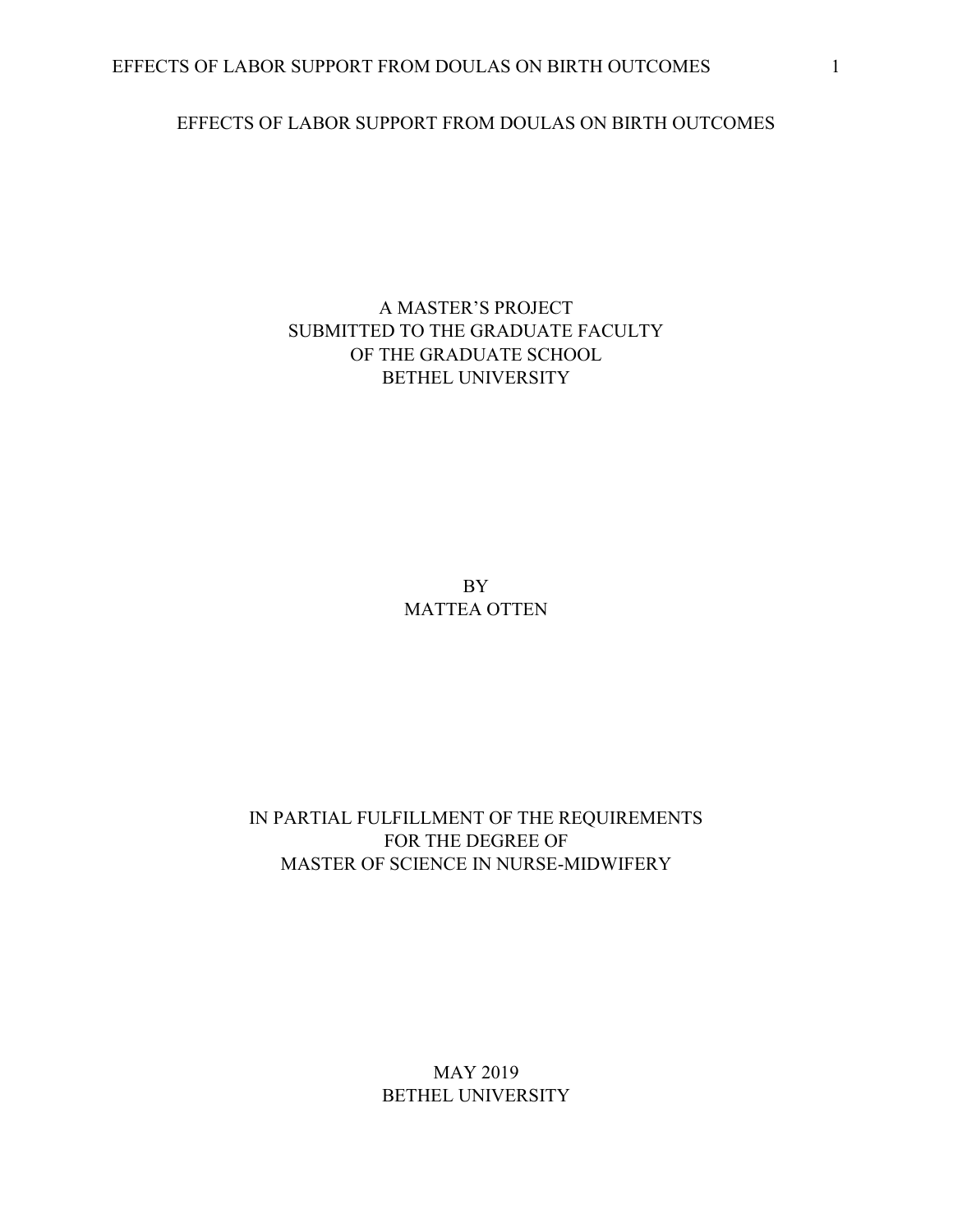# EFFECTS OF LABOR SUPPORT FROM DOULAS ON BIRTH OUTCOMES

A MASTER'S PROJECT
SUBMITTED TO THE GRADUATE FACULTY
OF THE GRADUATE SCHOOL
BETHEL UNIVERSITY

BY
MATTEA OTTEN

IN PARTIAL FULFILLMENT OF THE REQUIREMENTS
FOR THE DEGREE OF
MASTER OF SCIENCE IN NURSE-MIDWIFERY

MAY 2019
BETHEL UNIVERSITY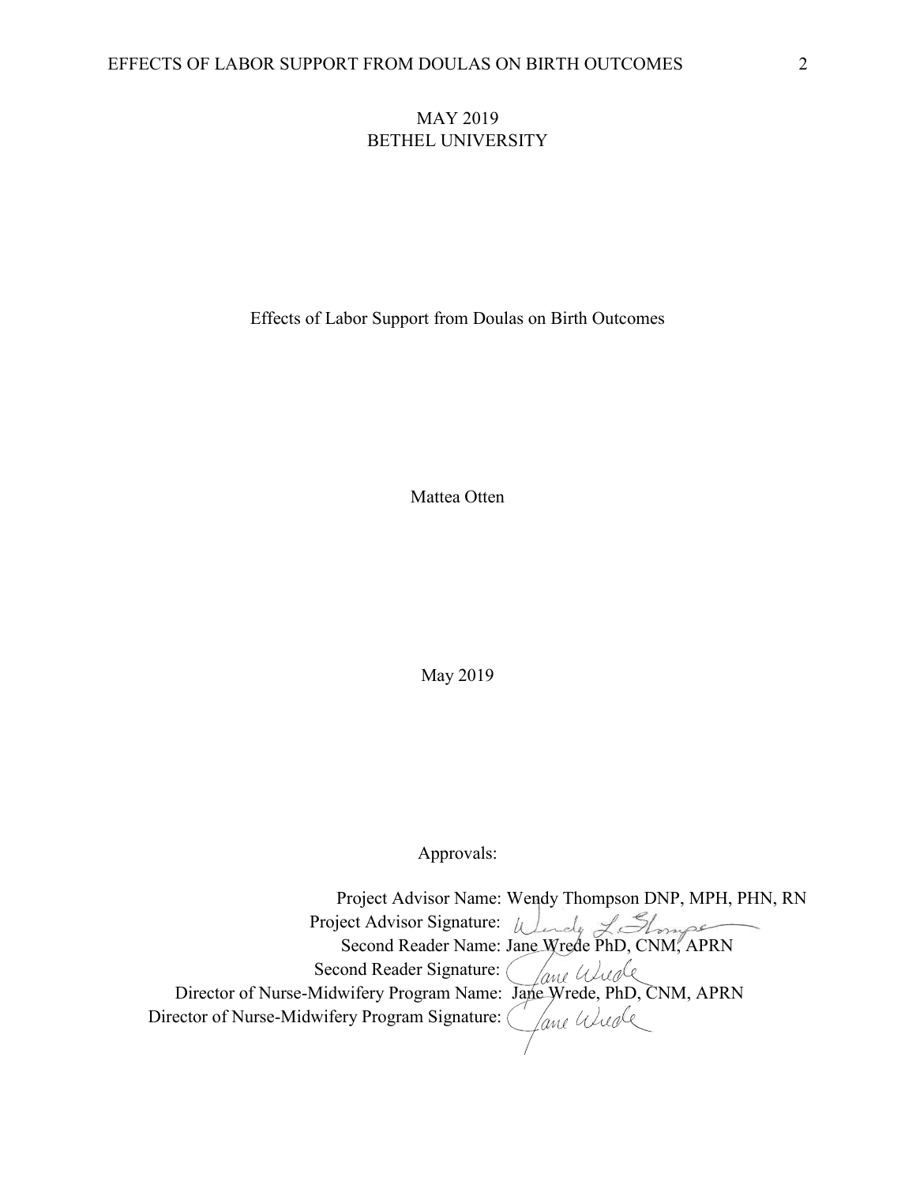MAY 2019
BETHEL UNIVERSITY

Effects of Labor Support from Doulas on Birth Outcomes

Mattea Otten

May 2019

Approvals:

Project Advisor Name: Wendy Thompson DNP, MPH, PHN, RN
Project Advisor Signature: Wendy L. Thompson
Second Reader Name: Jane Wrede PhD, CNM, APRN
Second Reader Signature: Jane Wrede
Director of Nurse-Midwifery Program Name: Jane Wrede, PhD, CNM, APRN
Director of Nurse-Midwifery Program Signature: Jane Wrede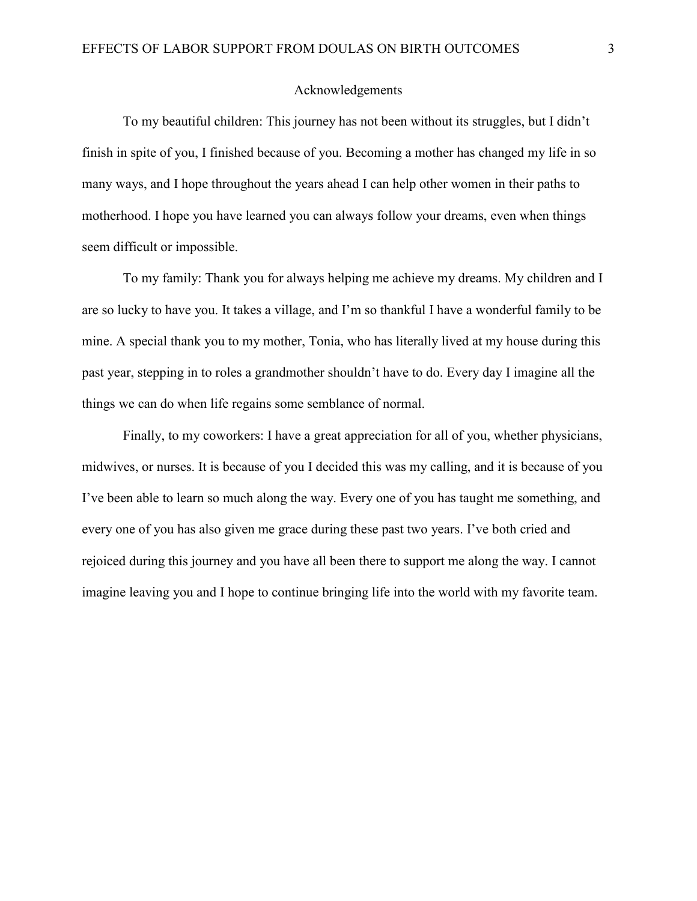# Acknowledgements

To my beautiful children: This journey has not been without its struggles, but I didn't finish in spite of you, I finished because of you. Becoming a mother has changed my life in so many ways, and I hope throughout the years ahead I can help other women in their paths to motherhood. I hope you have learned you can always follow your dreams, even when things seem difficult or impossible.

To my family: Thank you for always helping me achieve my dreams. My children and I are so lucky to have you. It takes a village, and I'm so thankful I have a wonderful family to be mine. A special thank you to my mother, Tonia, who has literally lived at my house during this past year, stepping in to roles a grandmother shouldn't have to do. Every day I imagine all the things we can do when life regains some semblance of normal.

Finally, to my coworkers: I have a great appreciation for all of you, whether physicians, midwives, or nurses. It is because of you I decided this was my calling, and it is because of you I've been able to learn so much along the way. Every one of you has taught me something, and every one of you has also given me grace during these past two years. I've both cried and rejoiced during this journey and you have all been there to support me along the way. I cannot imagine leaving you and I hope to continue bringing life into the world with my favorite team.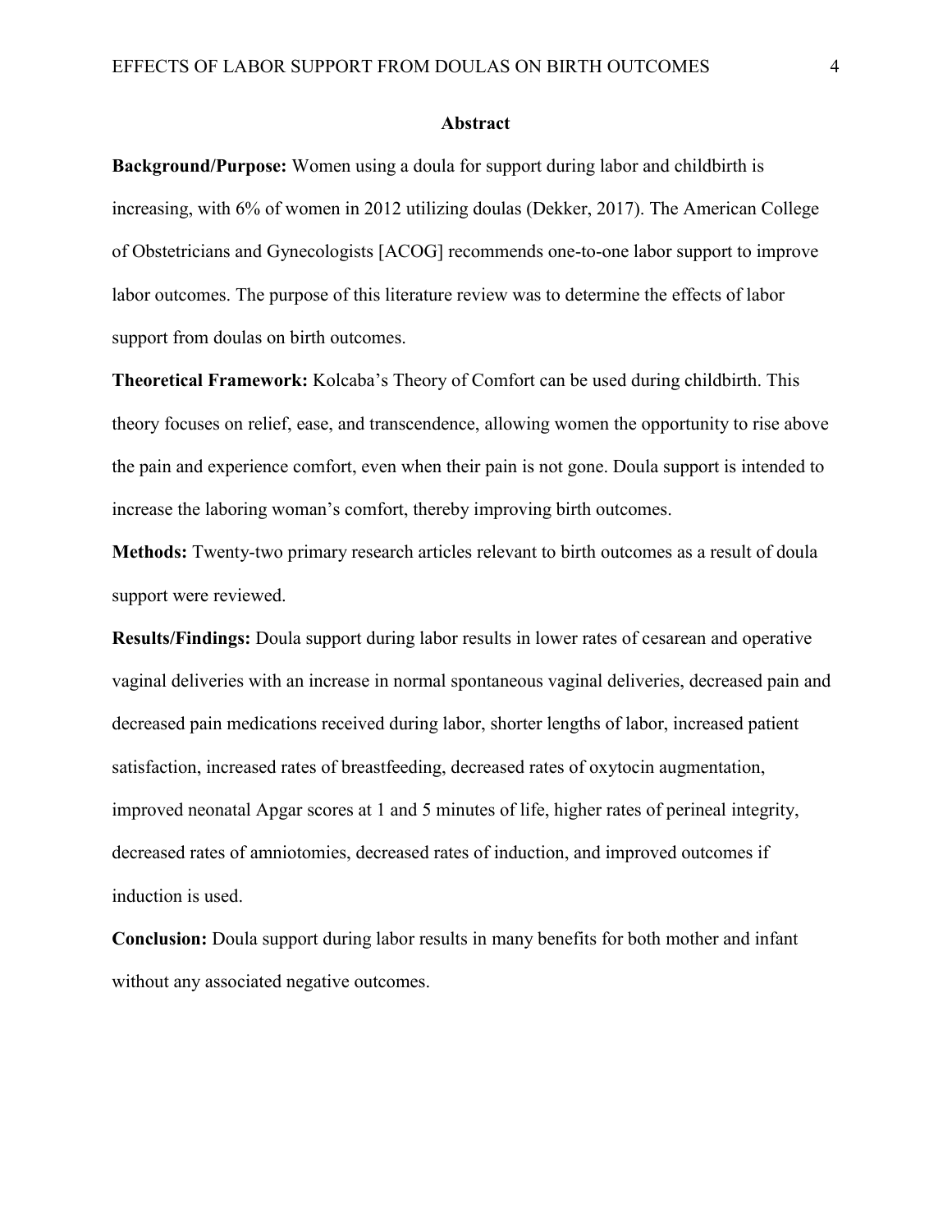## Abstract

**Background/Purpose:** Women using a doula for support during labor and childbirth is increasing, with 6% of women in 2012 utilizing doulas (Dekker, 2017). The American College of Obstetricians and Gynecologists [ACOG] recommends one-to-one labor support to improve labor outcomes. The purpose of this literature review was to determine the effects of labor support from doulas on birth outcomes.

**Theoretical Framework:** Kolcaba's Theory of Comfort can be used during childbirth. This theory focuses on relief, ease, and transcendence, allowing women the opportunity to rise above the pain and experience comfort, even when their pain is not gone. Doula support is intended to increase the laboring woman's comfort, thereby improving birth outcomes.

**Methods:** Twenty-two primary research articles relevant to birth outcomes as a result of doula support were reviewed.

**Results/Findings:** Doula support during labor results in lower rates of cesarean and operative vaginal deliveries with an increase in normal spontaneous vaginal deliveries, decreased pain and decreased pain medications received during labor, shorter lengths of labor, increased patient satisfaction, increased rates of breastfeeding, decreased rates of oxytocin augmentation, improved neonatal Apgar scores at 1 and 5 minutes of life, higher rates of perineal integrity, decreased rates of amniotomies, decreased rates of induction, and improved outcomes if induction is used.

**Conclusion:** Doula support during labor results in many benefits for both mother and infant without any associated negative outcomes.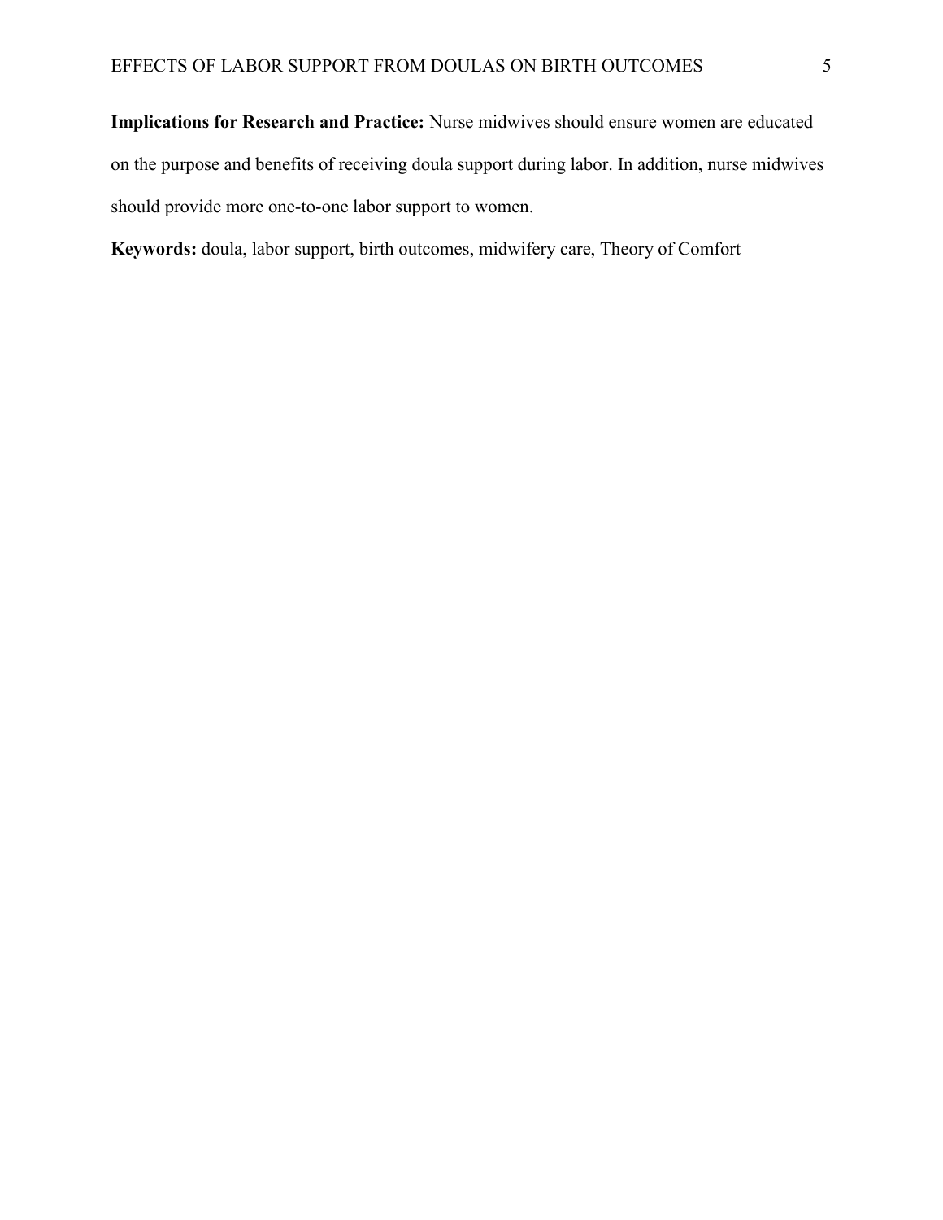**Implications for Research and Practice:** Nurse midwives should ensure women are educated on the purpose and benefits of receiving doula support during labor. In addition, nurse midwives should provide more one-to-one labor support to women.

**Keywords:** doula, labor support, birth outcomes, midwifery care, Theory of Comfort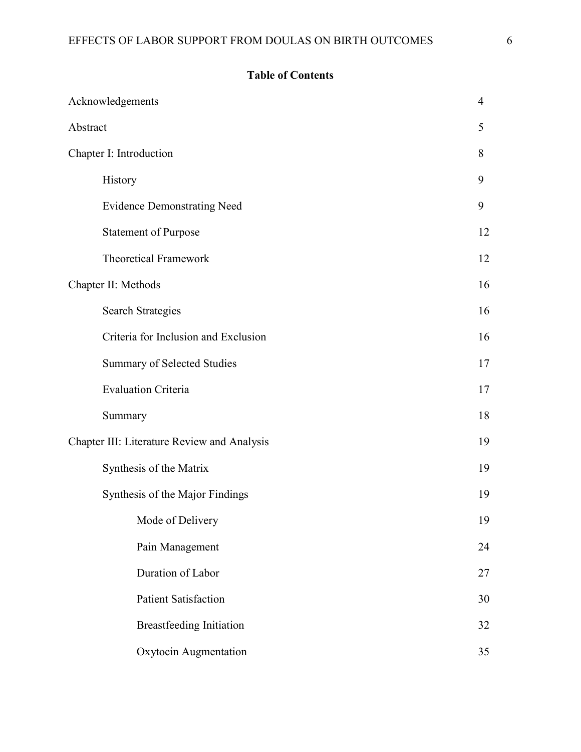**Table of Contents**

| | |
|---|---|
| Acknowledgements | 4 |
| Abstract | 5 |
| Chapter I: Introduction | 8 |
| History | 9 |
| Evidence Demonstrating Need | 9 |
| Statement of Purpose | 12 |
| Theoretical Framework | 12 |
| Chapter II: Methods | 16 |
| Search Strategies | 16 |
| Criteria for Inclusion and Exclusion | 16 |
| Summary of Selected Studies | 17 |
| Evaluation Criteria | 17 |
| Summary | 18 |
| Chapter III: Literature Review and Analysis | 19 |
| Synthesis of the Matrix | 19 |
| Synthesis of the Major Findings | 19 |
| Mode of Delivery | 19 |
| Pain Management | 24 |
| Duration of Labor | 27 |
| Patient Satisfaction | 30 |
| Breastfeeding Initiation | 32 |
| Oxytocin Augmentation | 35 |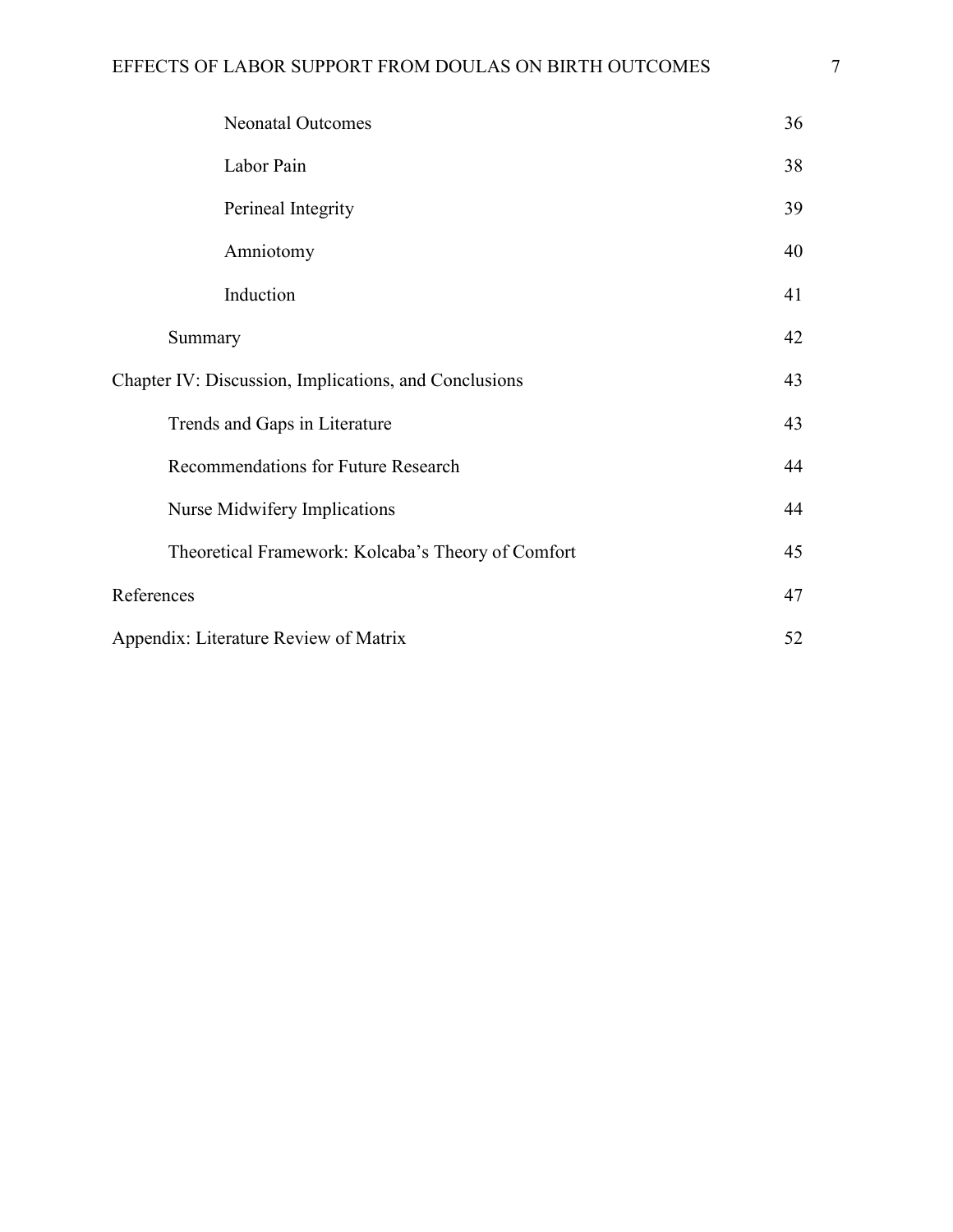| | |
|---|---|
| Neonatal Outcomes | 36 |
| Labor Pain | 38 |
| Perineal Integrity | 39 |
| Amniotomy | 40 |
| Induction | 41 |
| Summary | 42 |
| Chapter IV: Discussion, Implications, and Conclusions | 43 |
| Trends and Gaps in Literature | 43 |
| Recommendations for Future Research | 44 |
| Nurse Midwifery Implications | 44 |
| Theoretical Framework: Kolcaba's Theory of Comfort | 45 |
| References | 47 |
| Appendix: Literature Review of Matrix | 52 |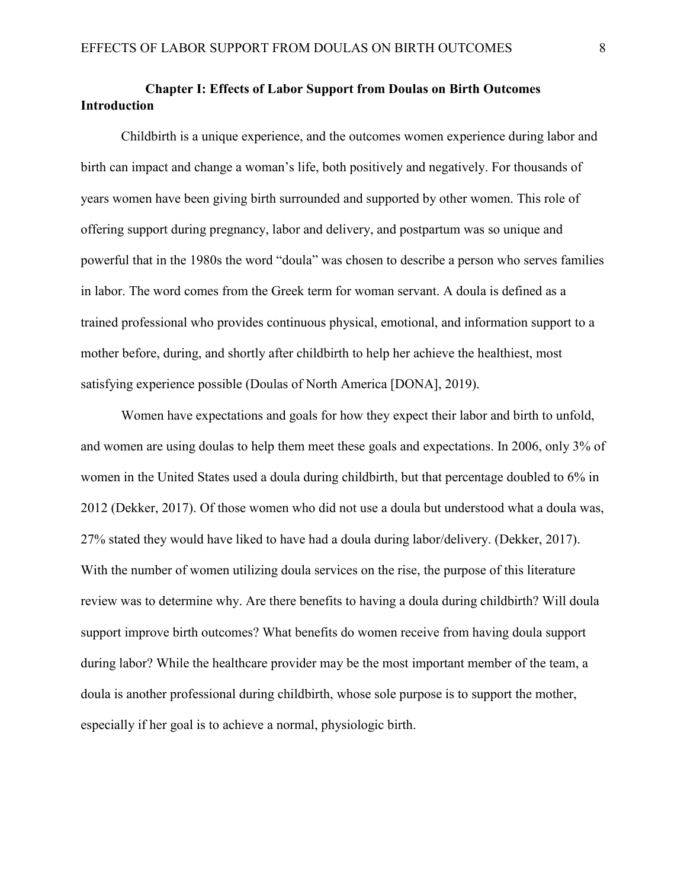## Chapter I: Effects of Labor Support from Doulas on Birth Outcomes

### Introduction

Childbirth is a unique experience, and the outcomes women experience during labor and birth can impact and change a woman's life, both positively and negatively. For thousands of years women have been giving birth surrounded and supported by other women. This role of offering support during pregnancy, labor and delivery, and postpartum was so unique and powerful that in the 1980s the word "doula" was chosen to describe a person who serves families in labor. The word comes from the Greek term for woman servant. A doula is defined as a trained professional who provides continuous physical, emotional, and information support to a mother before, during, and shortly after childbirth to help her achieve the healthiest, most satisfying experience possible (Doulas of North America [DONA], 2019).

Women have expectations and goals for how they expect their labor and birth to unfold, and women are using doulas to help them meet these goals and expectations. In 2006, only 3% of women in the United States used a doula during childbirth, but that percentage doubled to 6% in 2012 (Dekker, 2017). Of those women who did not use a doula but understood what a doula was, 27% stated they would have liked to have had a doula during labor/delivery. (Dekker, 2017). With the number of women utilizing doula services on the rise, the purpose of this literature review was to determine why. Are there benefits to having a doula during childbirth? Will doula support improve birth outcomes? What benefits do women receive from having doula support during labor? While the healthcare provider may be the most important member of the team, a doula is another professional during childbirth, whose sole purpose is to support the mother, especially if her goal is to achieve a normal, physiologic birth.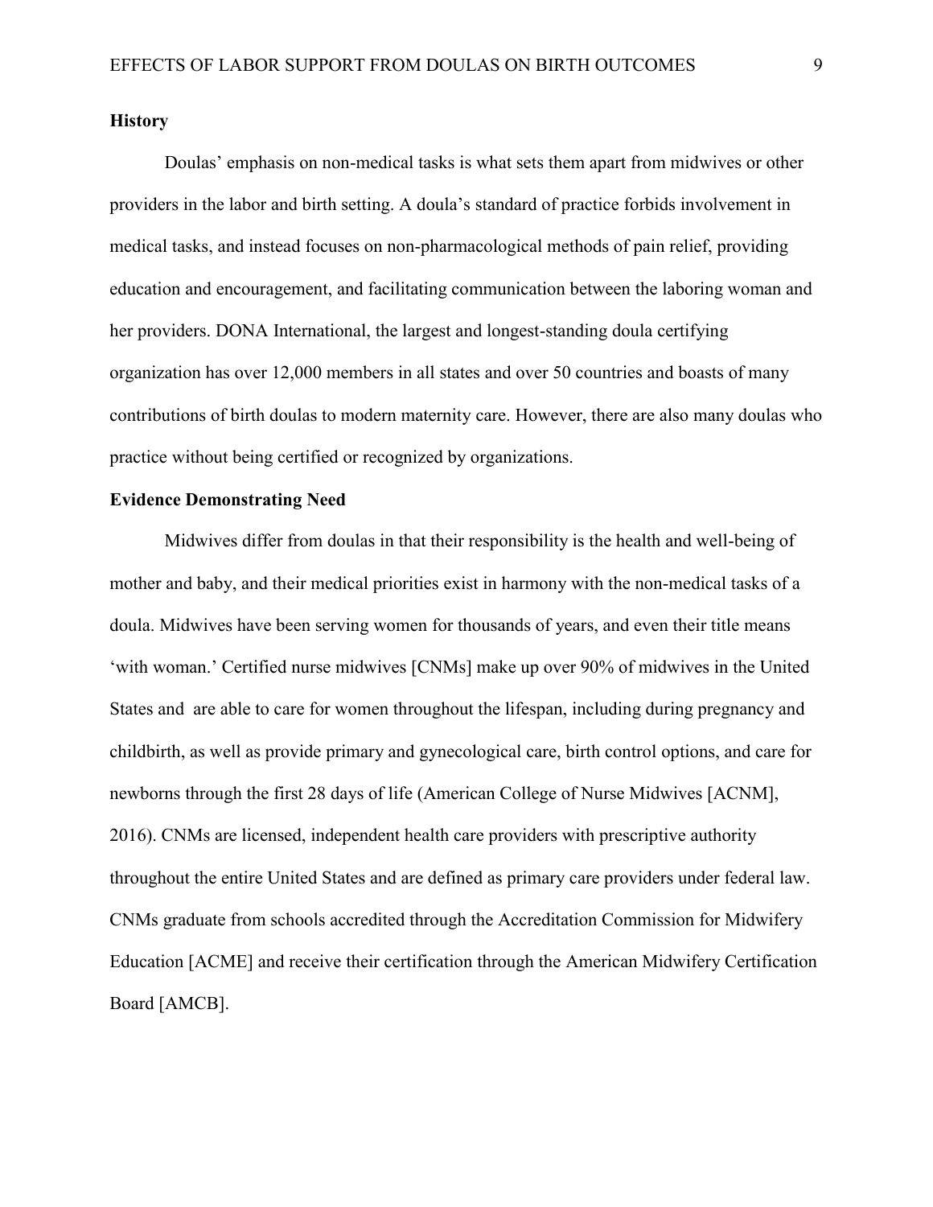**History**

Doulas' emphasis on non-medical tasks is what sets them apart from midwives or other providers in the labor and birth setting. A doula's standard of practice forbids involvement in medical tasks, and instead focuses on non-pharmacological methods of pain relief, providing education and encouragement, and facilitating communication between the laboring woman and her providers. DONA International, the largest and longest-standing doula certifying organization has over 12,000 members in all states and over 50 countries and boasts of many contributions of birth doulas to modern maternity care. However, there are also many doulas who practice without being certified or recognized by organizations.

**Evidence Demonstrating Need**

Midwives differ from doulas in that their responsibility is the health and well-being of mother and baby, and their medical priorities exist in harmony with the non-medical tasks of a doula. Midwives have been serving women for thousands of years, and even their title means 'with woman.' Certified nurse midwives [CNMs] make up over 90% of midwives in the United States and are able to care for women throughout the lifespan, including during pregnancy and childbirth, as well as provide primary and gynecological care, birth control options, and care for newborns through the first 28 days of life (American College of Nurse Midwives [ACNM], 2016). CNMs are licensed, independent health care providers with prescriptive authority throughout the entire United States and are defined as primary care providers under federal law. CNMs graduate from schools accredited through the Accreditation Commission for Midwifery Education [ACME] and receive their certification through the American Midwifery Certification Board [AMCB].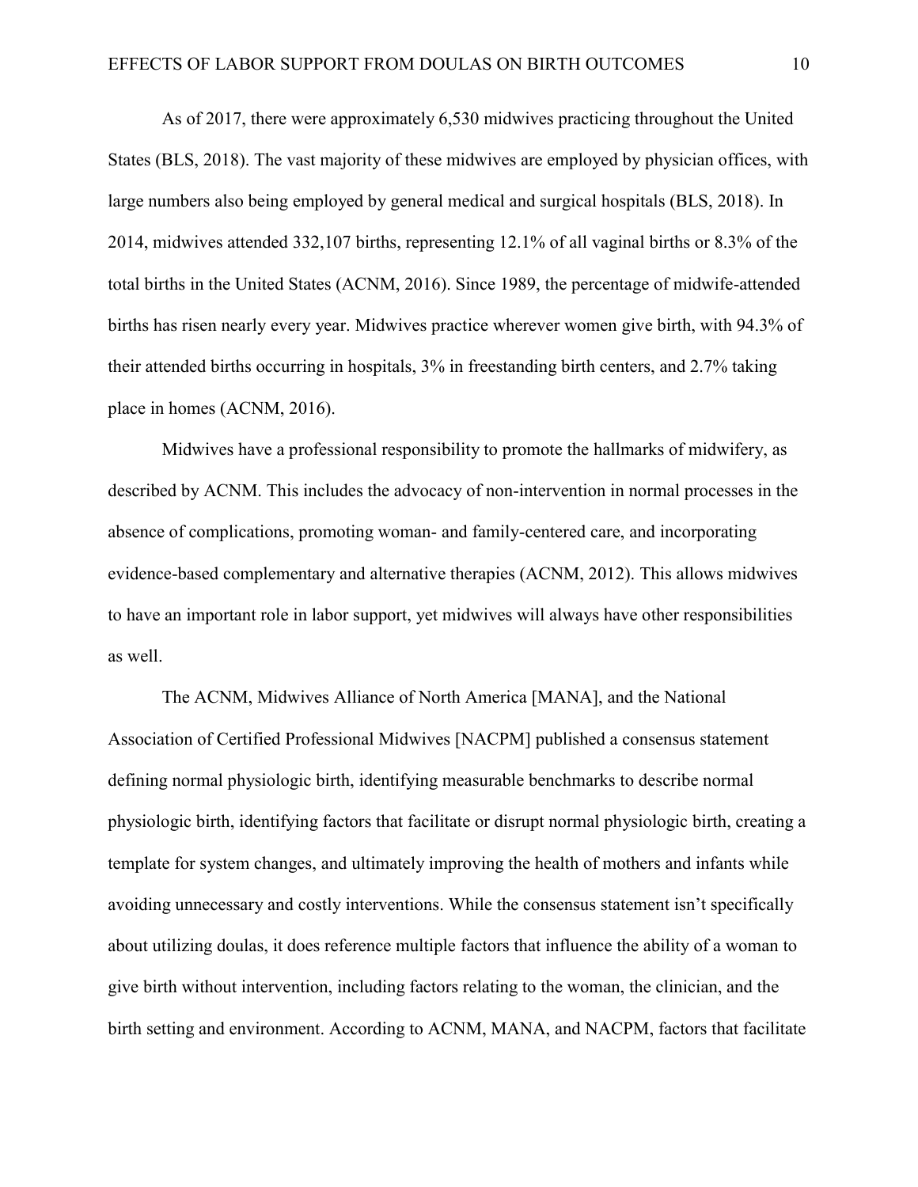As of 2017, there were approximately 6,530 midwives practicing throughout the United States (BLS, 2018). The vast majority of these midwives are employed by physician offices, with large numbers also being employed by general medical and surgical hospitals (BLS, 2018). In 2014, midwives attended 332,107 births, representing 12.1% of all vaginal births or 8.3% of the total births in the United States (ACNM, 2016). Since 1989, the percentage of midwife-attended births has risen nearly every year. Midwives practice wherever women give birth, with 94.3% of their attended births occurring in hospitals, 3% in freestanding birth centers, and 2.7% taking place in homes (ACNM, 2016).

Midwives have a professional responsibility to promote the hallmarks of midwifery, as described by ACNM. This includes the advocacy of non-intervention in normal processes in the absence of complications, promoting woman- and family-centered care, and incorporating evidence-based complementary and alternative therapies (ACNM, 2012). This allows midwives to have an important role in labor support, yet midwives will always have other responsibilities as well.

The ACNM, Midwives Alliance of North America [MANA], and the National Association of Certified Professional Midwives [NACPM] published a consensus statement defining normal physiologic birth, identifying measurable benchmarks to describe normal physiologic birth, identifying factors that facilitate or disrupt normal physiologic birth, creating a template for system changes, and ultimately improving the health of mothers and infants while avoiding unnecessary and costly interventions. While the consensus statement isn't specifically about utilizing doulas, it does reference multiple factors that influence the ability of a woman to give birth without intervention, including factors relating to the woman, the clinician, and the birth setting and environment. According to ACNM, MANA, and NACPM, factors that facilitate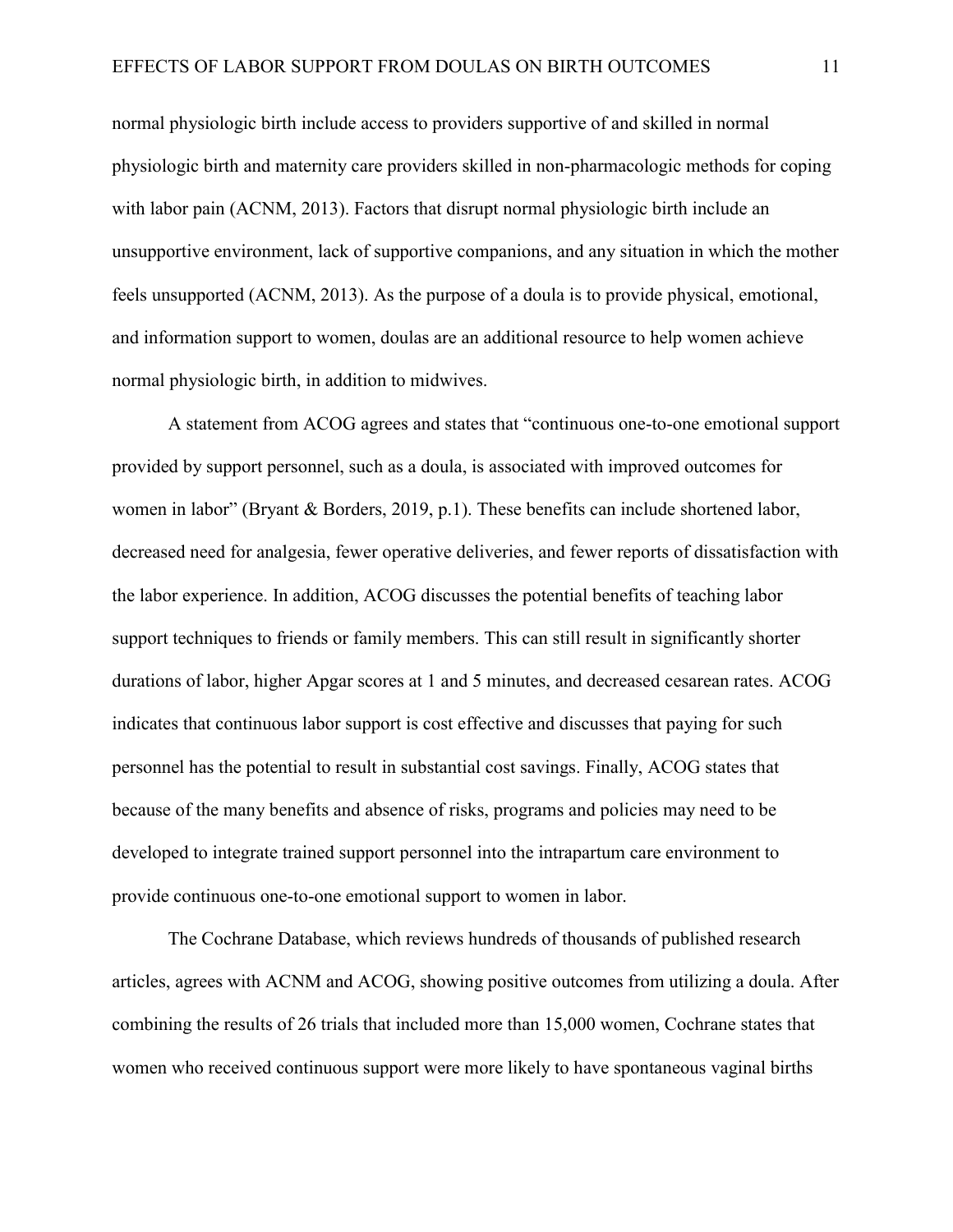normal physiologic birth include access to providers supportive of and skilled in normal physiologic birth and maternity care providers skilled in non-pharmacologic methods for coping with labor pain (ACNM, 2013). Factors that disrupt normal physiologic birth include an unsupportive environment, lack of supportive companions, and any situation in which the mother feels unsupported (ACNM, 2013). As the purpose of a doula is to provide physical, emotional, and information support to women, doulas are an additional resource to help women achieve normal physiologic birth, in addition to midwives.

A statement from ACOG agrees and states that "continuous one-to-one emotional support provided by support personnel, such as a doula, is associated with improved outcomes for women in labor" (Bryant & Borders, 2019, p.1). These benefits can include shortened labor, decreased need for analgesia, fewer operative deliveries, and fewer reports of dissatisfaction with the labor experience. In addition, ACOG discusses the potential benefits of teaching labor support techniques to friends or family members. This can still result in significantly shorter durations of labor, higher Apgar scores at 1 and 5 minutes, and decreased cesarean rates. ACOG indicates that continuous labor support is cost effective and discusses that paying for such personnel has the potential to result in substantial cost savings. Finally, ACOG states that because of the many benefits and absence of risks, programs and policies may need to be developed to integrate trained support personnel into the intrapartum care environment to provide continuous one-to-one emotional support to women in labor.

The Cochrane Database, which reviews hundreds of thousands of published research articles, agrees with ACNM and ACOG, showing positive outcomes from utilizing a doula. After combining the results of 26 trials that included more than 15,000 women, Cochrane states that women who received continuous support were more likely to have spontaneous vaginal births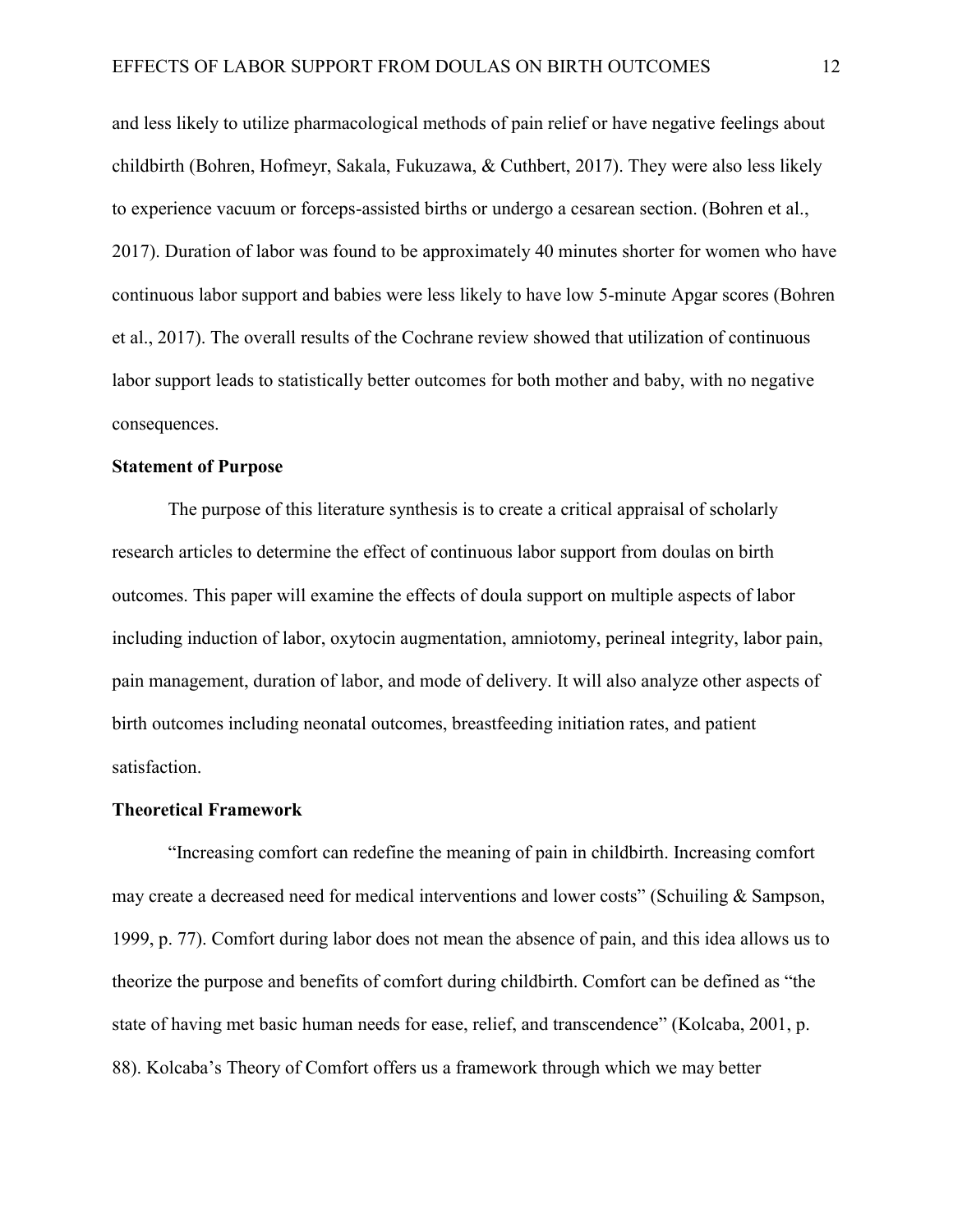and less likely to utilize pharmacological methods of pain relief or have negative feelings about childbirth (Bohren, Hofmeyr, Sakala, Fukuzawa, & Cuthbert, 2017). They were also less likely to experience vacuum or forceps-assisted births or undergo a cesarean section. (Bohren et al., 2017). Duration of labor was found to be approximately 40 minutes shorter for women who have continuous labor support and babies were less likely to have low 5-minute Apgar scores (Bohren et al., 2017). The overall results of the Cochrane review showed that utilization of continuous labor support leads to statistically better outcomes for both mother and baby, with no negative consequences.

## Statement of Purpose

The purpose of this literature synthesis is to create a critical appraisal of scholarly research articles to determine the effect of continuous labor support from doulas on birth outcomes. This paper will examine the effects of doula support on multiple aspects of labor including induction of labor, oxytocin augmentation, amniotomy, perineal integrity, labor pain, pain management, duration of labor, and mode of delivery. It will also analyze other aspects of birth outcomes including neonatal outcomes, breastfeeding initiation rates, and patient satisfaction.

## Theoretical Framework

"Increasing comfort can redefine the meaning of pain in childbirth. Increasing comfort may create a decreased need for medical interventions and lower costs" (Schuiling & Sampson, 1999, p. 77). Comfort during labor does not mean the absence of pain, and this idea allows us to theorize the purpose and benefits of comfort during childbirth. Comfort can be defined as "the state of having met basic human needs for ease, relief, and transcendence" (Kolcaba, 2001, p. 88). Kolcaba's Theory of Comfort offers us a framework through which we may better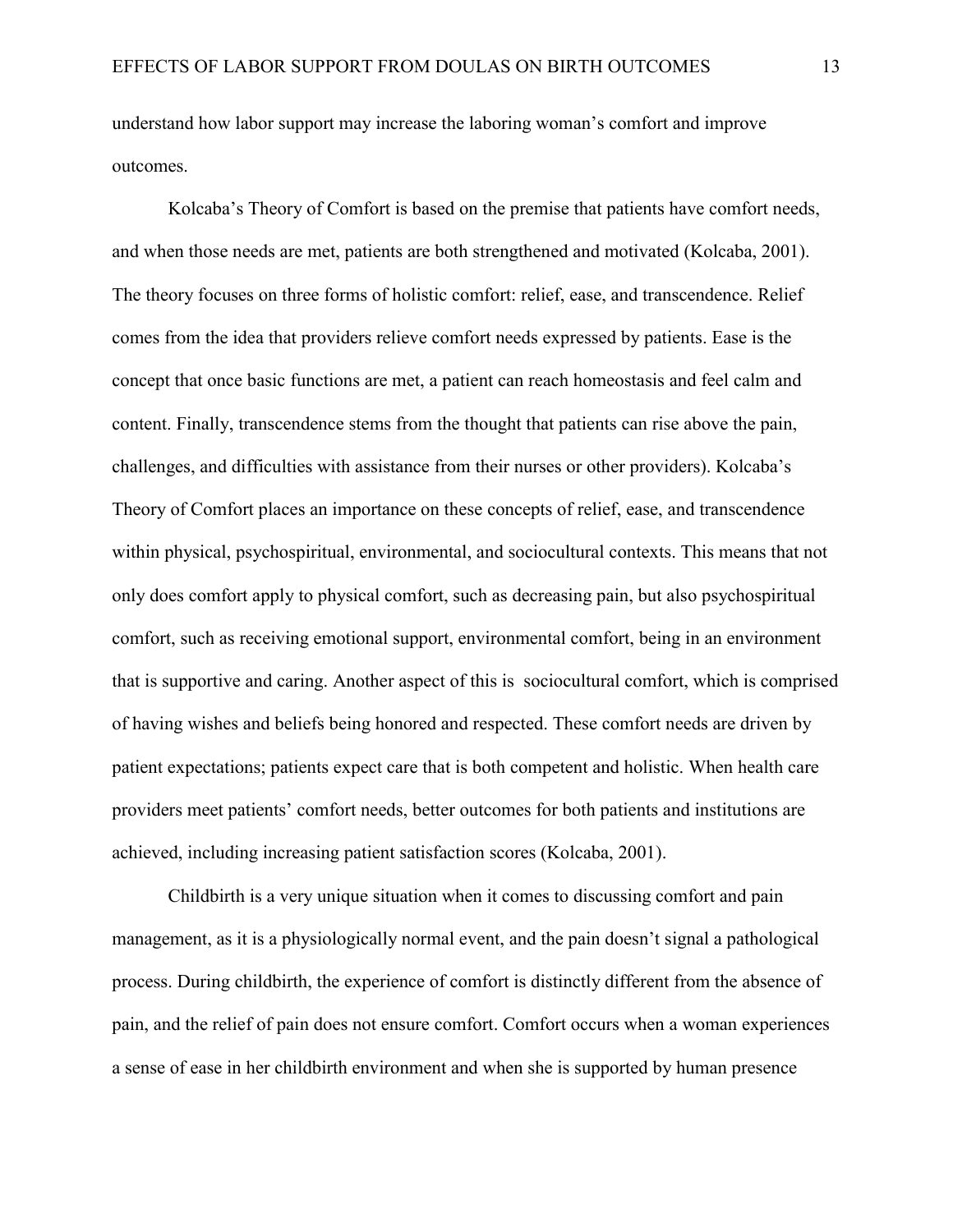understand how labor support may increase the laboring woman's comfort and improve outcomes.

Kolcaba's Theory of Comfort is based on the premise that patients have comfort needs, and when those needs are met, patients are both strengthened and motivated (Kolcaba, 2001). The theory focuses on three forms of holistic comfort: relief, ease, and transcendence. Relief comes from the idea that providers relieve comfort needs expressed by patients. Ease is the concept that once basic functions are met, a patient can reach homeostasis and feel calm and content. Finally, transcendence stems from the thought that patients can rise above the pain, challenges, and difficulties with assistance from their nurses or other providers). Kolcaba's Theory of Comfort places an importance on these concepts of relief, ease, and transcendence within physical, psychospiritual, environmental, and sociocultural contexts. This means that not only does comfort apply to physical comfort, such as decreasing pain, but also psychospiritual comfort, such as receiving emotional support, environmental comfort, being in an environment that is supportive and caring. Another aspect of this is sociocultural comfort, which is comprised of having wishes and beliefs being honored and respected. These comfort needs are driven by patient expectations; patients expect care that is both competent and holistic. When health care providers meet patients' comfort needs, better outcomes for both patients and institutions are achieved, including increasing patient satisfaction scores (Kolcaba, 2001).

Childbirth is a very unique situation when it comes to discussing comfort and pain management, as it is a physiologically normal event, and the pain doesn't signal a pathological process. During childbirth, the experience of comfort is distinctly different from the absence of pain, and the relief of pain does not ensure comfort. Comfort occurs when a woman experiences a sense of ease in her childbirth environment and when she is supported by human presence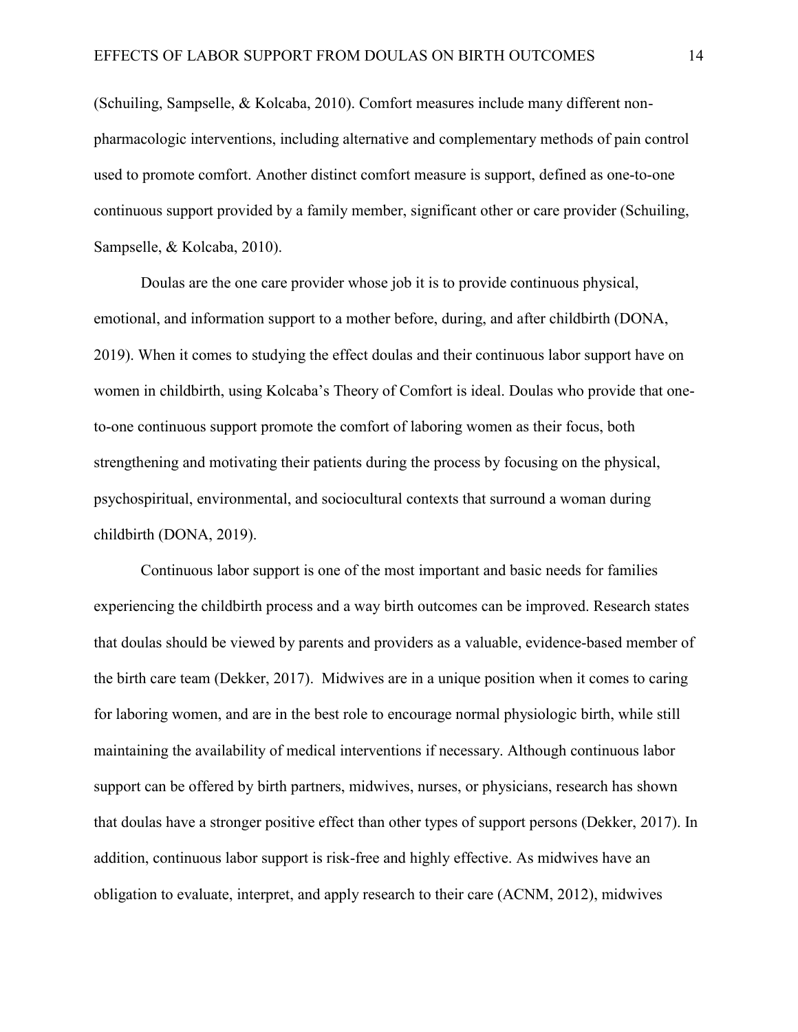(Schuiling, Sampselle, & Kolcaba, 2010). Comfort measures include many different non-pharmacologic interventions, including alternative and complementary methods of pain control used to promote comfort. Another distinct comfort measure is support, defined as one-to-one continuous support provided by a family member, significant other or care provider (Schuiling, Sampselle, & Kolcaba, 2010).

Doulas are the one care provider whose job it is to provide continuous physical, emotional, and information support to a mother before, during, and after childbirth (DONA, 2019). When it comes to studying the effect doulas and their continuous labor support have on women in childbirth, using Kolcaba's Theory of Comfort is ideal. Doulas who provide that one-to-one continuous support promote the comfort of laboring women as their focus, both strengthening and motivating their patients during the process by focusing on the physical, psychospiritual, environmental, and sociocultural contexts that surround a woman during childbirth (DONA, 2019).

Continuous labor support is one of the most important and basic needs for families experiencing the childbirth process and a way birth outcomes can be improved. Research states that doulas should be viewed by parents and providers as a valuable, evidence-based member of the birth care team (Dekker, 2017). Midwives are in a unique position when it comes to caring for laboring women, and are in the best role to encourage normal physiologic birth, while still maintaining the availability of medical interventions if necessary. Although continuous labor support can be offered by birth partners, midwives, nurses, or physicians, research has shown that doulas have a stronger positive effect than other types of support persons (Dekker, 2017). In addition, continuous labor support is risk-free and highly effective. As midwives have an obligation to evaluate, interpret, and apply research to their care (ACNM, 2012), midwives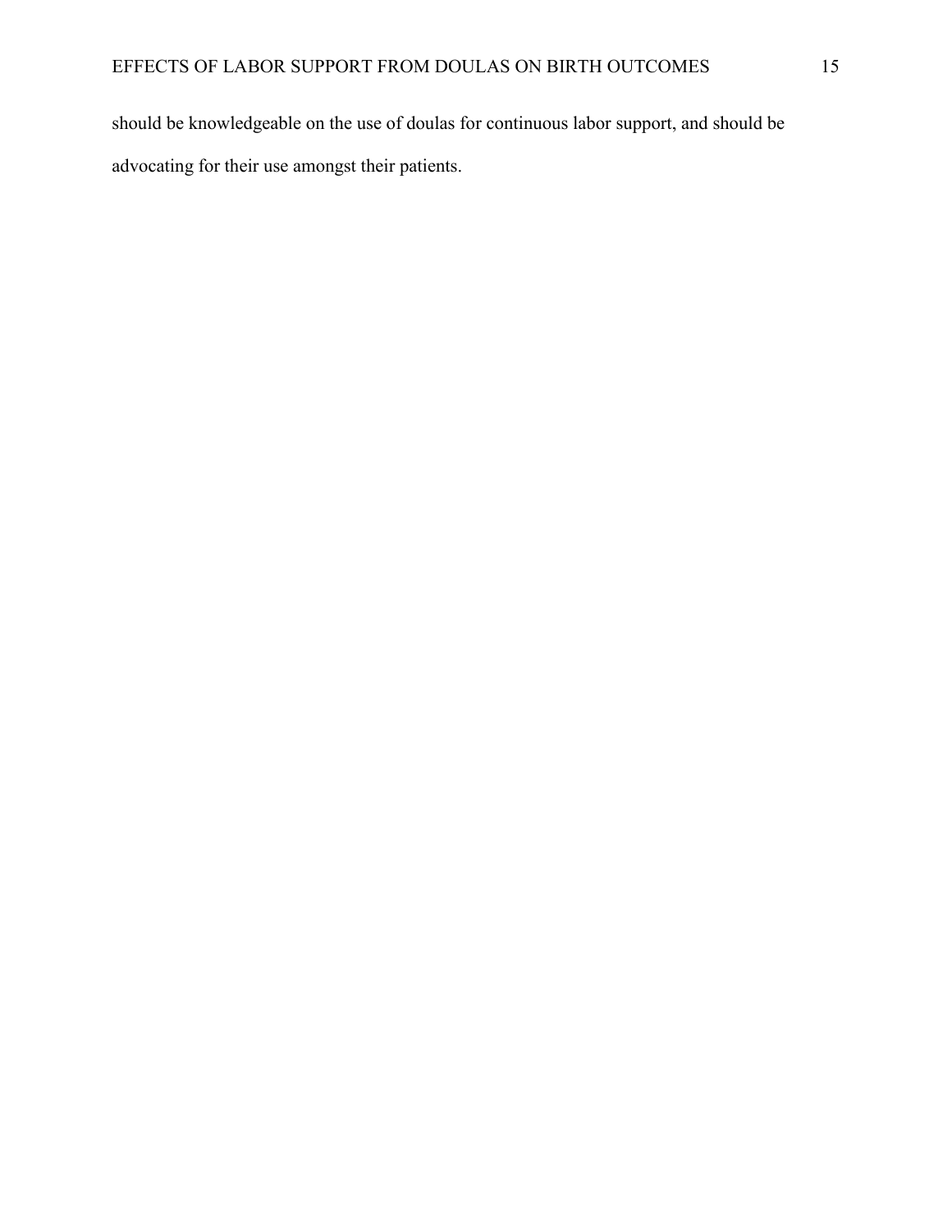should be knowledgeable on the use of doulas for continuous labor support, and should be advocating for their use amongst their patients.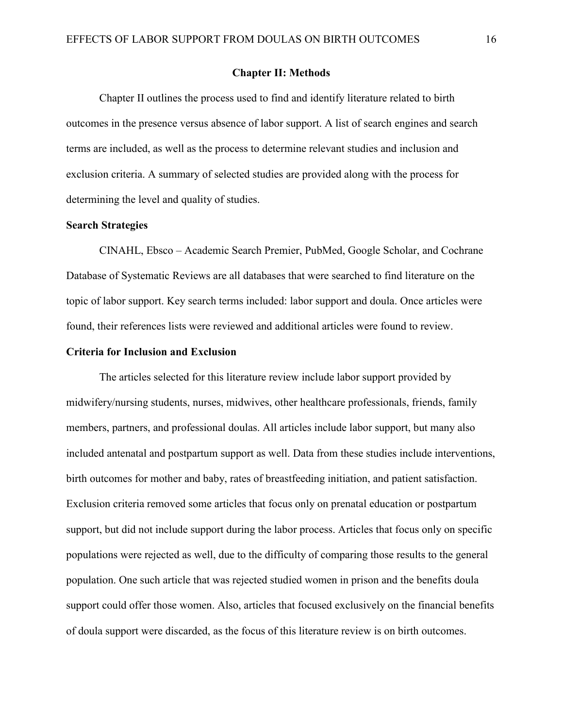# Chapter II: Methods

Chapter II outlines the process used to find and identify literature related to birth outcomes in the presence versus absence of labor support. A list of search engines and search terms are included, as well as the process to determine relevant studies and inclusion and exclusion criteria. A summary of selected studies are provided along with the process for determining the level and quality of studies.

## Search Strategies

CINAHL, Ebsco – Academic Search Premier, PubMed, Google Scholar, and Cochrane Database of Systematic Reviews are all databases that were searched to find literature on the topic of labor support. Key search terms included: labor support and doula. Once articles were found, their references lists were reviewed and additional articles were found to review.

## Criteria for Inclusion and Exclusion

The articles selected for this literature review include labor support provided by midwifery/nursing students, nurses, midwives, other healthcare professionals, friends, family members, partners, and professional doulas. All articles include labor support, but many also included antenatal and postpartum support as well. Data from these studies include interventions, birth outcomes for mother and baby, rates of breastfeeding initiation, and patient satisfaction. Exclusion criteria removed some articles that focus only on prenatal education or postpartum support, but did not include support during the labor process. Articles that focus only on specific populations were rejected as well, due to the difficulty of comparing those results to the general population. One such article that was rejected studied women in prison and the benefits doula support could offer those women. Also, articles that focused exclusively on the financial benefits of doula support were discarded, as the focus of this literature review is on birth outcomes.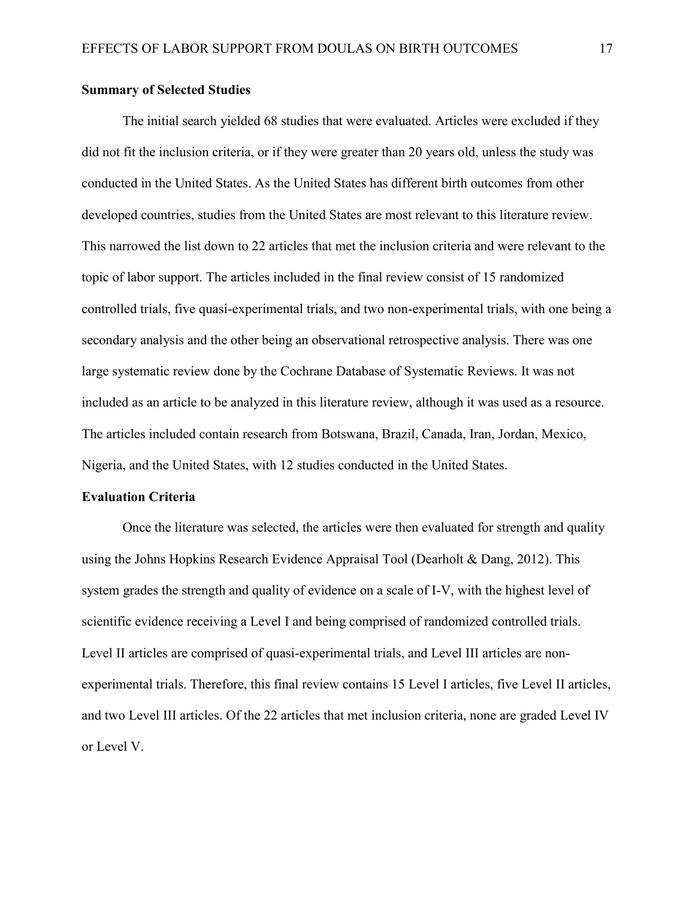## Summary of Selected Studies

The initial search yielded 68 studies that were evaluated. Articles were excluded if they did not fit the inclusion criteria, or if they were greater than 20 years old, unless the study was conducted in the United States. As the United States has different birth outcomes from other developed countries, studies from the United States are most relevant to this literature review. This narrowed the list down to 22 articles that met the inclusion criteria and were relevant to the topic of labor support. The articles included in the final review consist of 15 randomized controlled trials, five quasi-experimental trials, and two non-experimental trials, with one being a secondary analysis and the other being an observational retrospective analysis. There was one large systematic review done by the Cochrane Database of Systematic Reviews. It was not included as an article to be analyzed in this literature review, although it was used as a resource. The articles included contain research from Botswana, Brazil, Canada, Iran, Jordan, Mexico, Nigeria, and the United States, with 12 studies conducted in the United States.

## Evaluation Criteria

Once the literature was selected, the articles were then evaluated for strength and quality using the Johns Hopkins Research Evidence Appraisal Tool (Dearholt & Dang, 2012). This system grades the strength and quality of evidence on a scale of I-V, with the highest level of scientific evidence receiving a Level I and being comprised of randomized controlled trials. Level II articles are comprised of quasi-experimental trials, and Level III articles are non-experimental trials. Therefore, this final review contains 15 Level I articles, five Level II articles, and two Level III articles. Of the 22 articles that met inclusion criteria, none are graded Level IV or Level V.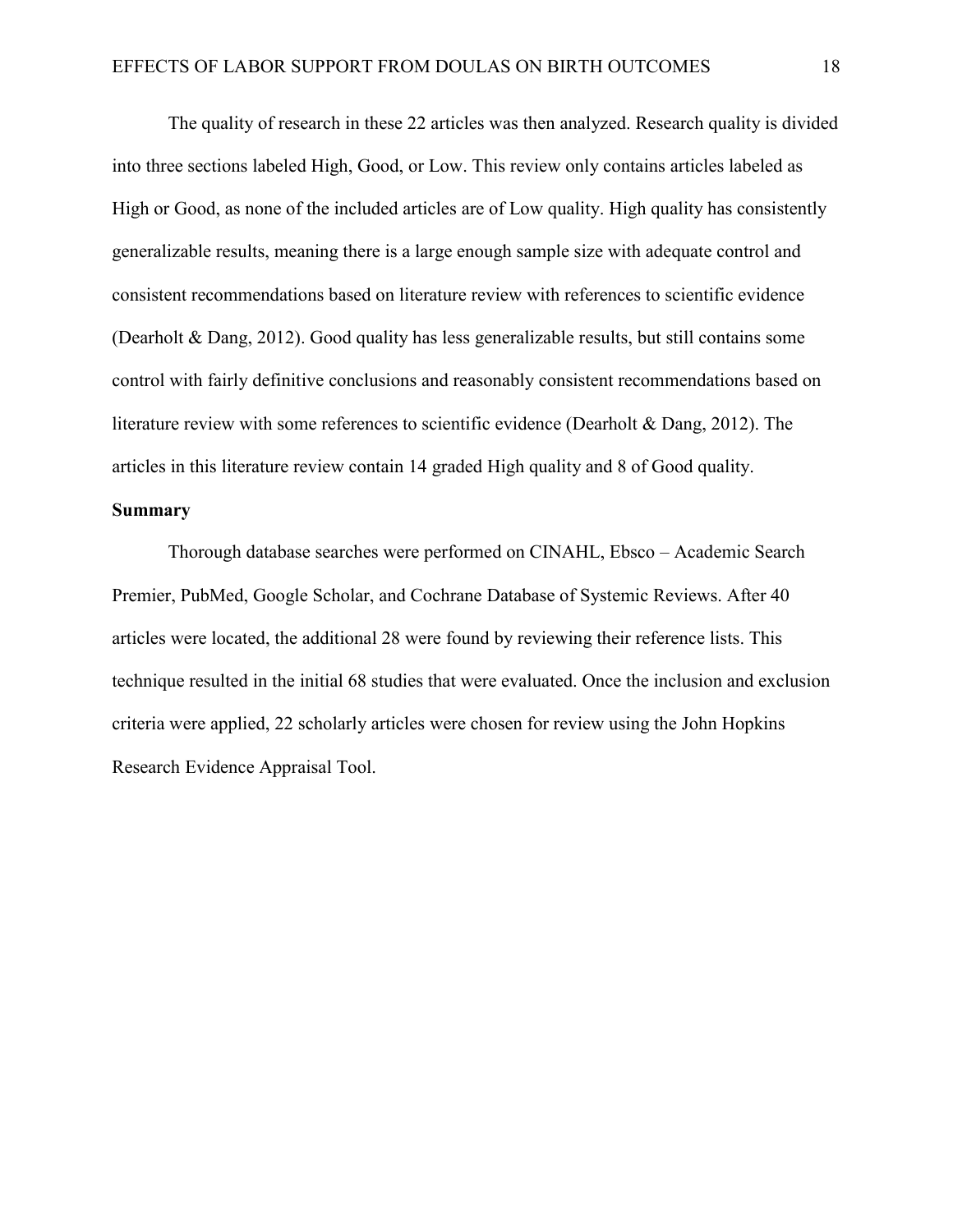The quality of research in these 22 articles was then analyzed. Research quality is divided into three sections labeled High, Good, or Low. This review only contains articles labeled as High or Good, as none of the included articles are of Low quality. High quality has consistently generalizable results, meaning there is a large enough sample size with adequate control and consistent recommendations based on literature review with references to scientific evidence (Dearholt & Dang, 2012). Good quality has less generalizable results, but still contains some control with fairly definitive conclusions and reasonably consistent recommendations based on literature review with some references to scientific evidence (Dearholt & Dang, 2012). The articles in this literature review contain 14 graded High quality and 8 of Good quality.

## Summary

Thorough database searches were performed on CINAHL, Ebsco – Academic Search Premier, PubMed, Google Scholar, and Cochrane Database of Systemic Reviews. After 40 articles were located, the additional 28 were found by reviewing their reference lists. This technique resulted in the initial 68 studies that were evaluated. Once the inclusion and exclusion criteria were applied, 22 scholarly articles were chosen for review using the John Hopkins Research Evidence Appraisal Tool.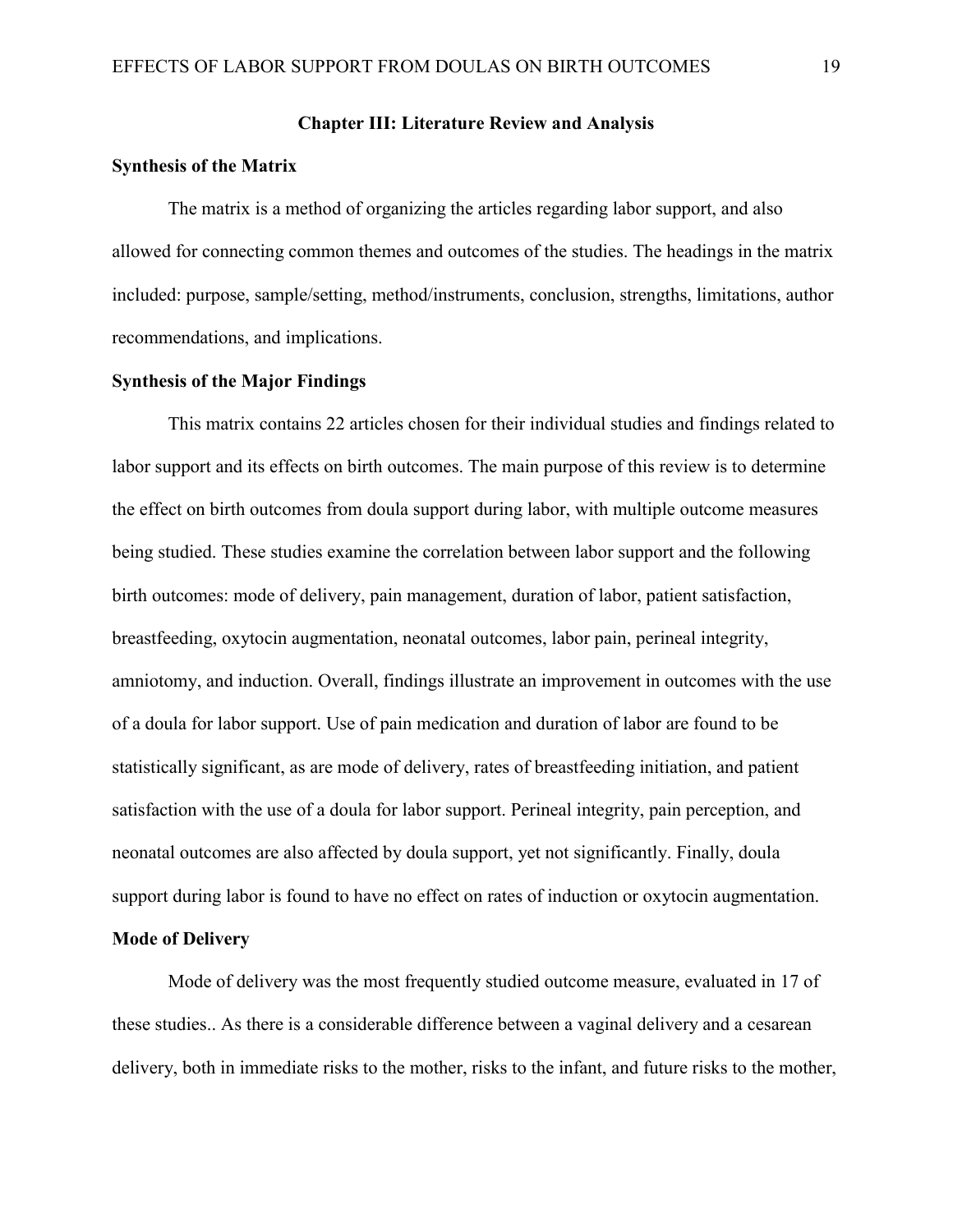## Chapter III: Literature Review and Analysis

### Synthesis of the Matrix

The matrix is a method of organizing the articles regarding labor support, and also allowed for connecting common themes and outcomes of the studies. The headings in the matrix included: purpose, sample/setting, method/instruments, conclusion, strengths, limitations, author recommendations, and implications.

### Synthesis of the Major Findings

This matrix contains 22 articles chosen for their individual studies and findings related to labor support and its effects on birth outcomes. The main purpose of this review is to determine the effect on birth outcomes from doula support during labor, with multiple outcome measures being studied. These studies examine the correlation between labor support and the following birth outcomes: mode of delivery, pain management, duration of labor, patient satisfaction, breastfeeding, oxytocin augmentation, neonatal outcomes, labor pain, perineal integrity, amniotomy, and induction. Overall, findings illustrate an improvement in outcomes with the use of a doula for labor support. Use of pain medication and duration of labor are found to be statistically significant, as are mode of delivery, rates of breastfeeding initiation, and patient satisfaction with the use of a doula for labor support. Perineal integrity, pain perception, and neonatal outcomes are also affected by doula support, yet not significantly. Finally, doula support during labor is found to have no effect on rates of induction or oxytocin augmentation.

### Mode of Delivery

Mode of delivery was the most frequently studied outcome measure, evaluated in 17 of these studies.. As there is a considerable difference between a vaginal delivery and a cesarean delivery, both in immediate risks to the mother, risks to the infant, and future risks to the mother,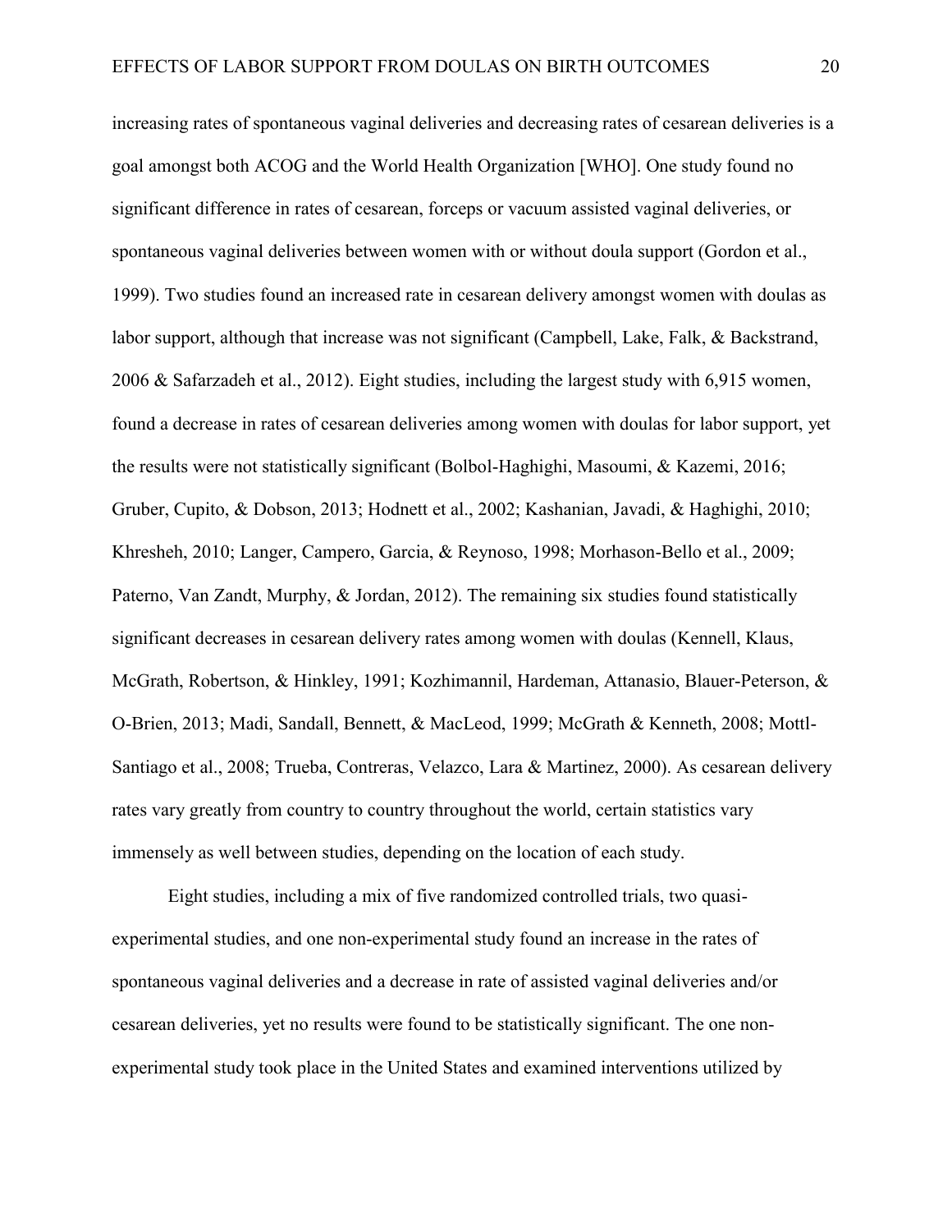increasing rates of spontaneous vaginal deliveries and decreasing rates of cesarean deliveries is a goal amongst both ACOG and the World Health Organization [WHO]. One study found no significant difference in rates of cesarean, forceps or vacuum assisted vaginal deliveries, or spontaneous vaginal deliveries between women with or without doula support (Gordon et al., 1999). Two studies found an increased rate in cesarean delivery amongst women with doulas as labor support, although that increase was not significant (Campbell, Lake, Falk, & Backstrand, 2006 & Safarzadeh et al., 2012). Eight studies, including the largest study with 6,915 women, found a decrease in rates of cesarean deliveries among women with doulas for labor support, yet the results were not statistically significant (Bolbol-Haghighi, Masoumi, & Kazemi, 2016; Gruber, Cupito, & Dobson, 2013; Hodnett et al., 2002; Kashanian, Javadi, & Haghighi, 2010; Khresheh, 2010; Langer, Campero, Garcia, & Reynoso, 1998; Morhason-Bello et al., 2009; Paterno, Van Zandt, Murphy, & Jordan, 2012). The remaining six studies found statistically significant decreases in cesarean delivery rates among women with doulas (Kennell, Klaus, McGrath, Robertson, & Hinkley, 1991; Kozhimannil, Hardeman, Attanasio, Blauer-Peterson, & O-Brien, 2013; Madi, Sandall, Bennett, & MacLeod, 1999; McGrath & Kenneth, 2008; Mottl-Santiago et al., 2008; Trueba, Contreras, Velazco, Lara & Martinez, 2000). As cesarean delivery rates vary greatly from country to country throughout the world, certain statistics vary immensely as well between studies, depending on the location of each study.

Eight studies, including a mix of five randomized controlled trials, two quasi-experimental studies, and one non-experimental study found an increase in the rates of spontaneous vaginal deliveries and a decrease in rate of assisted vaginal deliveries and/or cesarean deliveries, yet no results were found to be statistically significant. The one non-experimental study took place in the United States and examined interventions utilized by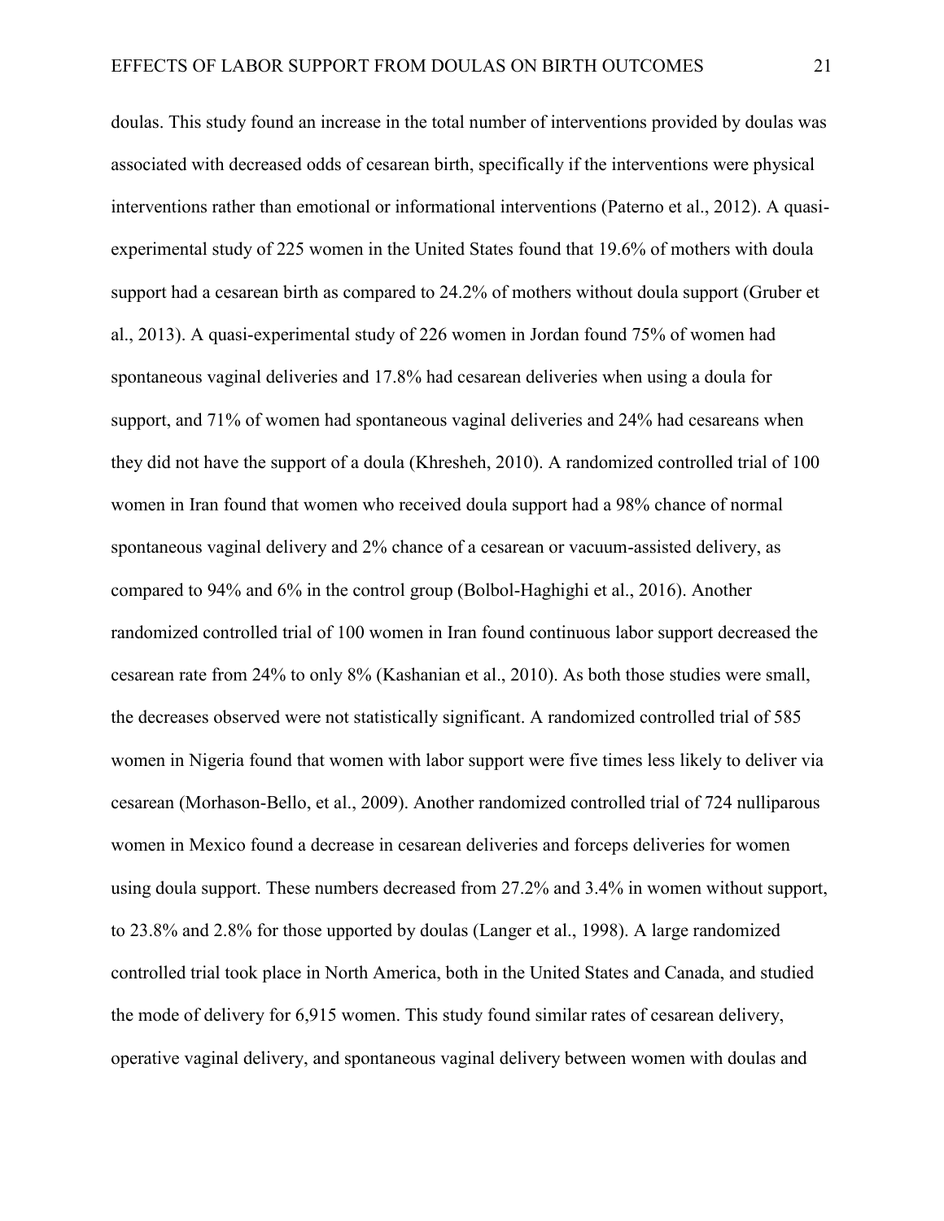doulas. This study found an increase in the total number of interventions provided by doulas was associated with decreased odds of cesarean birth, specifically if the interventions were physical interventions rather than emotional or informational interventions (Paterno et al., 2012). A quasi-experimental study of 225 women in the United States found that 19.6% of mothers with doula support had a cesarean birth as compared to 24.2% of mothers without doula support (Gruber et al., 2013). A quasi-experimental study of 226 women in Jordan found 75% of women had spontaneous vaginal deliveries and 17.8% had cesarean deliveries when using a doula for support, and 71% of women had spontaneous vaginal deliveries and 24% had cesareans when they did not have the support of a doula (Khresheh, 2010). A randomized controlled trial of 100 women in Iran found that women who received doula support had a 98% chance of normal spontaneous vaginal delivery and 2% chance of a cesarean or vacuum-assisted delivery, as compared to 94% and 6% in the control group (Bolbol-Haghighi et al., 2016). Another randomized controlled trial of 100 women in Iran found continuous labor support decreased the cesarean rate from 24% to only 8% (Kashanian et al., 2010). As both those studies were small, the decreases observed were not statistically significant. A randomized controlled trial of 585 women in Nigeria found that women with labor support were five times less likely to deliver via cesarean (Morhason-Bello, et al., 2009). Another randomized controlled trial of 724 nulliparous women in Mexico found a decrease in cesarean deliveries and forceps deliveries for women using doula support. These numbers decreased from 27.2% and 3.4% in women without support, to 23.8% and 2.8% for those upported by doulas (Langer et al., 1998). A large randomized controlled trial took place in North America, both in the United States and Canada, and studied the mode of delivery for 6,915 women. This study found similar rates of cesarean delivery, operative vaginal delivery, and spontaneous vaginal delivery between women with doulas and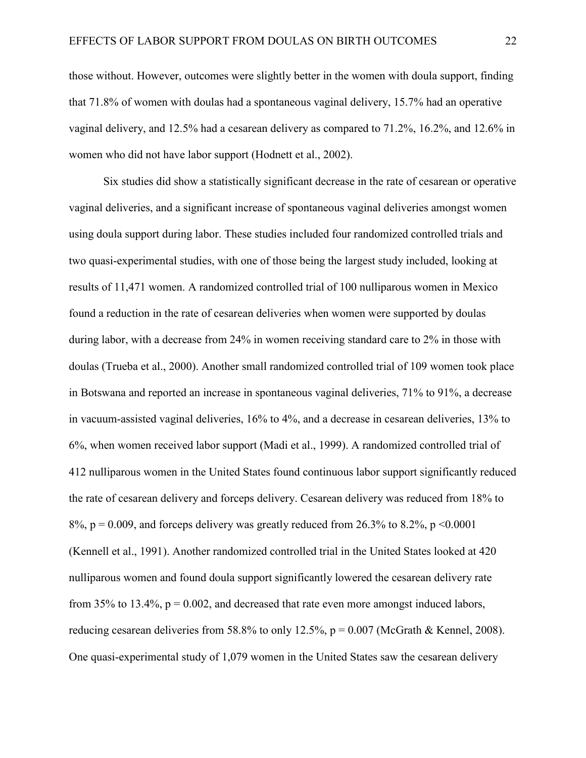those without. However, outcomes were slightly better in the women with doula support, finding that 71.8% of women with doulas had a spontaneous vaginal delivery, 15.7% had an operative vaginal delivery, and 12.5% had a cesarean delivery as compared to 71.2%, 16.2%, and 12.6% in women who did not have labor support (Hodnett et al., 2002).

Six studies did show a statistically significant decrease in the rate of cesarean or operative vaginal deliveries, and a significant increase of spontaneous vaginal deliveries amongst women using doula support during labor. These studies included four randomized controlled trials and two quasi-experimental studies, with one of those being the largest study included, looking at results of 11,471 women. A randomized controlled trial of 100 nulliparous women in Mexico found a reduction in the rate of cesarean deliveries when women were supported by doulas during labor, with a decrease from 24% in women receiving standard care to 2% in those with doulas (Trueba et al., 2000). Another small randomized controlled trial of 109 women took place in Botswana and reported an increase in spontaneous vaginal deliveries, 71% to 91%, a decrease in vacuum-assisted vaginal deliveries, 16% to 4%, and a decrease in cesarean deliveries, 13% to 6%, when women received labor support (Madi et al., 1999). A randomized controlled trial of 412 nulliparous women in the United States found continuous labor support significantly reduced the rate of cesarean delivery and forceps delivery. Cesarean delivery was reduced from 18% to 8%, $p = 0.009$, and forceps delivery was greatly reduced from 26.3% to 8.2%, $p < 0.0001$ (Kennell et al., 1991). Another randomized controlled trial in the United States looked at 420 nulliparous women and found doula support significantly lowered the cesarean delivery rate from 35% to 13.4%, $p = 0.002$, and decreased that rate even more amongst induced labors, reducing cesarean deliveries from 58.8% to only 12.5%, $p = 0.007$ (McGrath & Kennel, 2008). One quasi-experimental study of 1,079 women in the United States saw the cesarean delivery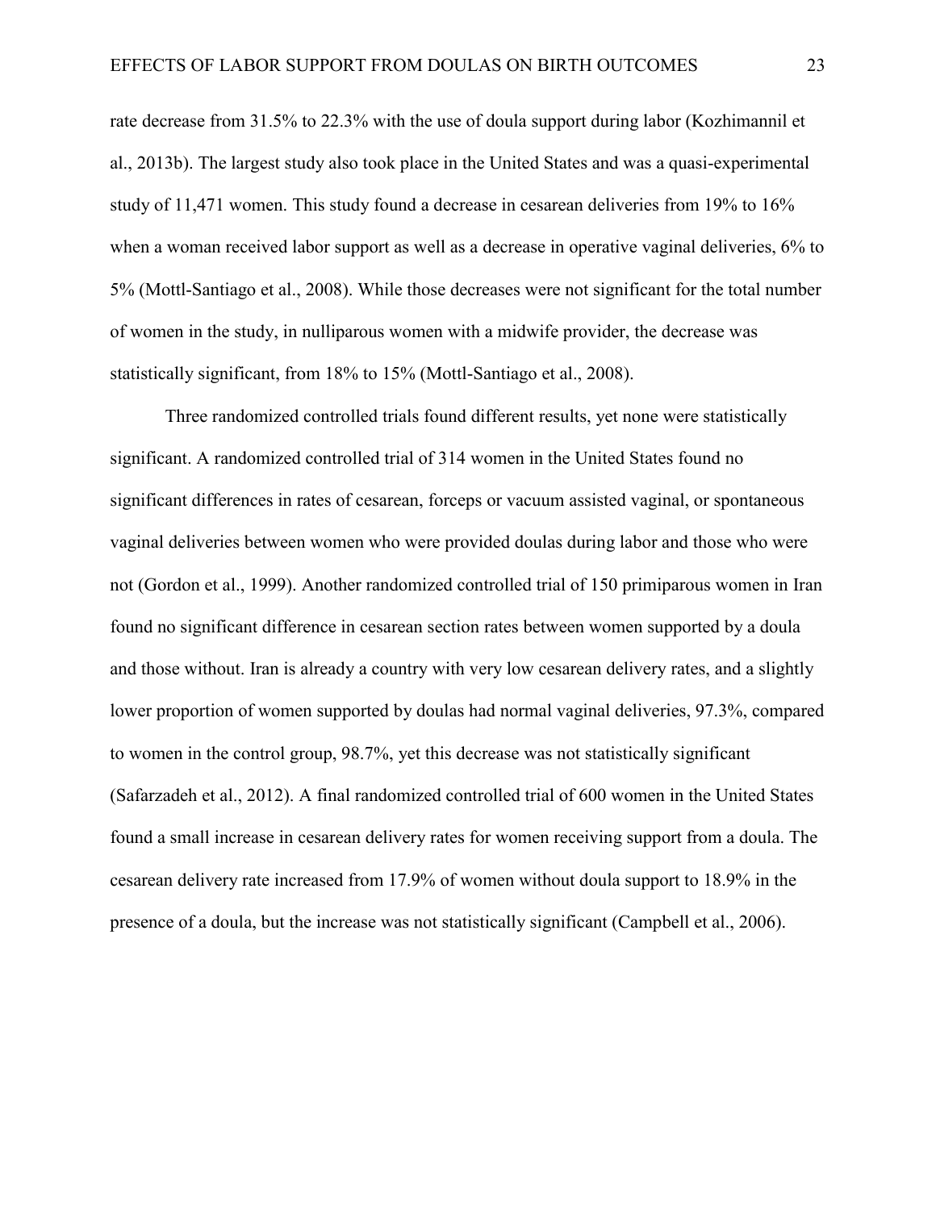rate decrease from 31.5% to 22.3% with the use of doula support during labor (Kozhimannil et al., 2013b). The largest study also took place in the United States and was a quasi-experimental study of 11,471 women. This study found a decrease in cesarean deliveries from 19% to 16% when a woman received labor support as well as a decrease in operative vaginal deliveries, 6% to 5% (Mottl-Santiago et al., 2008). While those decreases were not significant for the total number of women in the study, in nulliparous women with a midwife provider, the decrease was statistically significant, from 18% to 15% (Mottl-Santiago et al., 2008).

Three randomized controlled trials found different results, yet none were statistically significant. A randomized controlled trial of 314 women in the United States found no significant differences in rates of cesarean, forceps or vacuum assisted vaginal, or spontaneous vaginal deliveries between women who were provided doulas during labor and those who were not (Gordon et al., 1999). Another randomized controlled trial of 150 primiparous women in Iran found no significant difference in cesarean section rates between women supported by a doula and those without. Iran is already a country with very low cesarean delivery rates, and a slightly lower proportion of women supported by doulas had normal vaginal deliveries, 97.3%, compared to women in the control group, 98.7%, yet this decrease was not statistically significant (Safarzadeh et al., 2012). A final randomized controlled trial of 600 women in the United States found a small increase in cesarean delivery rates for women receiving support from a doula. The cesarean delivery rate increased from 17.9% of women without doula support to 18.9% in the presence of a doula, but the increase was not statistically significant (Campbell et al., 2006).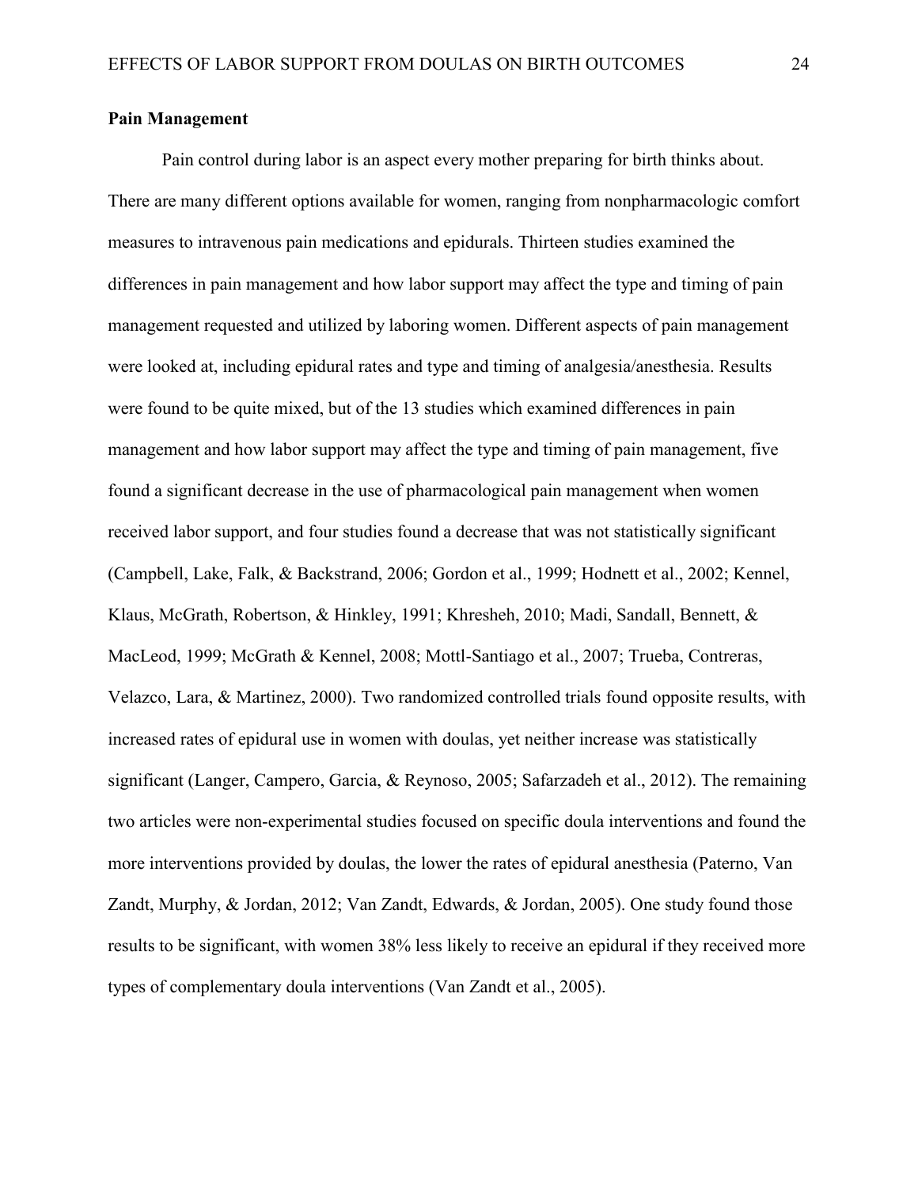**Pain Management**

Pain control during labor is an aspect every mother preparing for birth thinks about. There are many different options available for women, ranging from nonpharmacologic comfort measures to intravenous pain medications and epidurals. Thirteen studies examined the differences in pain management and how labor support may affect the type and timing of pain management requested and utilized by laboring women. Different aspects of pain management were looked at, including epidural rates and type and timing of analgesia/anesthesia. Results were found to be quite mixed, but of the 13 studies which examined differences in pain management and how labor support may affect the type and timing of pain management, five found a significant decrease in the use of pharmacological pain management when women received labor support, and four studies found a decrease that was not statistically significant (Campbell, Lake, Falk, & Backstrand, 2006; Gordon et al., 1999; Hodnett et al., 2002; Kennel, Klaus, McGrath, Robertson, & Hinkley, 1991; Khresheh, 2010; Madi, Sandall, Bennett, & MacLeod, 1999; McGrath & Kennel, 2008; Mottl-Santiago et al., 2007; Trueba, Contreras, Velazco, Lara, & Martinez, 2000). Two randomized controlled trials found opposite results, with increased rates of epidural use in women with doulas, yet neither increase was statistically significant (Langer, Campero, Garcia, & Reynoso, 2005; Safarzadeh et al., 2012). The remaining two articles were non-experimental studies focused on specific doula interventions and found the more interventions provided by doulas, the lower the rates of epidural anesthesia (Paterno, Van Zandt, Murphy, & Jordan, 2012; Van Zandt, Edwards, & Jordan, 2005). One study found those results to be significant, with women 38% less likely to receive an epidural if they received more types of complementary doula interventions (Van Zandt et al., 2005).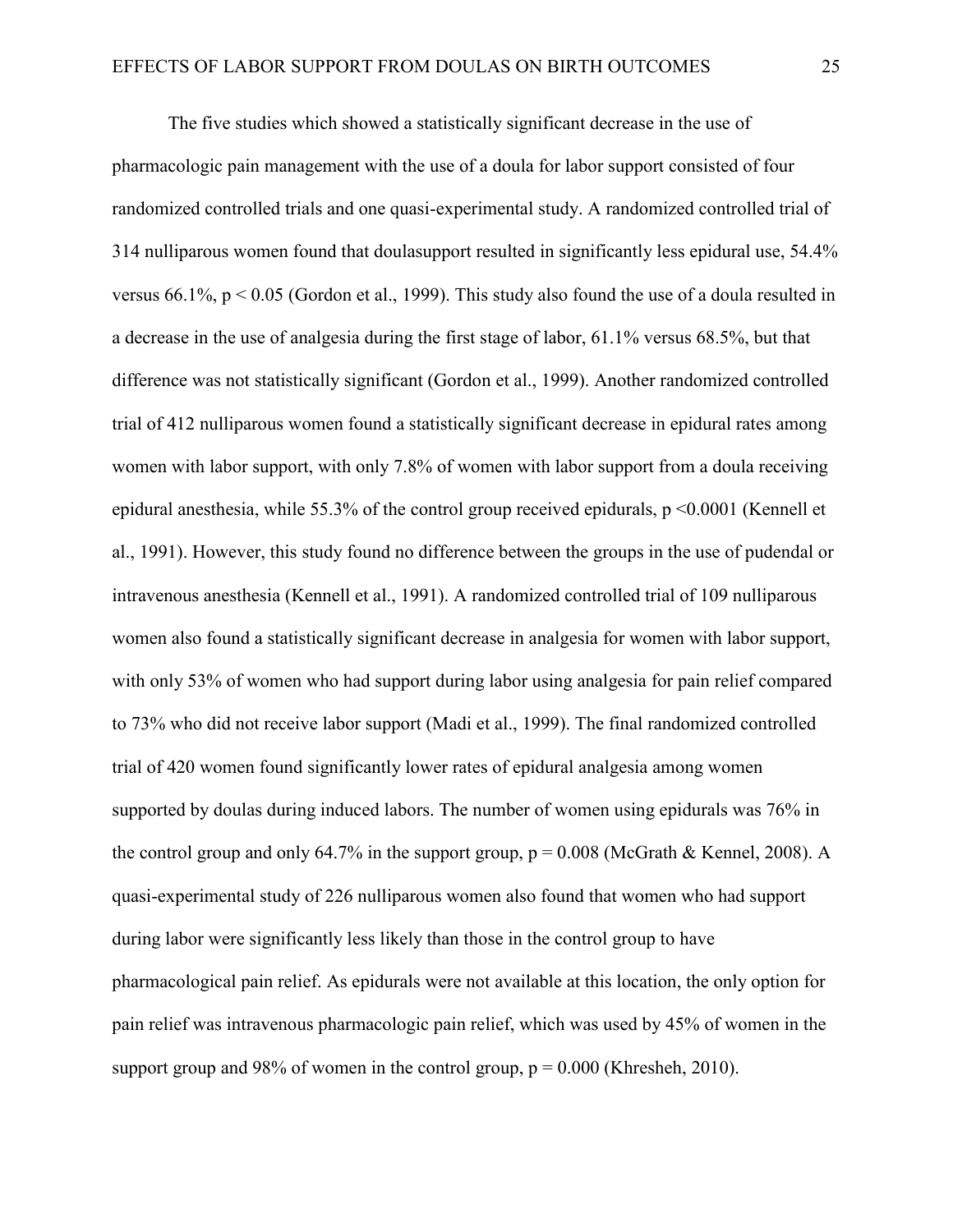The five studies which showed a statistically significant decrease in the use of pharmacologic pain management with the use of a doula for labor support consisted of four randomized controlled trials and one quasi-experimental study. A randomized controlled trial of 314 nulliparous women found that doulasupport resulted in significantly less epidural use, 54.4% versus 66.1%, $p < 0.05$ (Gordon et al., 1999). This study also found the use of a doula resulted in a decrease in the use of analgesia during the first stage of labor, 61.1% versus 68.5%, but that difference was not statistically significant (Gordon et al., 1999). Another randomized controlled trial of 412 nulliparous women found a statistically significant decrease in epidural rates among women with labor support, with only 7.8% of women with labor support from a doula receiving epidural anesthesia, while 55.3% of the control group received epidurals, $p < 0.0001$ (Kennell et al., 1991). However, this study found no difference between the groups in the use of pudendal or intravenous anesthesia (Kennell et al., 1991). A randomized controlled trial of 109 nulliparous women also found a statistically significant decrease in analgesia for women with labor support, with only 53% of women who had support during labor using analgesia for pain relief compared to 73% who did not receive labor support (Madi et al., 1999). The final randomized controlled trial of 420 women found significantly lower rates of epidural analgesia among women supported by doulas during induced labors. The number of women using epidurals was 76% in the control group and only 64.7% in the support group, $p = 0.008$ (McGrath & Kennel, 2008). A quasi-experimental study of 226 nulliparous women also found that women who had support during labor were significantly less likely than those in the control group to have pharmacological pain relief. As epidurals were not available at this location, the only option for pain relief was intravenous pharmacologic pain relief, which was used by 45% of women in the support group and 98% of women in the control group, $p = 0.000$ (Khresheh, 2010).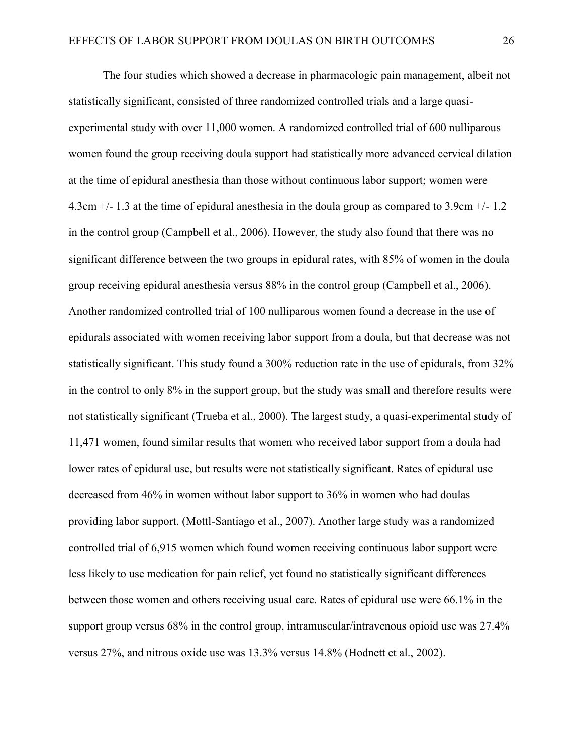The four studies which showed a decrease in pharmacologic pain management, albeit not statistically significant, consisted of three randomized controlled trials and a large quasi-experimental study with over 11,000 women. A randomized controlled trial of 600 nulliparous women found the group receiving doula support had statistically more advanced cervical dilation at the time of epidural anesthesia than those without continuous labor support; women were 4.3cm +/- 1.3 at the time of epidural anesthesia in the doula group as compared to 3.9cm +/- 1.2 in the control group (Campbell et al., 2006). However, the study also found that there was no significant difference between the two groups in epidural rates, with 85% of women in the doula group receiving epidural anesthesia versus 88% in the control group (Campbell et al., 2006). Another randomized controlled trial of 100 nulliparous women found a decrease in the use of epidurals associated with women receiving labor support from a doula, but that decrease was not statistically significant. This study found a 300% reduction rate in the use of epidurals, from 32% in the control to only 8% in the support group, but the study was small and therefore results were not statistically significant (Trueba et al., 2000). The largest study, a quasi-experimental study of 11,471 women, found similar results that women who received labor support from a doula had lower rates of epidural use, but results were not statistically significant. Rates of epidural use decreased from 46% in women without labor support to 36% in women who had doulas providing labor support. (Mottl-Santiago et al., 2007). Another large study was a randomized controlled trial of 6,915 women which found women receiving continuous labor support were less likely to use medication for pain relief, yet found no statistically significant differences between those women and others receiving usual care. Rates of epidural use were 66.1% in the support group versus 68% in the control group, intramuscular/intravenous opioid use was 27.4% versus 27%, and nitrous oxide use was 13.3% versus 14.8% (Hodnett et al., 2002).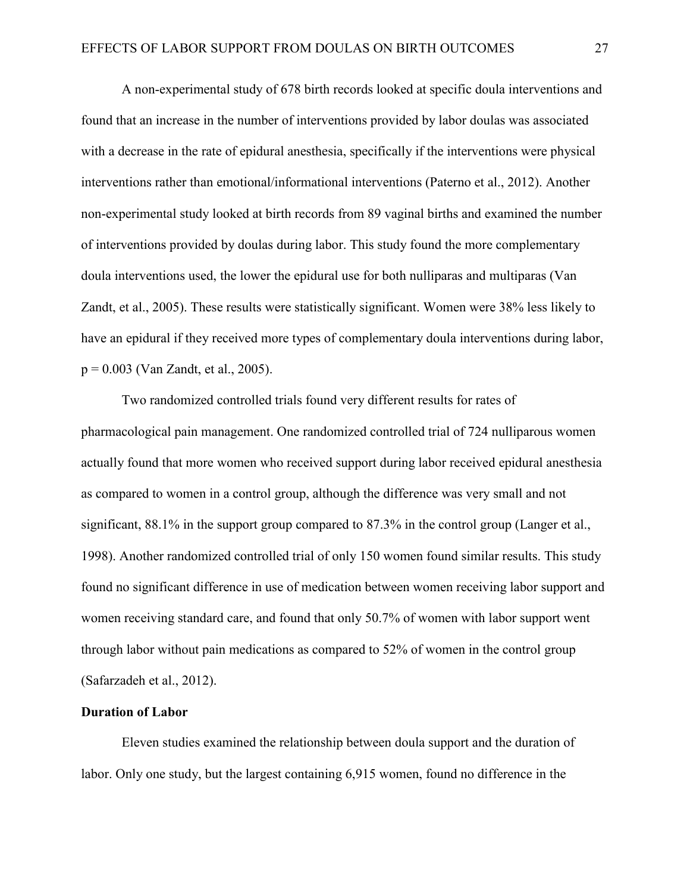A non-experimental study of 678 birth records looked at specific doula interventions and found that an increase in the number of interventions provided by labor doulas was associated with a decrease in the rate of epidural anesthesia, specifically if the interventions were physical interventions rather than emotional/informational interventions (Paterno et al., 2012). Another non-experimental study looked at birth records from 89 vaginal births and examined the number of interventions provided by doulas during labor. This study found the more complementary doula interventions used, the lower the epidural use for both nulliparas and multiparas (Van Zandt, et al., 2005). These results were statistically significant. Women were 38% less likely to have an epidural if they received more types of complementary doula interventions during labor, $p = 0.003$ (Van Zandt, et al., 2005).

Two randomized controlled trials found very different results for rates of pharmacological pain management. One randomized controlled trial of 724 nulliparous women actually found that more women who received support during labor received epidural anesthesia as compared to women in a control group, although the difference was very small and not significant, 88.1% in the support group compared to 87.3% in the control group (Langer et al., 1998). Another randomized controlled trial of only 150 women found similar results. This study found no significant difference in use of medication between women receiving labor support and women receiving standard care, and found that only 50.7% of women with labor support went through labor without pain medications as compared to 52% of women in the control group (Safarzadeh et al., 2012).

**Duration of Labor**

Eleven studies examined the relationship between doula support and the duration of labor. Only one study, but the largest containing 6,915 women, found no difference in the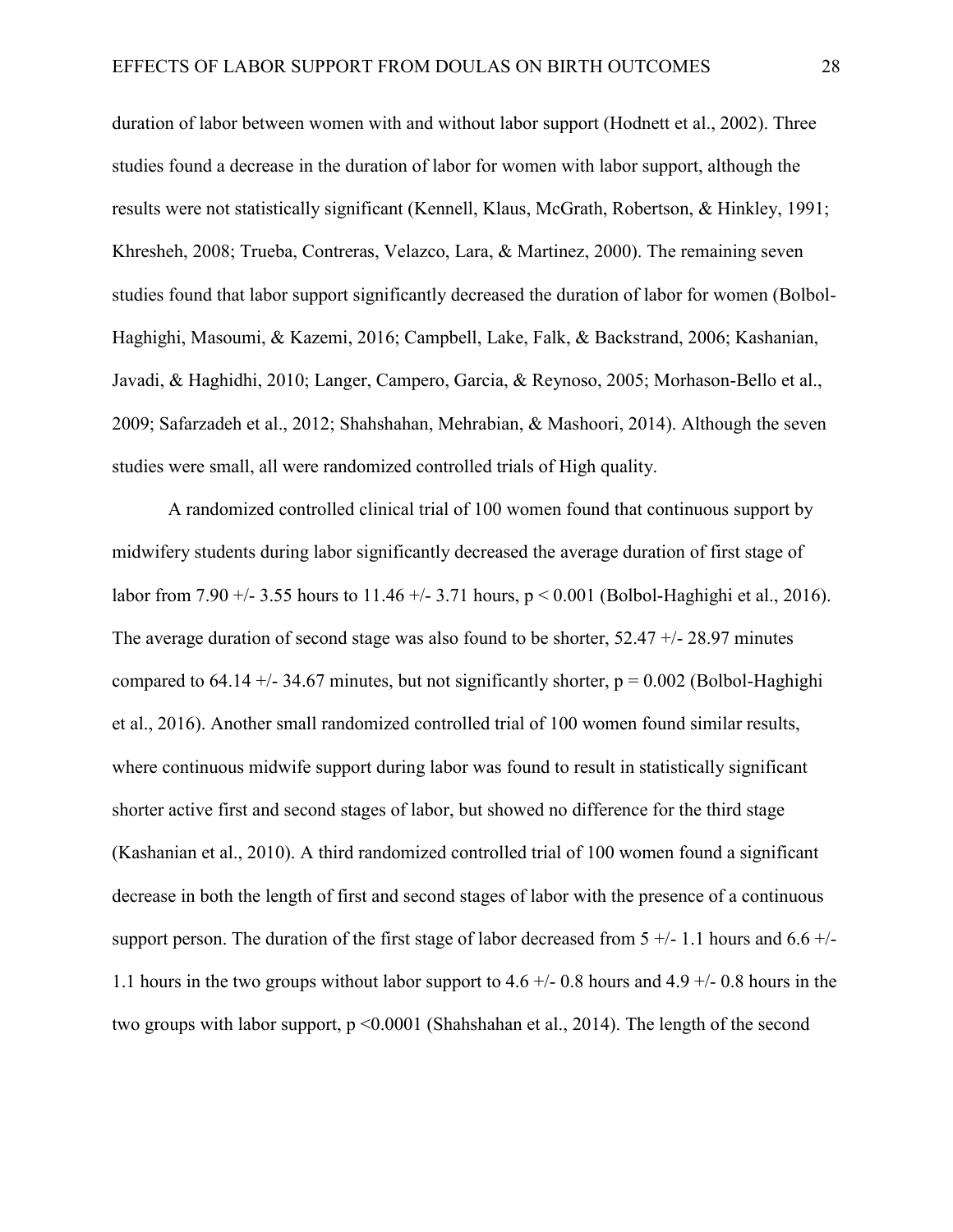duration of labor between women with and without labor support (Hodnett et al., 2002). Three studies found a decrease in the duration of labor for women with labor support, although the results were not statistically significant (Kennell, Klaus, McGrath, Robertson, & Hinkley, 1991; Khresheh, 2008; Trueba, Contreras, Velazco, Lara, & Martinez, 2000). The remaining seven studies found that labor support significantly decreased the duration of labor for women (Bolbol-Haghighi, Masoumi, & Kazemi, 2016; Campbell, Lake, Falk, & Backstrand, 2006; Kashanian, Javadi, & Haghidhi, 2010; Langer, Campero, Garcia, & Reynoso, 2005; Morhason-Bello et al., 2009; Safarzadeh et al., 2012; Shahshahan, Mehrabian, & Mashoori, 2014). Although the seven studies were small, all were randomized controlled trials of High quality.

A randomized controlled clinical trial of 100 women found that continuous support by midwifery students during labor significantly decreased the average duration of first stage of labor from 7.90 +/- 3.55 hours to 11.46 +/- 3.71 hours, $p < 0.001$ (Bolbol-Haghighi et al., 2016). The average duration of second stage was also found to be shorter, 52.47 +/- 28.97 minutes compared to 64.14 +/- 34.67 minutes, but not significantly shorter, $p = 0.002$ (Bolbol-Haghighi et al., 2016). Another small randomized controlled trial of 100 women found similar results, where continuous midwife support during labor was found to result in statistically significant shorter active first and second stages of labor, but showed no difference for the third stage (Kashanian et al., 2010). A third randomized controlled trial of 100 women found a significant decrease in both the length of first and second stages of labor with the presence of a continuous support person. The duration of the first stage of labor decreased from 5 +/- 1.1 hours and 6.6 +/- 1.1 hours in the two groups without labor support to 4.6 +/- 0.8 hours and 4.9 +/- 0.8 hours in the two groups with labor support, $p < 0.0001$ (Shahshahan et al., 2014). The length of the second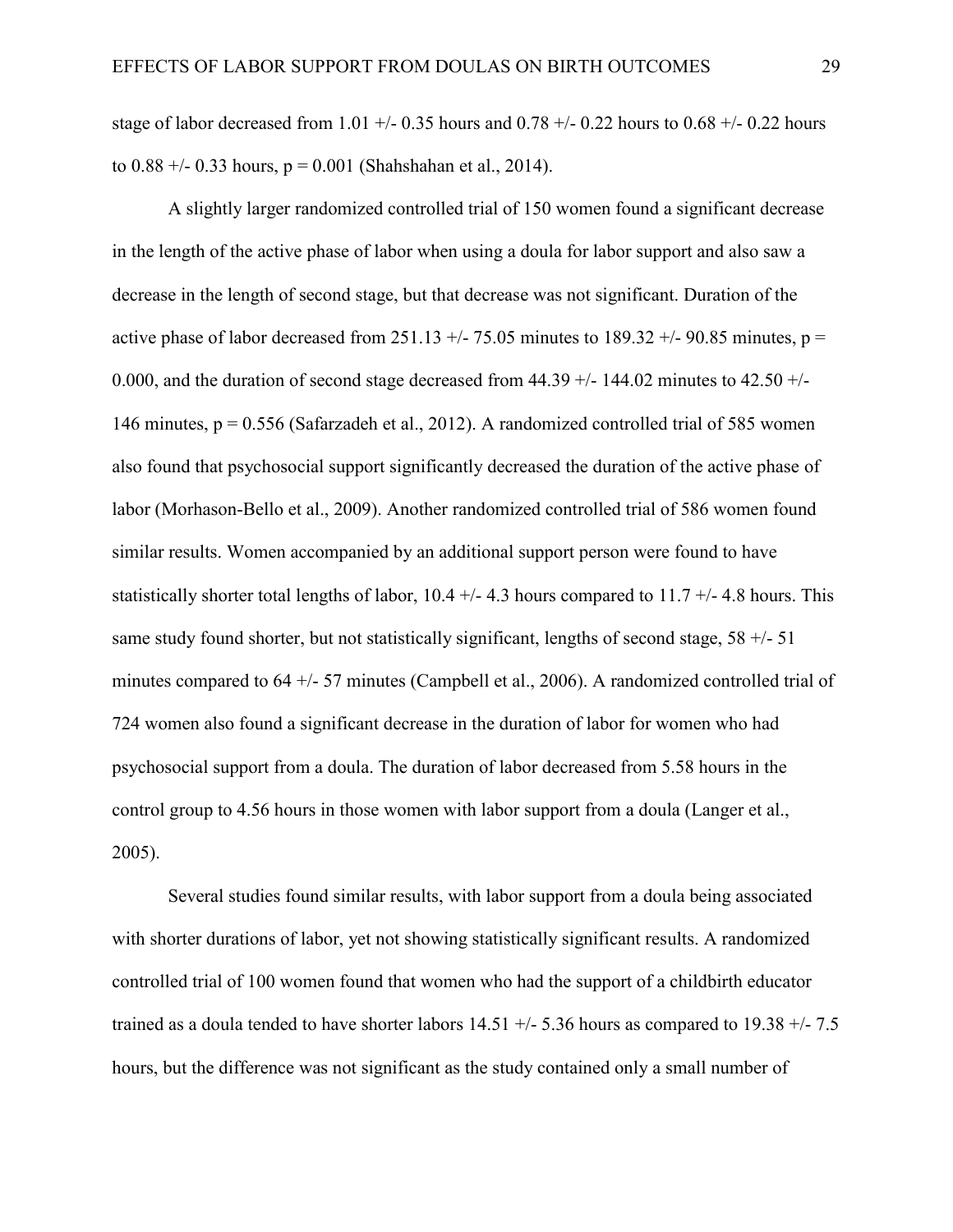stage of labor decreased from 1.01 +/- 0.35 hours and 0.78 +/- 0.22 hours to 0.68 +/- 0.22 hours to 0.88 +/- 0.33 hours, $p = 0.001$ (Shahshahan et al., 2014).

A slightly larger randomized controlled trial of 150 women found a significant decrease in the length of the active phase of labor when using a doula for labor support and also saw a decrease in the length of second stage, but that decrease was not significant. Duration of the active phase of labor decreased from 251.13 +/- 75.05 minutes to 189.32 +/- 90.85 minutes, $p = 0.000$, and the duration of second stage decreased from 44.39 +/- 144.02 minutes to 42.50 +/- 146 minutes, $p = 0.556$ (Safarzadeh et al., 2012). A randomized controlled trial of 585 women also found that psychosocial support significantly decreased the duration of the active phase of labor (Morhason-Bello et al., 2009). Another randomized controlled trial of 586 women found similar results. Women accompanied by an additional support person were found to have statistically shorter total lengths of labor, 10.4 +/- 4.3 hours compared to 11.7 +/- 4.8 hours. This same study found shorter, but not statistically significant, lengths of second stage, 58 +/- 51 minutes compared to 64 +/- 57 minutes (Campbell et al., 2006). A randomized controlled trial of 724 women also found a significant decrease in the duration of labor for women who had psychosocial support from a doula. The duration of labor decreased from 5.58 hours in the control group to 4.56 hours in those women with labor support from a doula (Langer et al., 2005).

Several studies found similar results, with labor support from a doula being associated with shorter durations of labor, yet not showing statistically significant results. A randomized controlled trial of 100 women found that women who had the support of a childbirth educator trained as a doula tended to have shorter labors 14.51 +/- 5.36 hours as compared to 19.38 +/- 7.5 hours, but the difference was not significant as the study contained only a small number of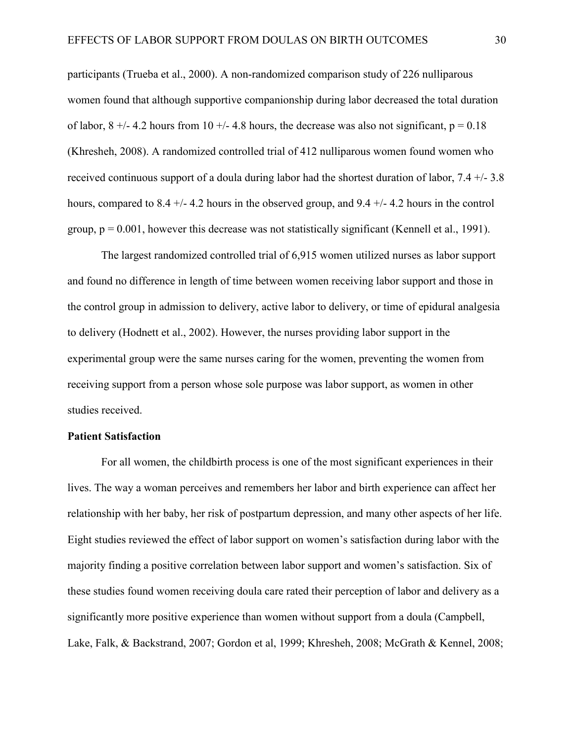participants (Trueba et al., 2000). A non-randomized comparison study of 226 nulliparous women found that although supportive companionship during labor decreased the total duration of labor, 8 +/- 4.2 hours from 10 +/- 4.8 hours, the decrease was also not significant, $p = 0.18$ (Khresheh, 2008). A randomized controlled trial of 412 nulliparous women found women who received continuous support of a doula during labor had the shortest duration of labor, 7.4 +/- 3.8 hours, compared to 8.4 +/- 4.2 hours in the observed group, and 9.4 +/- 4.2 hours in the control group, $p = 0.001$, however this decrease was not statistically significant (Kennell et al., 1991).

The largest randomized controlled trial of 6,915 women utilized nurses as labor support and found no difference in length of time between women receiving labor support and those in the control group in admission to delivery, active labor to delivery, or time of epidural analgesia to delivery (Hodnett et al., 2002). However, the nurses providing labor support in the experimental group were the same nurses caring for the women, preventing the women from receiving support from a person whose sole purpose was labor support, as women in other studies received.

**Patient Satisfaction**

For all women, the childbirth process is one of the most significant experiences in their lives. The way a woman perceives and remembers her labor and birth experience can affect her relationship with her baby, her risk of postpartum depression, and many other aspects of her life. Eight studies reviewed the effect of labor support on women's satisfaction during labor with the majority finding a positive correlation between labor support and women's satisfaction. Six of these studies found women receiving doula care rated their perception of labor and delivery as a significantly more positive experience than women without support from a doula (Campbell, Lake, Falk, & Backstrand, 2007; Gordon et al, 1999; Khresheh, 2008; McGrath & Kennel, 2008;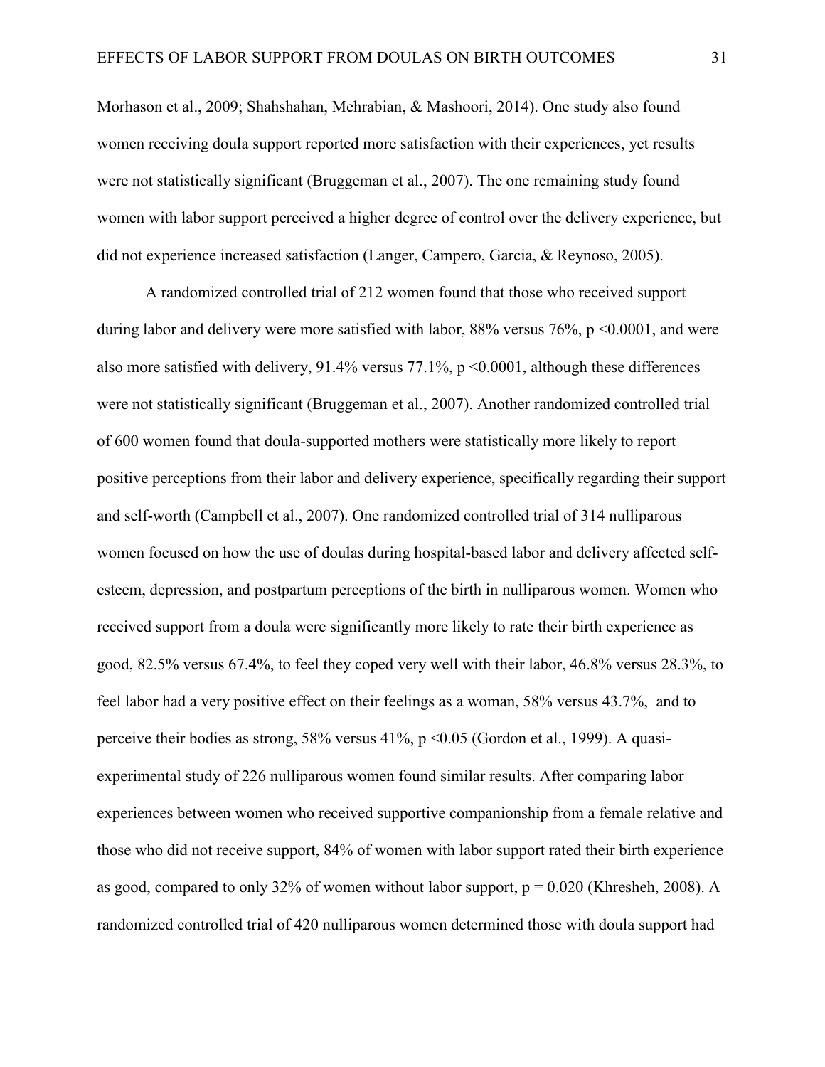Morhason et al., 2009; Shahshahan, Mehrabian, & Mashoori, 2014). One study also found women receiving doula support reported more satisfaction with their experiences, yet results were not statistically significant (Bruggeman et al., 2007). The one remaining study found women with labor support perceived a higher degree of control over the delivery experience, but did not experience increased satisfaction (Langer, Campero, Garcia, & Reynoso, 2005).

A randomized controlled trial of 212 women found that those who received support during labor and delivery were more satisfied with labor, 88% versus 76%, $p < 0.0001$, and were also more satisfied with delivery, 91.4% versus 77.1%, $p < 0.0001$, although these differences were not statistically significant (Bruggeman et al., 2007). Another randomized controlled trial of 600 women found that doula-supported mothers were statistically more likely to report positive perceptions from their labor and delivery experience, specifically regarding their support and self-worth (Campbell et al., 2007). One randomized controlled trial of 314 nulliparous women focused on how the use of doulas during hospital-based labor and delivery affected self-esteem, depression, and postpartum perceptions of the birth in nulliparous women. Women who received support from a doula were significantly more likely to rate their birth experience as good, 82.5% versus 67.4%, to feel they coped very well with their labor, 46.8% versus 28.3%, to feel labor had a very positive effect on their feelings as a woman, 58% versus 43.7%, and to perceive their bodies as strong, 58% versus 41%, $p < 0.05$ (Gordon et al., 1999). A quasi-experimental study of 226 nulliparous women found similar results. After comparing labor experiences between women who received supportive companionship from a female relative and those who did not receive support, 84% of women with labor support rated their birth experience as good, compared to only 32% of women without labor support, $p = 0.020$ (Khresheh, 2008). A randomized controlled trial of 420 nulliparous women determined those with doula support had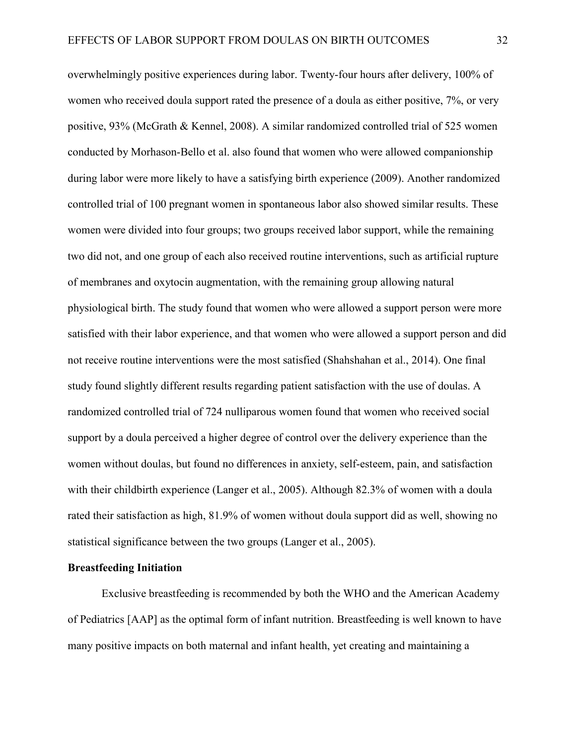overwhelmingly positive experiences during labor. Twenty-four hours after delivery, 100% of women who received doula support rated the presence of a doula as either positive, 7%, or very positive, 93% (McGrath & Kennel, 2008). A similar randomized controlled trial of 525 women conducted by Morhason-Bello et al. also found that women who were allowed companionship during labor were more likely to have a satisfying birth experience (2009). Another randomized controlled trial of 100 pregnant women in spontaneous labor also showed similar results. These women were divided into four groups; two groups received labor support, while the remaining two did not, and one group of each also received routine interventions, such as artificial rupture of membranes and oxytocin augmentation, with the remaining group allowing natural physiological birth. The study found that women who were allowed a support person were more satisfied with their labor experience, and that women who were allowed a support person and did not receive routine interventions were the most satisfied (Shahshahan et al., 2014). One final study found slightly different results regarding patient satisfaction with the use of doulas. A randomized controlled trial of 724 nulliparous women found that women who received social support by a doula perceived a higher degree of control over the delivery experience than the women without doulas, but found no differences in anxiety, self-esteem, pain, and satisfaction with their childbirth experience (Langer et al., 2005). Although 82.3% of women with a doula rated their satisfaction as high, 81.9% of women without doula support did as well, showing no statistical significance between the two groups (Langer et al., 2005).

**Breastfeeding Initiation**

Exclusive breastfeeding is recommended by both the WHO and the American Academy of Pediatrics [AAP] as the optimal form of infant nutrition. Breastfeeding is well known to have many positive impacts on both maternal and infant health, yet creating and maintaining a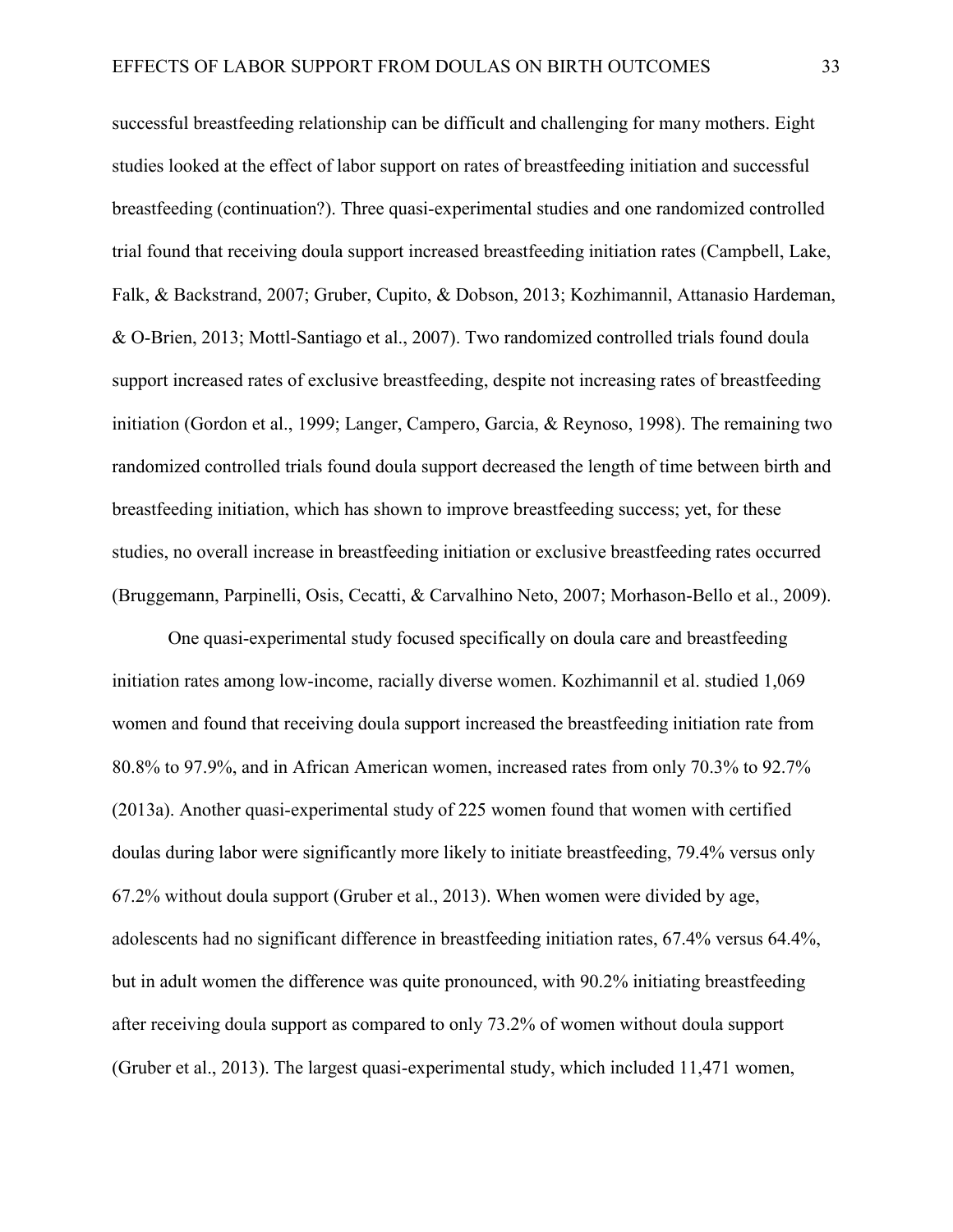successful breastfeeding relationship can be difficult and challenging for many mothers. Eight studies looked at the effect of labor support on rates of breastfeeding initiation and successful breastfeeding (continuation?). Three quasi-experimental studies and one randomized controlled trial found that receiving doula support increased breastfeeding initiation rates (Campbell, Lake, Falk, & Backstrand, 2007; Gruber, Cupito, & Dobson, 2013; Kozhimannil, Attanasio Hardeman, & O-Brien, 2013; Mottl-Santiago et al., 2007). Two randomized controlled trials found doula support increased rates of exclusive breastfeeding, despite not increasing rates of breastfeeding initiation (Gordon et al., 1999; Langer, Campero, Garcia, & Reynoso, 1998). The remaining two randomized controlled trials found doula support decreased the length of time between birth and breastfeeding initiation, which has shown to improve breastfeeding success; yet, for these studies, no overall increase in breastfeeding initiation or exclusive breastfeeding rates occurred (Bruggemann, Parpinelli, Osis, Cecatti, & Carvalhino Neto, 2007; Morhason-Bello et al., 2009).

One quasi-experimental study focused specifically on doula care and breastfeeding initiation rates among low-income, racially diverse women. Kozhimannil et al. studied 1,069 women and found that receiving doula support increased the breastfeeding initiation rate from 80.8% to 97.9%, and in African American women, increased rates from only 70.3% to 92.7% (2013a). Another quasi-experimental study of 225 women found that women with certified doulas during labor were significantly more likely to initiate breastfeeding, 79.4% versus only 67.2% without doula support (Gruber et al., 2013). When women were divided by age, adolescents had no significant difference in breastfeeding initiation rates, 67.4% versus 64.4%, but in adult women the difference was quite pronounced, with 90.2% initiating breastfeeding after receiving doula support as compared to only 73.2% of women without doula support (Gruber et al., 2013). The largest quasi-experimental study, which included 11,471 women,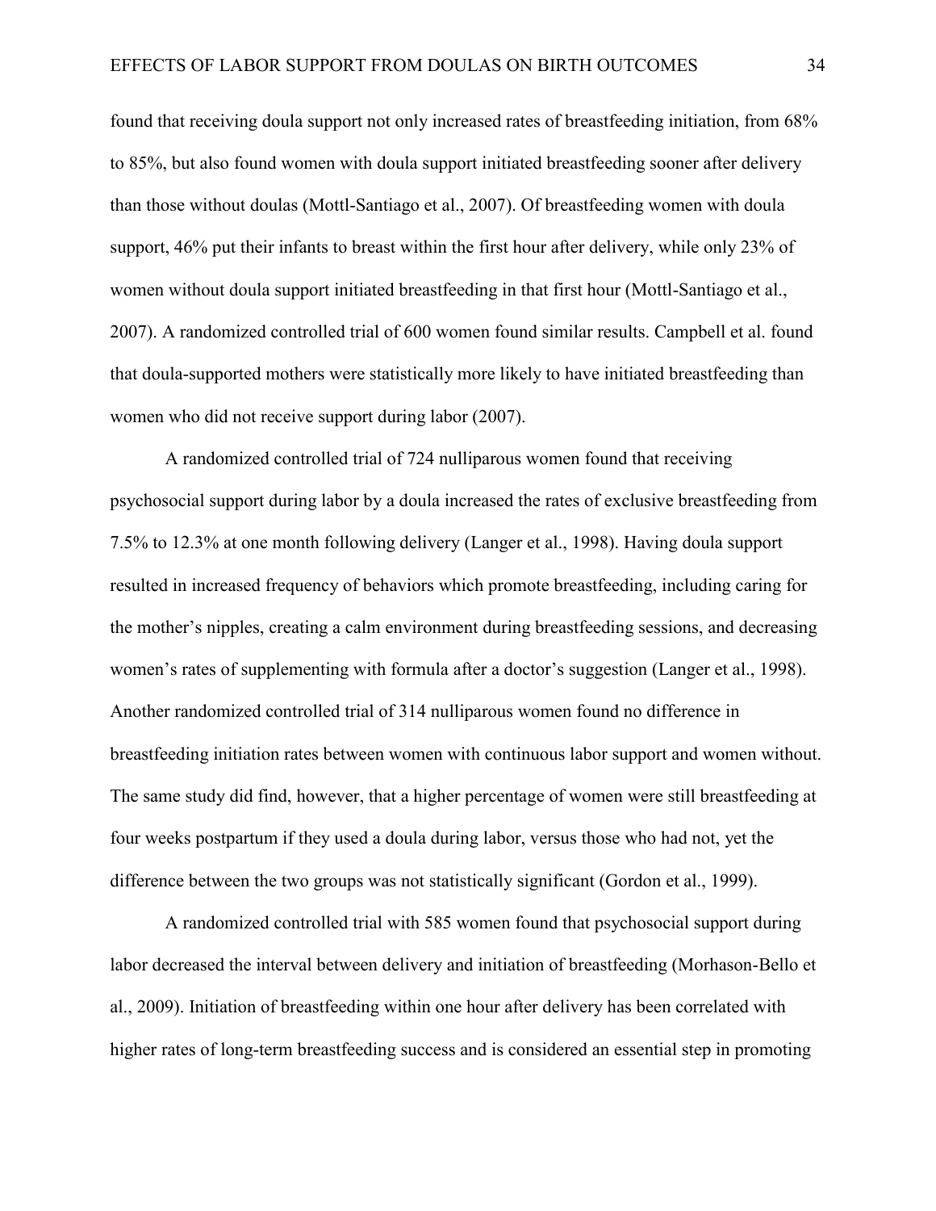found that receiving doula support not only increased rates of breastfeeding initiation, from 68% to 85%, but also found women with doula support initiated breastfeeding sooner after delivery than those without doulas (Mottl-Santiago et al., 2007). Of breastfeeding women with doula support, 46% put their infants to breast within the first hour after delivery, while only 23% of women without doula support initiated breastfeeding in that first hour (Mottl-Santiago et al., 2007). A randomized controlled trial of 600 women found similar results. Campbell et al. found that doula-supported mothers were statistically more likely to have initiated breastfeeding than women who did not receive support during labor (2007).

A randomized controlled trial of 724 nulliparous women found that receiving psychosocial support during labor by a doula increased the rates of exclusive breastfeeding from 7.5% to 12.3% at one month following delivery (Langer et al., 1998). Having doula support resulted in increased frequency of behaviors which promote breastfeeding, including caring for the mother's nipples, creating a calm environment during breastfeeding sessions, and decreasing women's rates of supplementing with formula after a doctor's suggestion (Langer et al., 1998). Another randomized controlled trial of 314 nulliparous women found no difference in breastfeeding initiation rates between women with continuous labor support and women without. The same study did find, however, that a higher percentage of women were still breastfeeding at four weeks postpartum if they used a doula during labor, versus those who had not, yet the difference between the two groups was not statistically significant (Gordon et al., 1999).

A randomized controlled trial with 585 women found that psychosocial support during labor decreased the interval between delivery and initiation of breastfeeding (Morhason-Bello et al., 2009). Initiation of breastfeeding within one hour after delivery has been correlated with higher rates of long-term breastfeeding success and is considered an essential step in promoting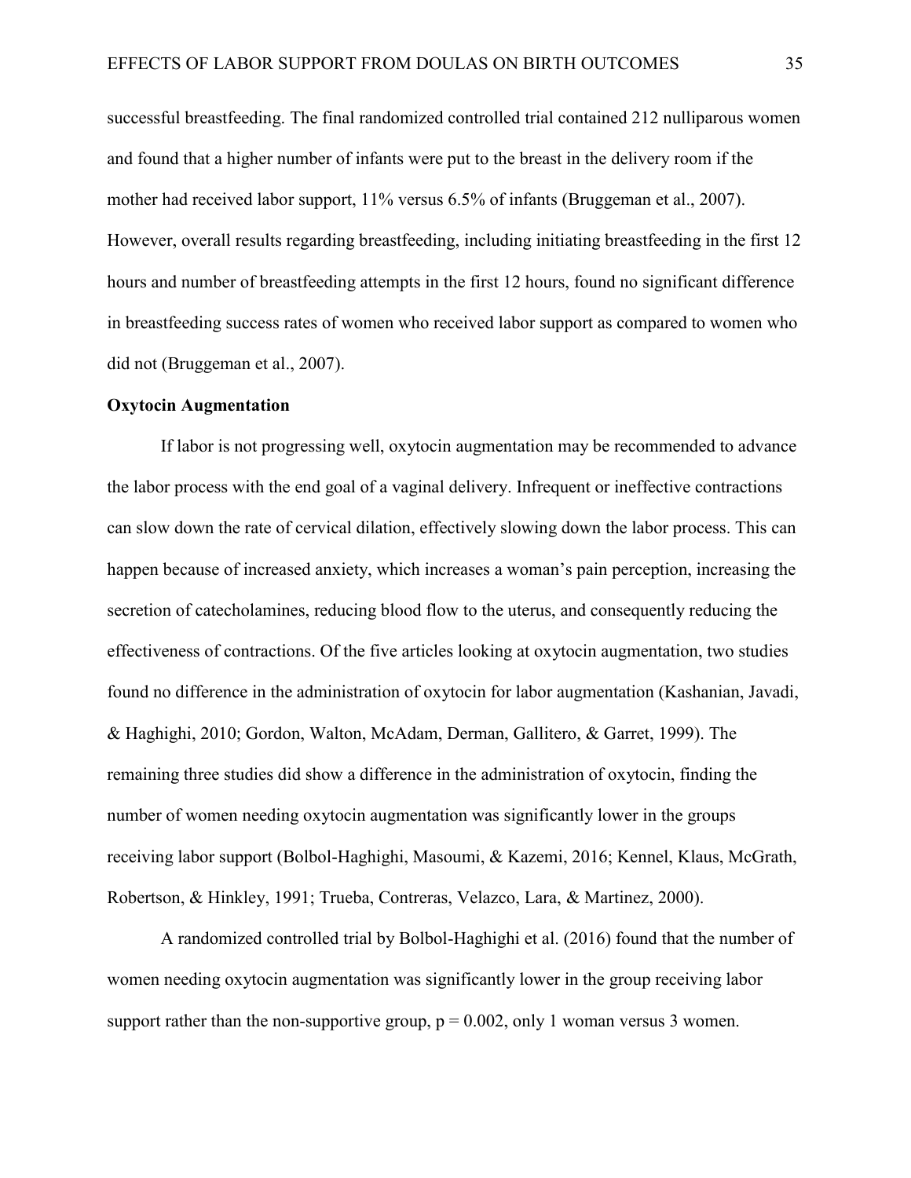successful breastfeeding. The final randomized controlled trial contained 212 nulliparous women and found that a higher number of infants were put to the breast in the delivery room if the mother had received labor support, 11% versus 6.5% of infants (Bruggeman et al., 2007). However, overall results regarding breastfeeding, including initiating breastfeeding in the first 12 hours and number of breastfeeding attempts in the first 12 hours, found no significant difference in breastfeeding success rates of women who received labor support as compared to women who did not (Bruggeman et al., 2007).

**Oxytocin Augmentation**

If labor is not progressing well, oxytocin augmentation may be recommended to advance the labor process with the end goal of a vaginal delivery. Infrequent or ineffective contractions can slow down the rate of cervical dilation, effectively slowing down the labor process. This can happen because of increased anxiety, which increases a woman's pain perception, increasing the secretion of catecholamines, reducing blood flow to the uterus, and consequently reducing the effectiveness of contractions. Of the five articles looking at oxytocin augmentation, two studies found no difference in the administration of oxytocin for labor augmentation (Kashanian, Javadi, & Haghighi, 2010; Gordon, Walton, McAdam, Derman, Gallitero, & Garret, 1999). The remaining three studies did show a difference in the administration of oxytocin, finding the number of women needing oxytocin augmentation was significantly lower in the groups receiving labor support (Bolbol-Haghighi, Masoumi, & Kazemi, 2016; Kennel, Klaus, McGrath, Robertson, & Hinkley, 1991; Trueba, Contreras, Velazco, Lara, & Martinez, 2000).

A randomized controlled trial by Bolbol-Haghighi et al. (2016) found that the number of women needing oxytocin augmentation was significantly lower in the group receiving labor support rather than the non-supportive group, $p = 0.002$, only 1 woman versus 3 women.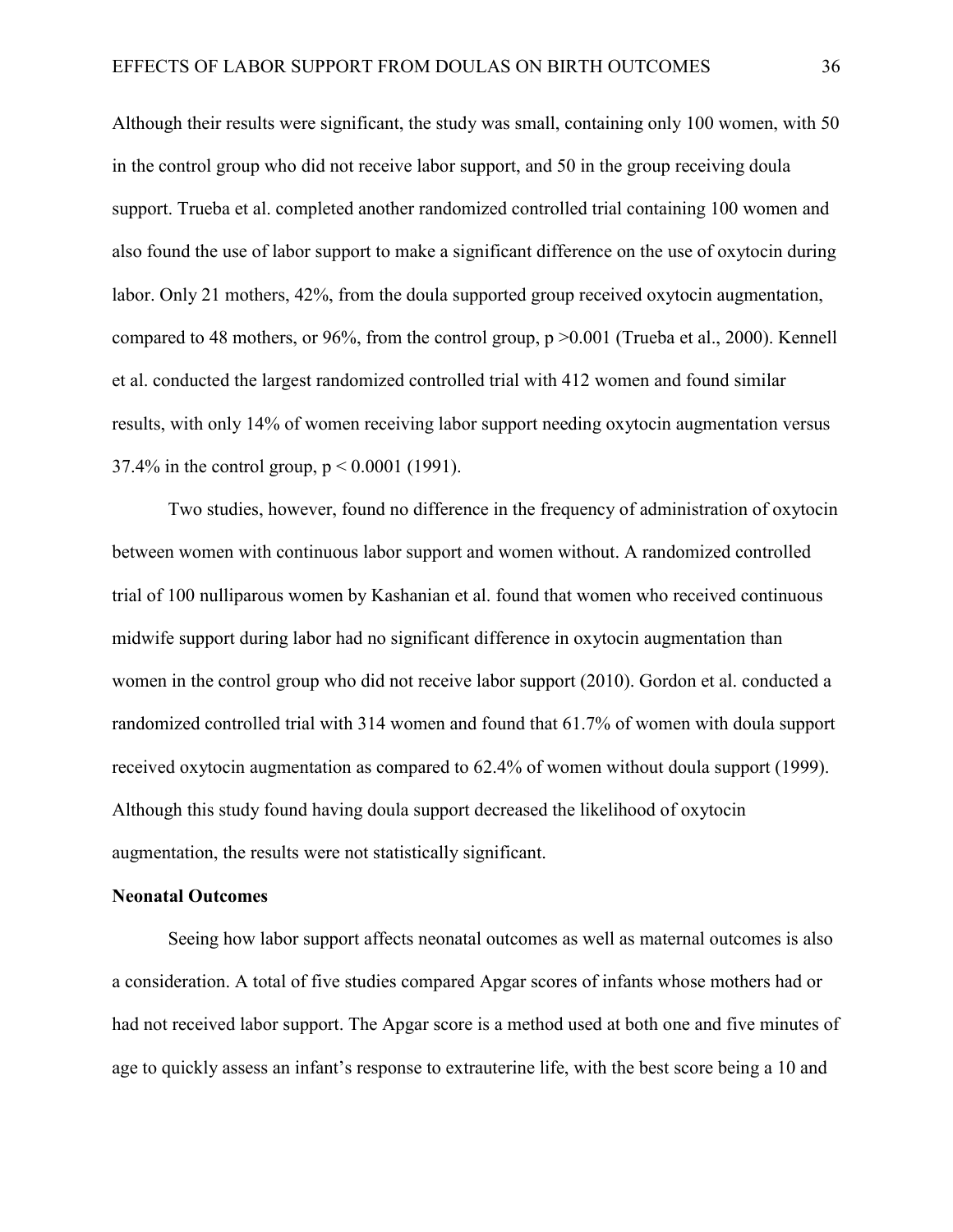Although their results were significant, the study was small, containing only 100 women, with 50 in the control group who did not receive labor support, and 50 in the group receiving doula support. Trueba et al. completed another randomized controlled trial containing 100 women and also found the use of labor support to make a significant difference on the use of oxytocin during labor. Only 21 mothers, 42%, from the doula supported group received oxytocin augmentation, compared to 48 mothers, or 96%, from the control group, $p > 0.001$ (Trueba et al., 2000). Kennell et al. conducted the largest randomized controlled trial with 412 women and found similar results, with only 14% of women receiving labor support needing oxytocin augmentation versus 37.4% in the control group, $p < 0.0001$ (1991).

Two studies, however, found no difference in the frequency of administration of oxytocin between women with continuous labor support and women without. A randomized controlled trial of 100 nulliparous women by Kashanian et al. found that women who received continuous midwife support during labor had no significant difference in oxytocin augmentation than women in the control group who did not receive labor support (2010). Gordon et al. conducted a randomized controlled trial with 314 women and found that 61.7% of women with doula support received oxytocin augmentation as compared to 62.4% of women without doula support (1999). Although this study found having doula support decreased the likelihood of oxytocin augmentation, the results were not statistically significant.

**Neonatal Outcomes**

Seeing how labor support affects neonatal outcomes as well as maternal outcomes is also a consideration. A total of five studies compared Apgar scores of infants whose mothers had or had not received labor support. The Apgar score is a method used at both one and five minutes of age to quickly assess an infant's response to extrauterine life, with the best score being a 10 and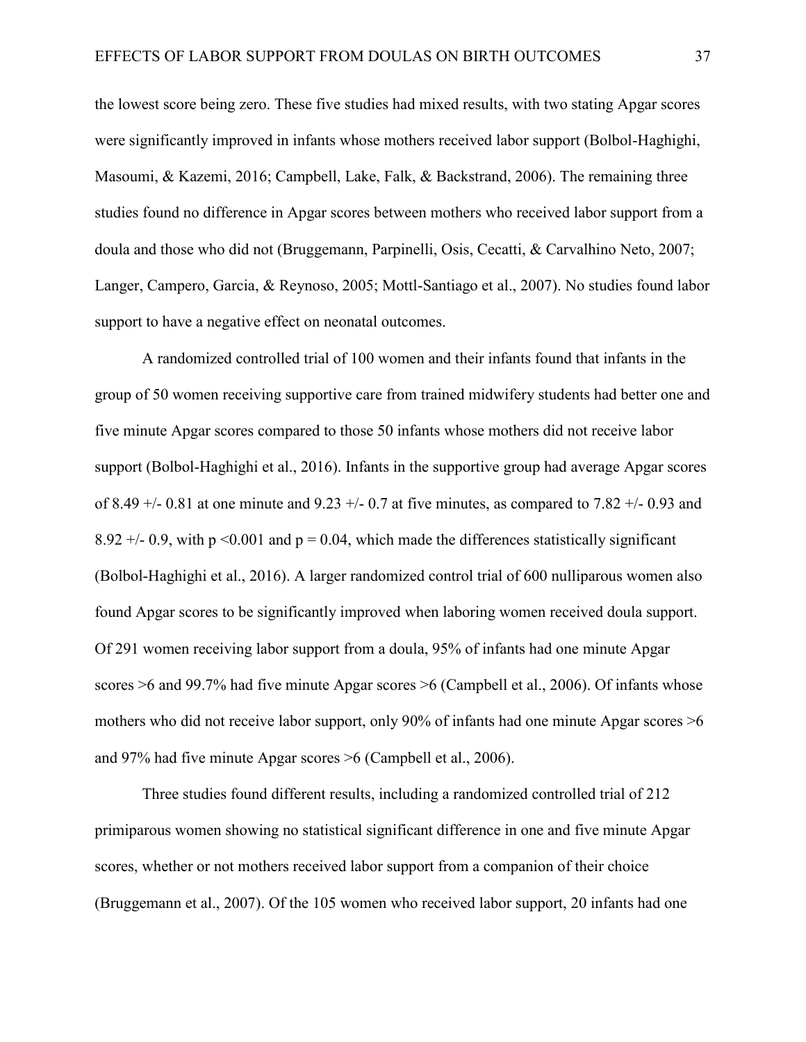the lowest score being zero. These five studies had mixed results, with two stating Apgar scores were significantly improved in infants whose mothers received labor support (Bolbol-Haghighi, Masoumi, & Kazemi, 2016; Campbell, Lake, Falk, & Backstrand, 2006). The remaining three studies found no difference in Apgar scores between mothers who received labor support from a doula and those who did not (Bruggemann, Parpinelli, Osis, Cecatti, & Carvalhino Neto, 2007; Langer, Campero, Garcia, & Reynoso, 2005; Mottl-Santiago et al., 2007). No studies found labor support to have a negative effect on neonatal outcomes.

A randomized controlled trial of 100 women and their infants found that infants in the group of 50 women receiving supportive care from trained midwifery students had better one and five minute Apgar scores compared to those 50 infants whose mothers did not receive labor support (Bolbol-Haghighi et al., 2016). Infants in the supportive group had average Apgar scores of 8.49 +/- 0.81 at one minute and 9.23 +/- 0.7 at five minutes, as compared to 7.82 +/- 0.93 and 8.92 +/- 0.9, with $p < 0.001$ and $p = 0.04$, which made the differences statistically significant (Bolbol-Haghighi et al., 2016). A larger randomized control trial of 600 nulliparous women also found Apgar scores to be significantly improved when laboring women received doula support. Of 291 women receiving labor support from a doula, 95% of infants had one minute Apgar scores >6 and 99.7% had five minute Apgar scores >6 (Campbell et al., 2006). Of infants whose mothers who did not receive labor support, only 90% of infants had one minute Apgar scores >6 and 97% had five minute Apgar scores >6 (Campbell et al., 2006).

Three studies found different results, including a randomized controlled trial of 212 primiparous women showing no statistical significant difference in one and five minute Apgar scores, whether or not mothers received labor support from a companion of their choice (Bruggemann et al., 2007). Of the 105 women who received labor support, 20 infants had one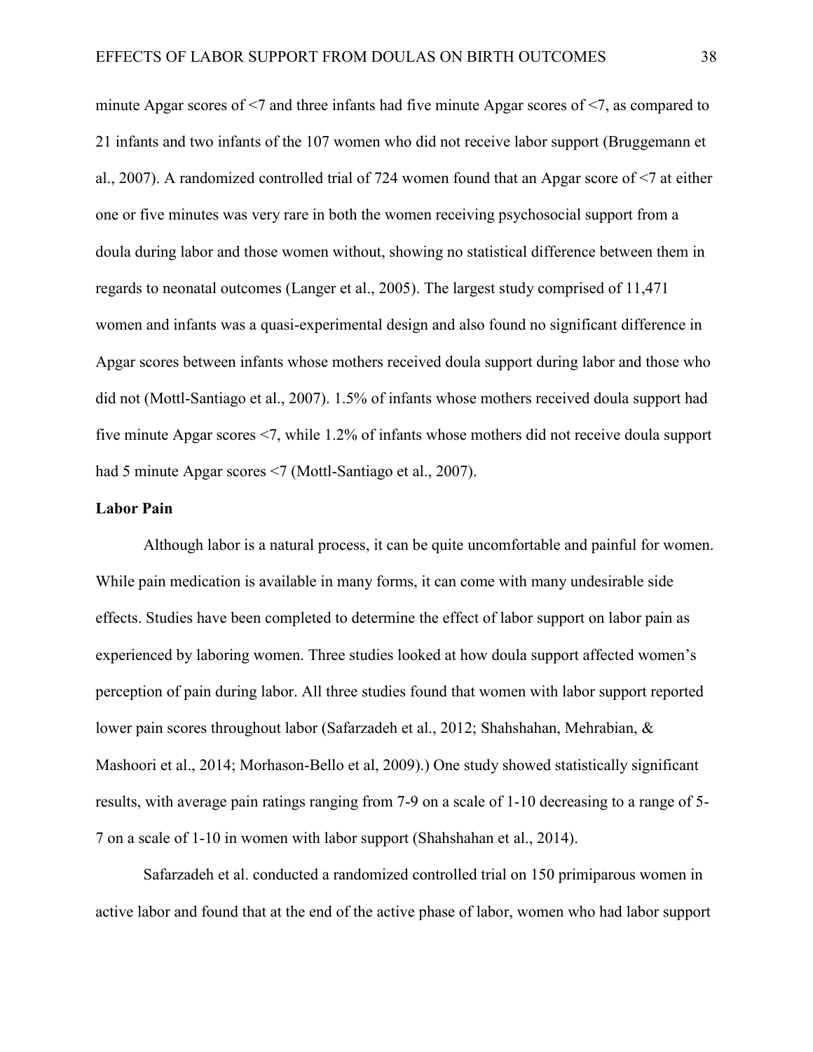minute Apgar scores of <7 and three infants had five minute Apgar scores of <7, as compared to 21 infants and two infants of the 107 women who did not receive labor support (Bruggemann et al., 2007). A randomized controlled trial of 724 women found that an Apgar score of <7 at either one or five minutes was very rare in both the women receiving psychosocial support from a doula during labor and those women without, showing no statistical difference between them in regards to neonatal outcomes (Langer et al., 2005). The largest study comprised of 11,471 women and infants was a quasi-experimental design and also found no significant difference in Apgar scores between infants whose mothers received doula support during labor and those who did not (Mottl-Santiago et al., 2007). 1.5% of infants whose mothers received doula support had five minute Apgar scores <7, while 1.2% of infants whose mothers did not receive doula support had 5 minute Apgar scores <7 (Mottl-Santiago et al., 2007).

**Labor Pain**

Although labor is a natural process, it can be quite uncomfortable and painful for women. While pain medication is available in many forms, it can come with many undesirable side effects. Studies have been completed to determine the effect of labor support on labor pain as experienced by laboring women. Three studies looked at how doula support affected women's perception of pain during labor. All three studies found that women with labor support reported lower pain scores throughout labor (Safarzadeh et al., 2012; Shahshahan, Mehrabian, & Mashoori et al., 2014; Morhason-Bello et al, 2009).) One study showed statistically significant results, with average pain ratings ranging from 7-9 on a scale of 1-10 decreasing to a range of 5-7 on a scale of 1-10 in women with labor support (Shahshahan et al., 2014).

Safarzadeh et al. conducted a randomized controlled trial on 150 primiparous women in active labor and found that at the end of the active phase of labor, women who had labor support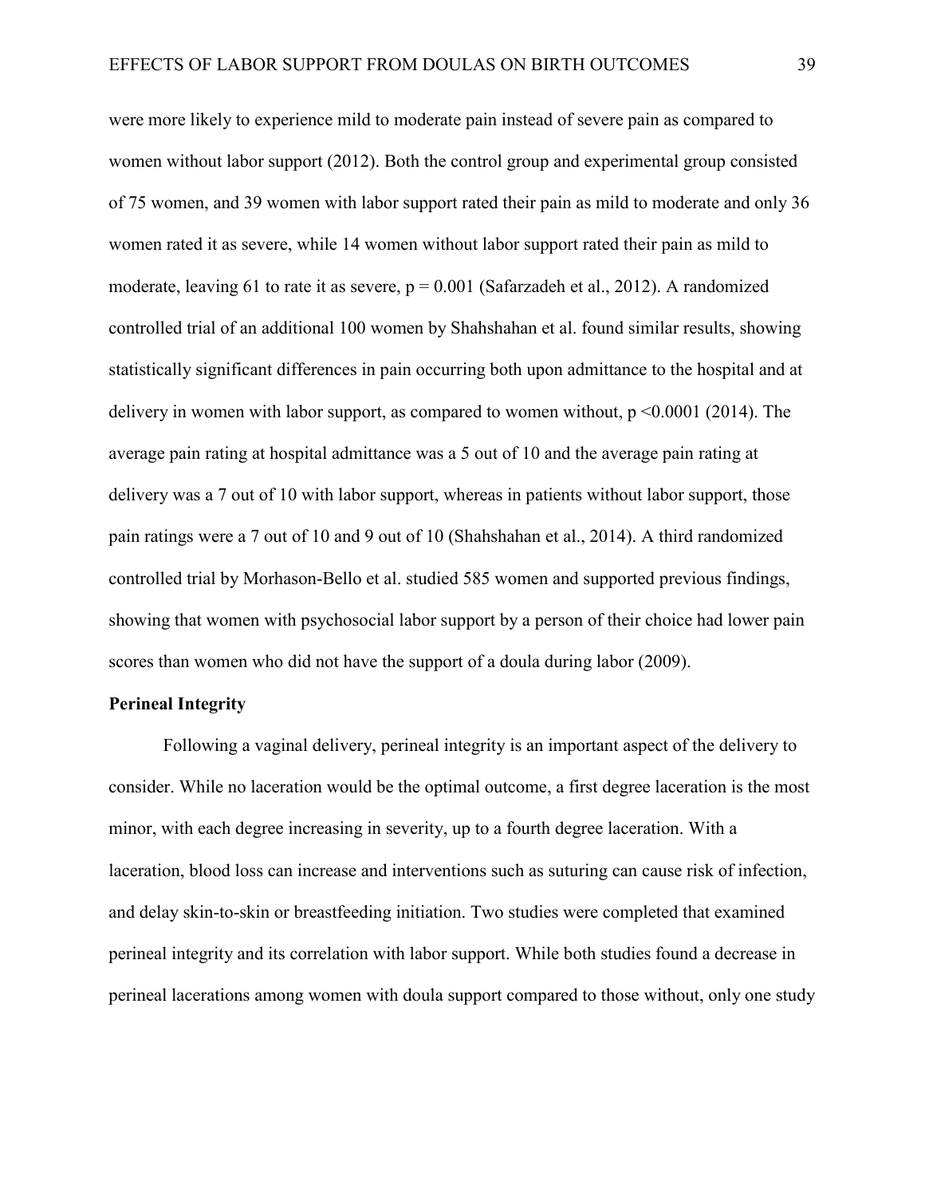were more likely to experience mild to moderate pain instead of severe pain as compared to women without labor support (2012). Both the control group and experimental group consisted of 75 women, and 39 women with labor support rated their pain as mild to moderate and only 36 women rated it as severe, while 14 women without labor support rated their pain as mild to moderate, leaving 61 to rate it as severe, $p = 0.001$ (Safarzadeh et al., 2012). A randomized controlled trial of an additional 100 women by Shahshahan et al. found similar results, showing statistically significant differences in pain occurring both upon admittance to the hospital and at delivery in women with labor support, as compared to women without, $p < 0.0001$ (2014). The average pain rating at hospital admittance was a 5 out of 10 and the average pain rating at delivery was a 7 out of 10 with labor support, whereas in patients without labor support, those pain ratings were a 7 out of 10 and 9 out of 10 (Shahshahan et al., 2014). A third randomized controlled trial by Morhason-Bello et al. studied 585 women and supported previous findings, showing that women with psychosocial labor support by a person of their choice had lower pain scores than women who did not have the support of a doula during labor (2009).

**Perineal Integrity**

Following a vaginal delivery, perineal integrity is an important aspect of the delivery to consider. While no laceration would be the optimal outcome, a first degree laceration is the most minor, with each degree increasing in severity, up to a fourth degree laceration. With a laceration, blood loss can increase and interventions such as suturing can cause risk of infection, and delay skin-to-skin or breastfeeding initiation. Two studies were completed that examined perineal integrity and its correlation with labor support. While both studies found a decrease in perineal lacerations among women with doula support compared to those without, only one study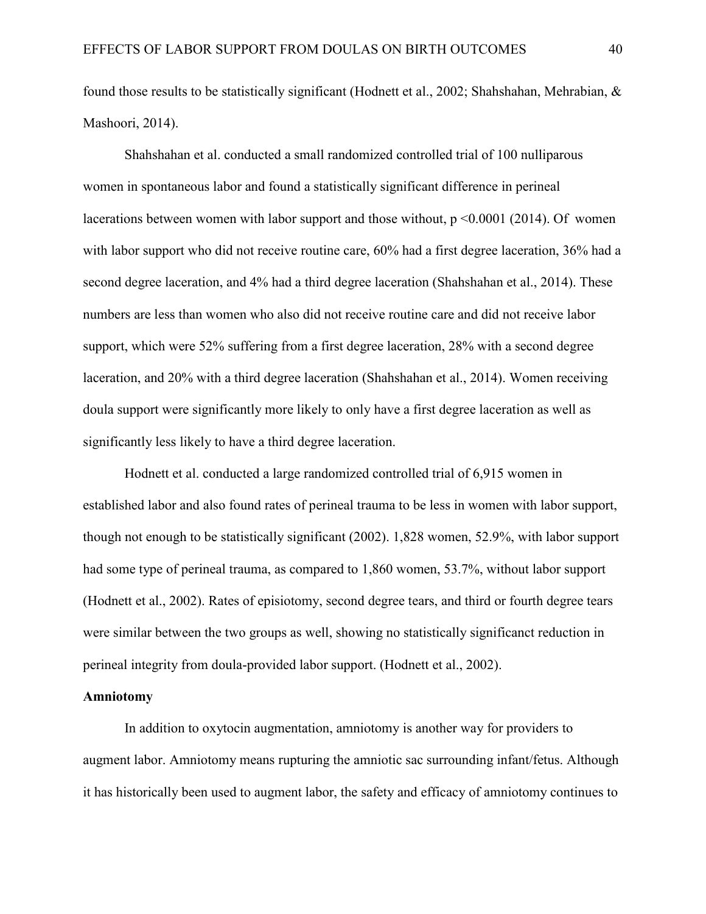found those results to be statistically significant (Hodnett et al., 2002; Shahshahan, Mehrabian, & Mashoori, 2014).

Shahshahan et al. conducted a small randomized controlled trial of 100 nulliparous women in spontaneous labor and found a statistically significant difference in perineal lacerations between women with labor support and those without, $p < 0.0001$ (2014). Of women with labor support who did not receive routine care, 60% had a first degree laceration, 36% had a second degree laceration, and 4% had a third degree laceration (Shahshahan et al., 2014). These numbers are less than women who also did not receive routine care and did not receive labor support, which were 52% suffering from a first degree laceration, 28% with a second degree laceration, and 20% with a third degree laceration (Shahshahan et al., 2014). Women receiving doula support were significantly more likely to only have a first degree laceration as well as significantly less likely to have a third degree laceration.

Hodnett et al. conducted a large randomized controlled trial of 6,915 women in established labor and also found rates of perineal trauma to be less in women with labor support, though not enough to be statistically significant (2002). 1,828 women, 52.9%, with labor support had some type of perineal trauma, as compared to 1,860 women, 53.7%, without labor support (Hodnett et al., 2002). Rates of episiotomy, second degree tears, and third or fourth degree tears were similar between the two groups as well, showing no statistically significanct reduction in perineal integrity from doula-provided labor support. (Hodnett et al., 2002).

**Amniotomy**

In addition to oxytocin augmentation, amniotomy is another way for providers to augment labor. Amniotomy means rupturing the amniotic sac surrounding infant/fetus. Although it has historically been used to augment labor, the safety and efficacy of amniotomy continues to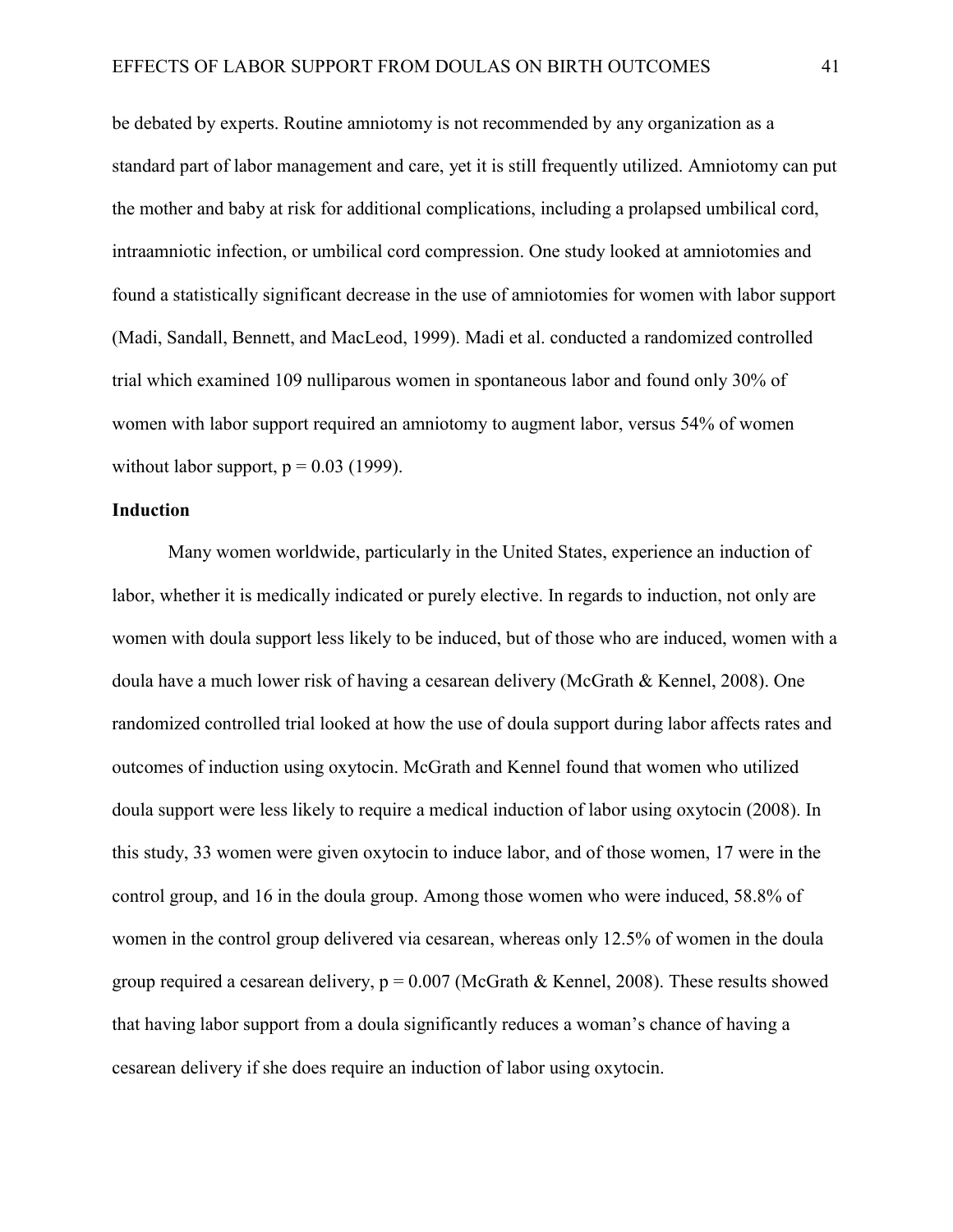be debated by experts. Routine amniotomy is not recommended by any organization as a standard part of labor management and care, yet it is still frequently utilized. Amniotomy can put the mother and baby at risk for additional complications, including a prolapsed umbilical cord, intraamniotic infection, or umbilical cord compression. One study looked at amniotomies and found a statistically significant decrease in the use of amniotomies for women with labor support (Madi, Sandall, Bennett, and MacLeod, 1999). Madi et al. conducted a randomized controlled trial which examined 109 nulliparous women in spontaneous labor and found only 30% of women with labor support required an amniotomy to augment labor, versus 54% of women without labor support, $p = 0.03$ (1999).

### Induction

Many women worldwide, particularly in the United States, experience an induction of labor, whether it is medically indicated or purely elective. In regards to induction, not only are women with doula support less likely to be induced, but of those who are induced, women with a doula have a much lower risk of having a cesarean delivery (McGrath & Kennel, 2008). One randomized controlled trial looked at how the use of doula support during labor affects rates and outcomes of induction using oxytocin. McGrath and Kennel found that women who utilized doula support were less likely to require a medical induction of labor using oxytocin (2008). In this study, 33 women were given oxytocin to induce labor, and of those women, 17 were in the control group, and 16 in the doula group. Among those women who were induced, 58.8% of women in the control group delivered via cesarean, whereas only 12.5% of women in the doula group required a cesarean delivery, $p = 0.007$ (McGrath & Kennel, 2008). These results showed that having labor support from a doula significantly reduces a woman's chance of having a cesarean delivery if she does require an induction of labor using oxytocin.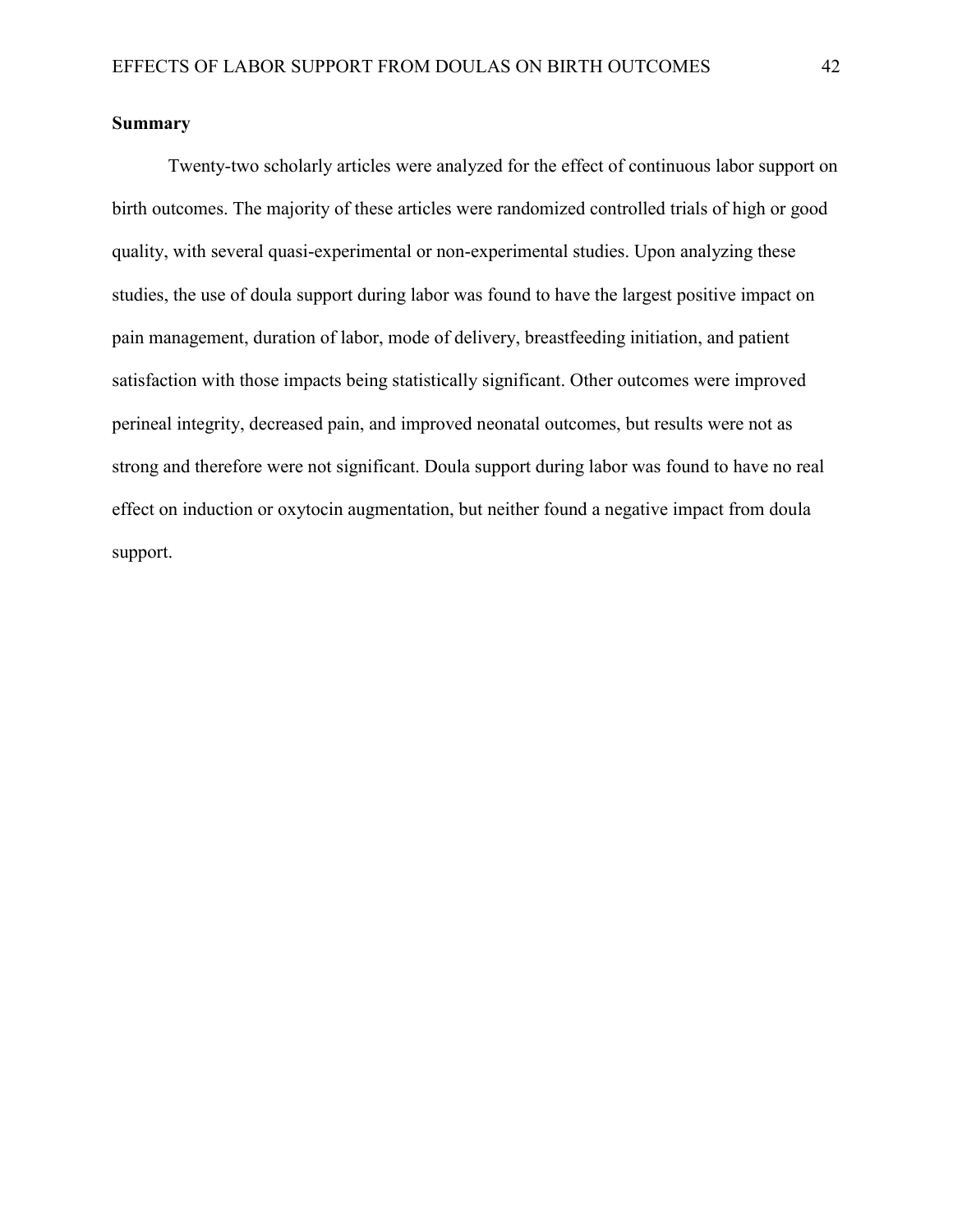**Summary**

Twenty-two scholarly articles were analyzed for the effect of continuous labor support on birth outcomes. The majority of these articles were randomized controlled trials of high or good quality, with several quasi-experimental or non-experimental studies. Upon analyzing these studies, the use of doula support during labor was found to have the largest positive impact on pain management, duration of labor, mode of delivery, breastfeeding initiation, and patient satisfaction with those impacts being statistically significant. Other outcomes were improved perineal integrity, decreased pain, and improved neonatal outcomes, but results were not as strong and therefore were not significant. Doula support during labor was found to have no real effect on induction or oxytocin augmentation, but neither found a negative impact from doula support.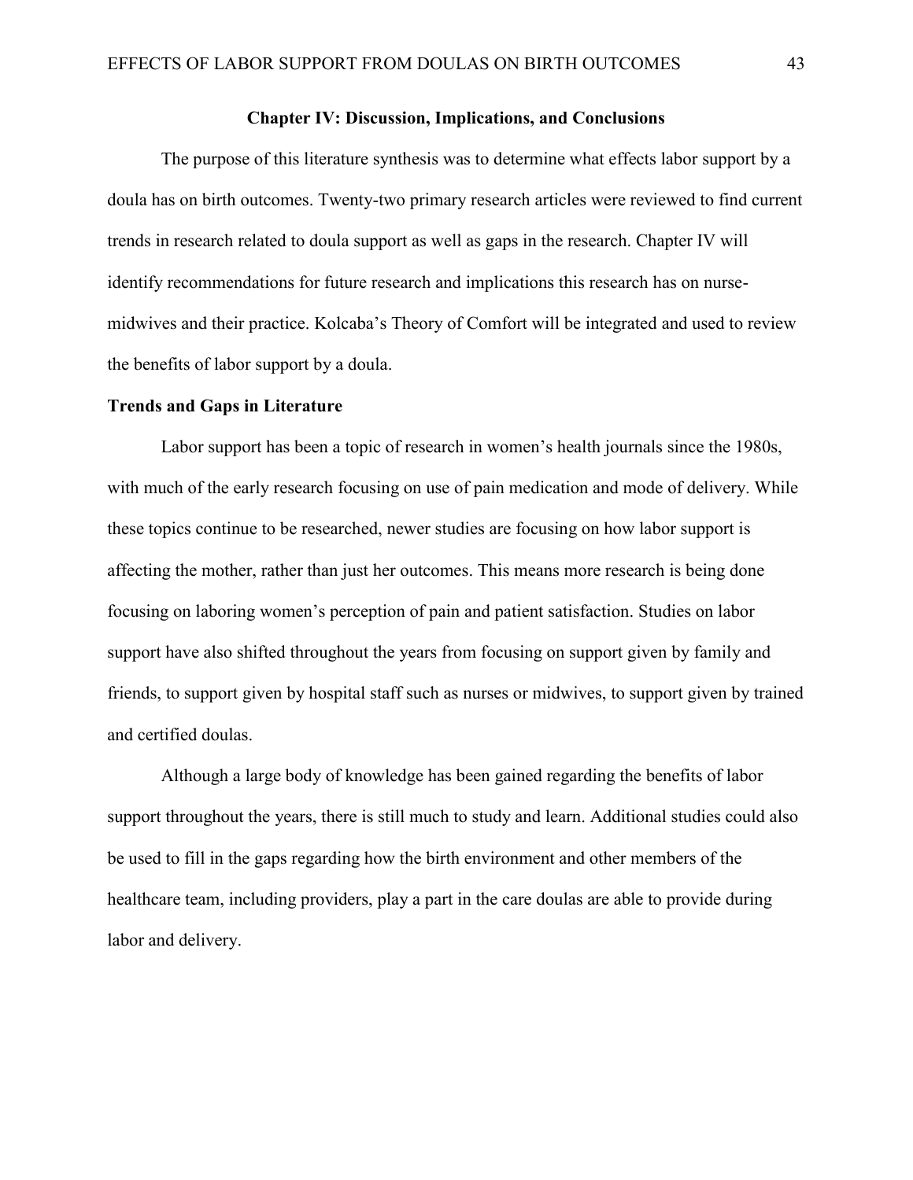## Chapter IV: Discussion, Implications, and Conclusions

The purpose of this literature synthesis was to determine what effects labor support by a doula has on birth outcomes. Twenty-two primary research articles were reviewed to find current trends in research related to doula support as well as gaps in the research. Chapter IV will identify recommendations for future research and implications this research has on nurse-midwives and their practice. Kolcaba's Theory of Comfort will be integrated and used to review the benefits of labor support by a doula.

### Trends and Gaps in Literature

Labor support has been a topic of research in women's health journals since the 1980s, with much of the early research focusing on use of pain medication and mode of delivery. While these topics continue to be researched, newer studies are focusing on how labor support is affecting the mother, rather than just her outcomes. This means more research is being done focusing on laboring women's perception of pain and patient satisfaction. Studies on labor support have also shifted throughout the years from focusing on support given by family and friends, to support given by hospital staff such as nurses or midwives, to support given by trained and certified doulas.

Although a large body of knowledge has been gained regarding the benefits of labor support throughout the years, there is still much to study and learn. Additional studies could also be used to fill in the gaps regarding how the birth environment and other members of the healthcare team, including providers, play a part in the care doulas are able to provide during labor and delivery.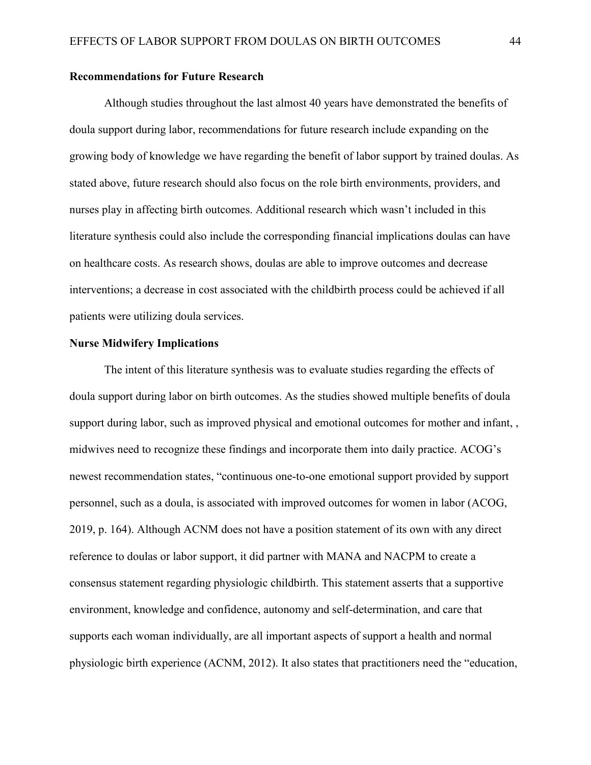**Recommendations for Future Research**

Although studies throughout the last almost 40 years have demonstrated the benefits of doula support during labor, recommendations for future research include expanding on the growing body of knowledge we have regarding the benefit of labor support by trained doulas. As stated above, future research should also focus on the role birth environments, providers, and nurses play in affecting birth outcomes. Additional research which wasn't included in this literature synthesis could also include the corresponding financial implications doulas can have on healthcare costs. As research shows, doulas are able to improve outcomes and decrease interventions; a decrease in cost associated with the childbirth process could be achieved if all patients were utilizing doula services.

**Nurse Midwifery Implications**

The intent of this literature synthesis was to evaluate studies regarding the effects of doula support during labor on birth outcomes. As the studies showed multiple benefits of doula support during labor, such as improved physical and emotional outcomes for mother and infant, , midwives need to recognize these findings and incorporate them into daily practice. ACOG's newest recommendation states, "continuous one-to-one emotional support provided by support personnel, such as a doula, is associated with improved outcomes for women in labor (ACOG, 2019, p. 164). Although ACNM does not have a position statement of its own with any direct reference to doulas or labor support, it did partner with MANA and NACPM to create a consensus statement regarding physiologic childbirth. This statement asserts that a supportive environment, knowledge and confidence, autonomy and self-determination, and care that supports each woman individually, are all important aspects of support a health and normal physiologic birth experience (ACNM, 2012). It also states that practitioners need the "education,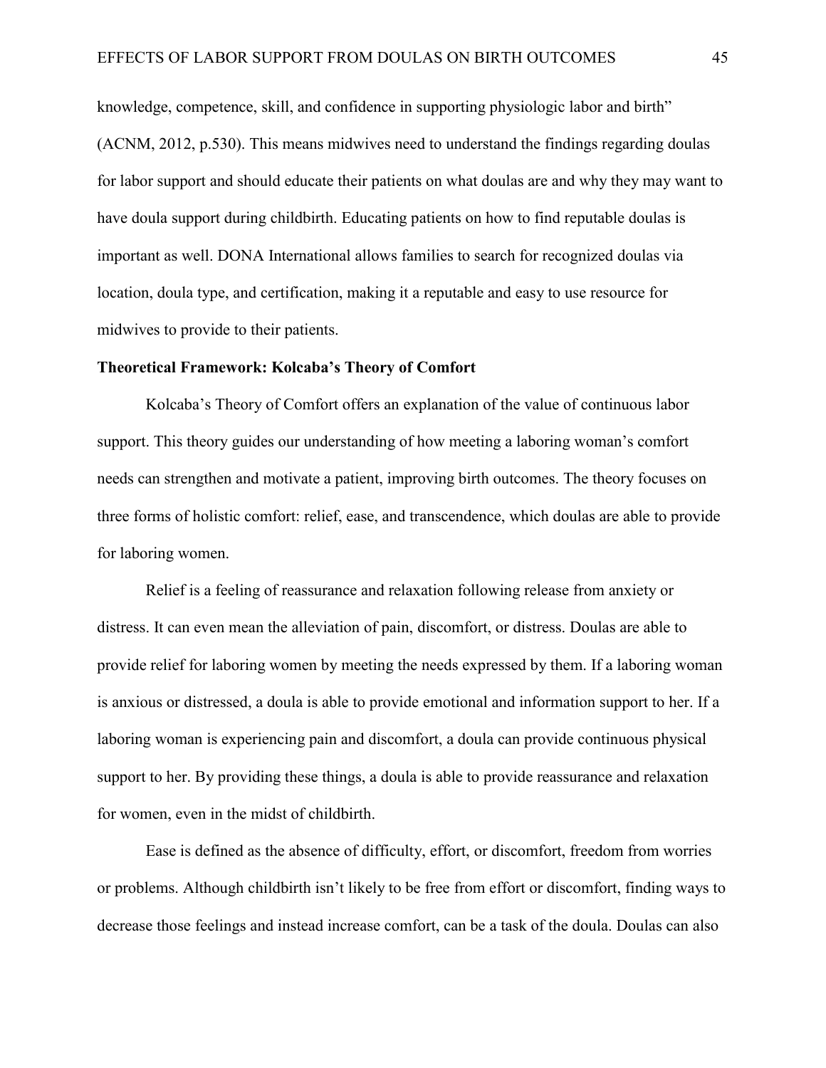knowledge, competence, skill, and confidence in supporting physiologic labor and birth" (ACNM, 2012, p.530). This means midwives need to understand the findings regarding doulas for labor support and should educate their patients on what doulas are and why they may want to have doula support during childbirth. Educating patients on how to find reputable doulas is important as well. DONA International allows families to search for recognized doulas via location, doula type, and certification, making it a reputable and easy to use resource for midwives to provide to their patients.

**Theoretical Framework: Kolcaba's Theory of Comfort**

Kolcaba's Theory of Comfort offers an explanation of the value of continuous labor support. This theory guides our understanding of how meeting a laboring woman's comfort needs can strengthen and motivate a patient, improving birth outcomes. The theory focuses on three forms of holistic comfort: relief, ease, and transcendence, which doulas are able to provide for laboring women.

Relief is a feeling of reassurance and relaxation following release from anxiety or distress. It can even mean the alleviation of pain, discomfort, or distress. Doulas are able to provide relief for laboring women by meeting the needs expressed by them. If a laboring woman is anxious or distressed, a doula is able to provide emotional and information support to her. If a laboring woman is experiencing pain and discomfort, a doula can provide continuous physical support to her. By providing these things, a doula is able to provide reassurance and relaxation for women, even in the midst of childbirth.

Ease is defined as the absence of difficulty, effort, or discomfort, freedom from worries or problems. Although childbirth isn't likely to be free from effort or discomfort, finding ways to decrease those feelings and instead increase comfort, can be a task of the doula. Doulas can also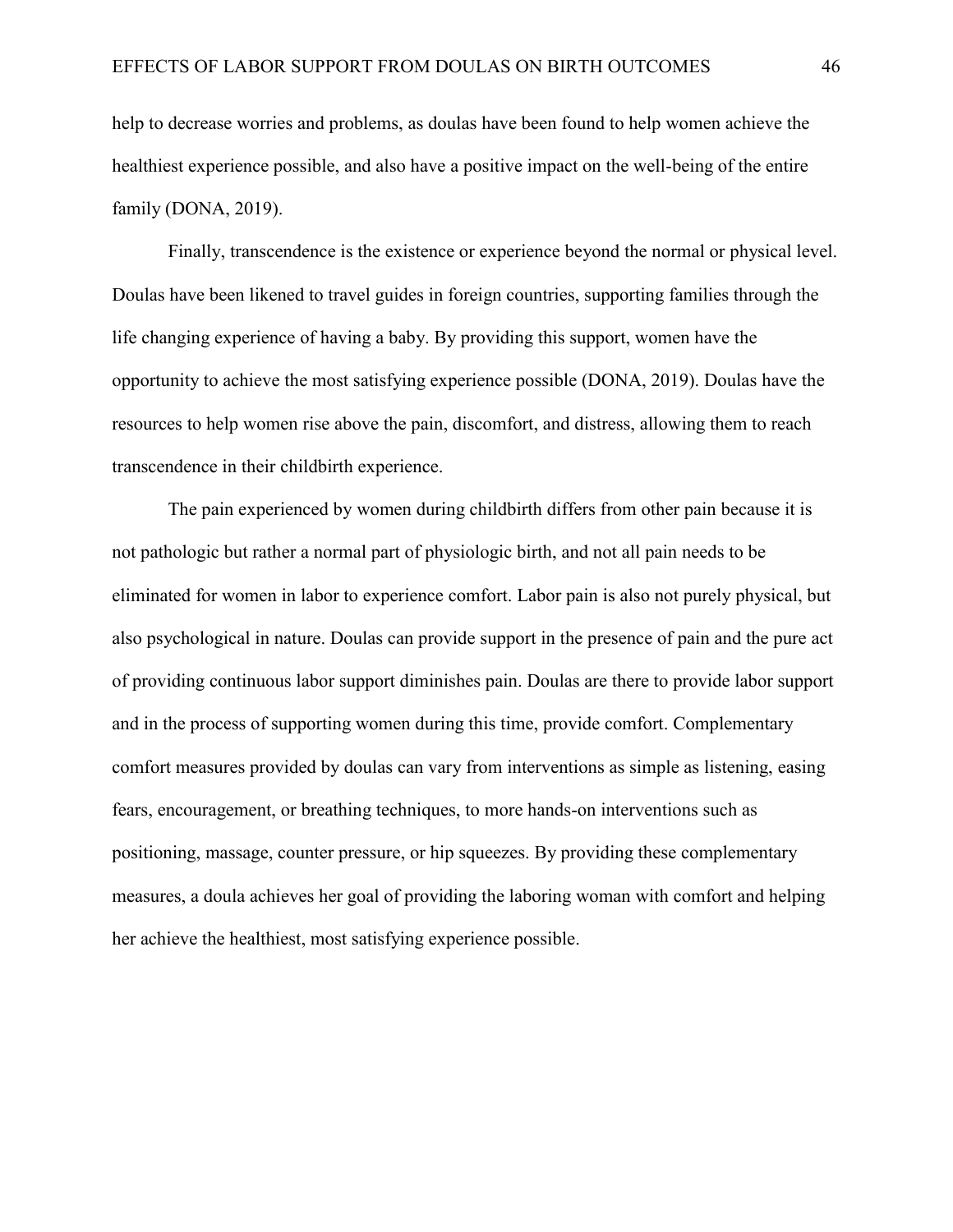help to decrease worries and problems, as doulas have been found to help women achieve the healthiest experience possible, and also have a positive impact on the well-being of the entire family (DONA, 2019).

Finally, transcendence is the existence or experience beyond the normal or physical level. Doulas have been likened to travel guides in foreign countries, supporting families through the life changing experience of having a baby. By providing this support, women have the opportunity to achieve the most satisfying experience possible (DONA, 2019). Doulas have the resources to help women rise above the pain, discomfort, and distress, allowing them to reach transcendence in their childbirth experience.

The pain experienced by women during childbirth differs from other pain because it is not pathologic but rather a normal part of physiologic birth, and not all pain needs to be eliminated for women in labor to experience comfort. Labor pain is also not purely physical, but also psychological in nature. Doulas can provide support in the presence of pain and the pure act of providing continuous labor support diminishes pain. Doulas are there to provide labor support and in the process of supporting women during this time, provide comfort. Complementary comfort measures provided by doulas can vary from interventions as simple as listening, easing fears, encouragement, or breathing techniques, to more hands-on interventions such as positioning, massage, counter pressure, or hip squeezes. By providing these complementary measures, a doula achieves her goal of providing the laboring woman with comfort and helping her achieve the healthiest, most satisfying experience possible.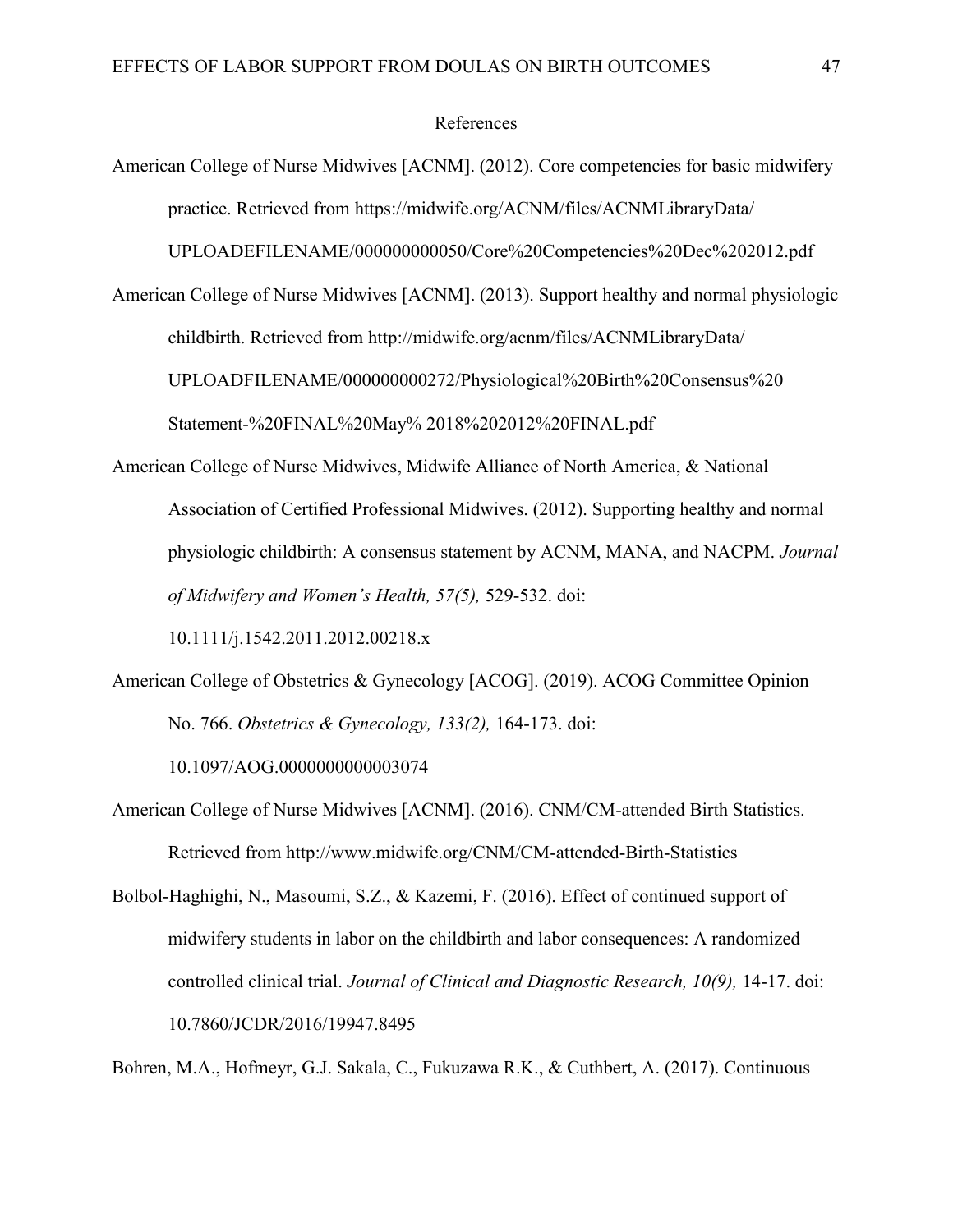# References

American College of Nurse Midwives [ACNM]. (2012). Core competencies for basic midwifery practice. Retrieved from https://midwife.org/ACNM/files/ACNMLibraryData/UPLOADEFILENAME/000000000050/Core%20Competencies%20Dec%202012.pdf

American College of Nurse Midwives [ACNM]. (2013). Support healthy and normal physiologic childbirth. Retrieved from http://midwife.org/acnm/files/ACNMLibraryData/UPLOADFILENAME/000000000272/Physiological%20Birth%20Consensus%20Statement-%20FINAL%20May% 2018%202012%20FINAL.pdf

American College of Nurse Midwives, Midwife Alliance of North America, & National Association of Certified Professional Midwives. (2012). Supporting healthy and normal physiologic childbirth: A consensus statement by ACNM, MANA, and NACPM. *Journal of Midwifery and Women's Health, 57(5),* 529-532. doi: 10.1111/j.1542.2011.2012.00218.x

American College of Obstetrics & Gynecology [ACOG]. (2019). ACOG Committee Opinion No. 766. *Obstetrics & Gynecology, 133(2),* 164-173. doi: 10.1097/AOG.0000000000003074

American College of Nurse Midwives [ACNM]. (2016). CNM/CM-attended Birth Statistics. Retrieved from http://www.midwife.org/CNM/CM-attended-Birth-Statistics

Bolbol-Haghighi, N., Masoumi, S.Z., & Kazemi, F. (2016). Effect of continued support of midwifery students in labor on the childbirth and labor consequences: A randomized controlled clinical trial. *Journal of Clinical and Diagnostic Research, 10(9),* 14-17. doi: 10.7860/JCDR/2016/19947.8495

Bohren, M.A., Hofmeyr, G.J. Sakala, C., Fukuzawa R.K., & Cuthbert, A. (2017). Continuous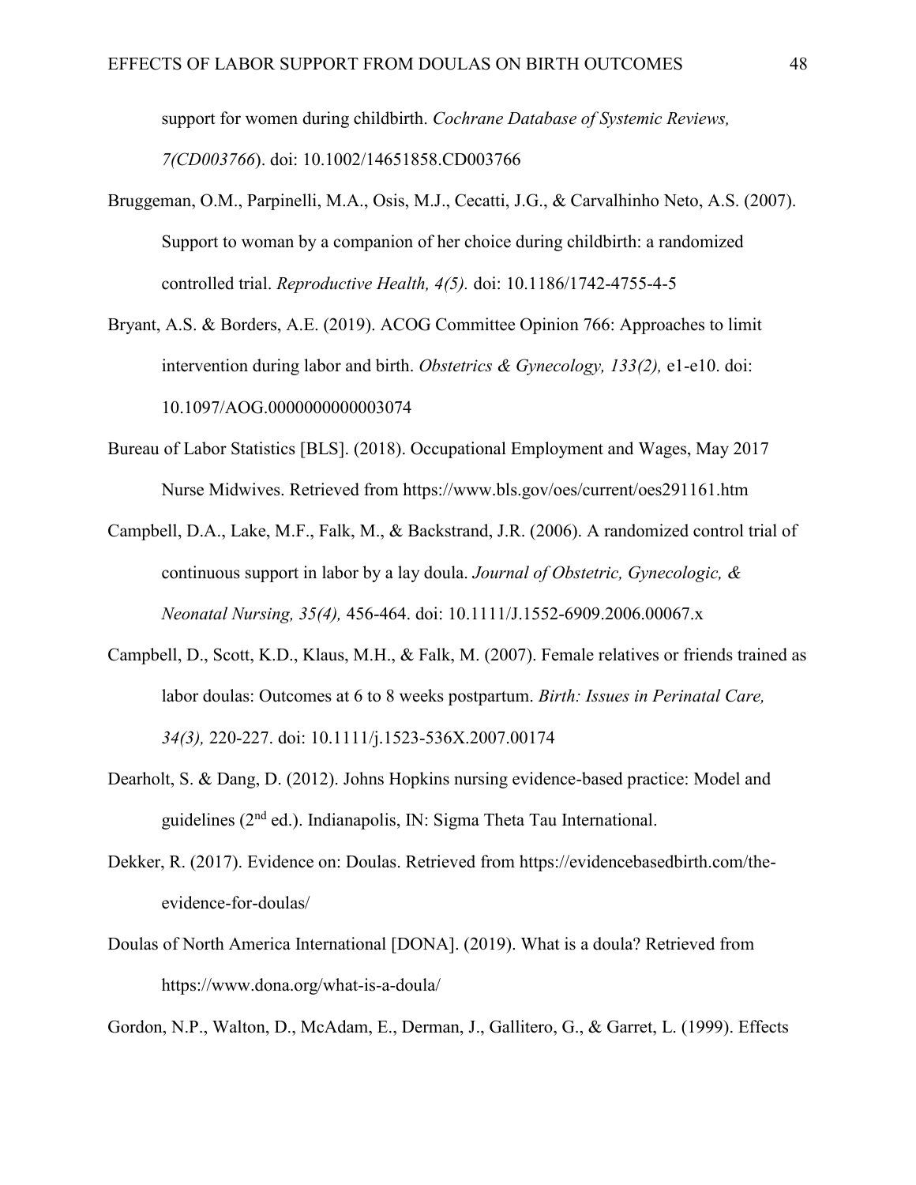support for women during childbirth. *Cochrane Database of Systemic Reviews, 7(CD003766*). doi: 10.1002/14651858.CD003766

Bruggeman, O.M., Parpinelli, M.A., Osis, M.J., Cecatti, J.G., & Carvalhinho Neto, A.S. (2007). Support to woman by a companion of her choice during childbirth: a randomized controlled trial. *Reproductive Health, 4(5).* doi: 10.1186/1742-4755-4-5

Bryant, A.S. & Borders, A.E. (2019). ACOG Committee Opinion 766: Approaches to limit intervention during labor and birth. *Obstetrics & Gynecology, 133(2),* e1-e10. doi: 10.1097/AOG.0000000000003074

Bureau of Labor Statistics [BLS]. (2018). Occupational Employment and Wages, May 2017 Nurse Midwives. Retrieved from https://www.bls.gov/oes/current/oes291161.htm

Campbell, D.A., Lake, M.F., Falk, M., & Backstrand, J.R. (2006). A randomized control trial of continuous support in labor by a lay doula. *Journal of Obstetric, Gynecologic, & Neonatal Nursing, 35(4),* 456-464. doi: 10.1111/J.1552-6909.2006.00067.x

Campbell, D., Scott, K.D., Klaus, M.H., & Falk, M. (2007). Female relatives or friends trained as labor doulas: Outcomes at 6 to 8 weeks postpartum. *Birth: Issues in Perinatal Care, 34(3),* 220-227. doi: 10.1111/j.1523-536X.2007.00174

Dearholt, S. & Dang, D. (2012). Johns Hopkins nursing evidence-based practice: Model and guidelines (2nd ed.). Indianapolis, IN: Sigma Theta Tau International.

Dekker, R. (2017). Evidence on: Doulas. Retrieved from https://evidencebasedbirth.com/the-evidence-for-doulas/

Doulas of North America International [DONA]. (2019). What is a doula? Retrieved from https://www.dona.org/what-is-a-doula/

Gordon, N.P., Walton, D., McAdam, E., Derman, J., Gallitero, G., & Garret, L. (1999). Effects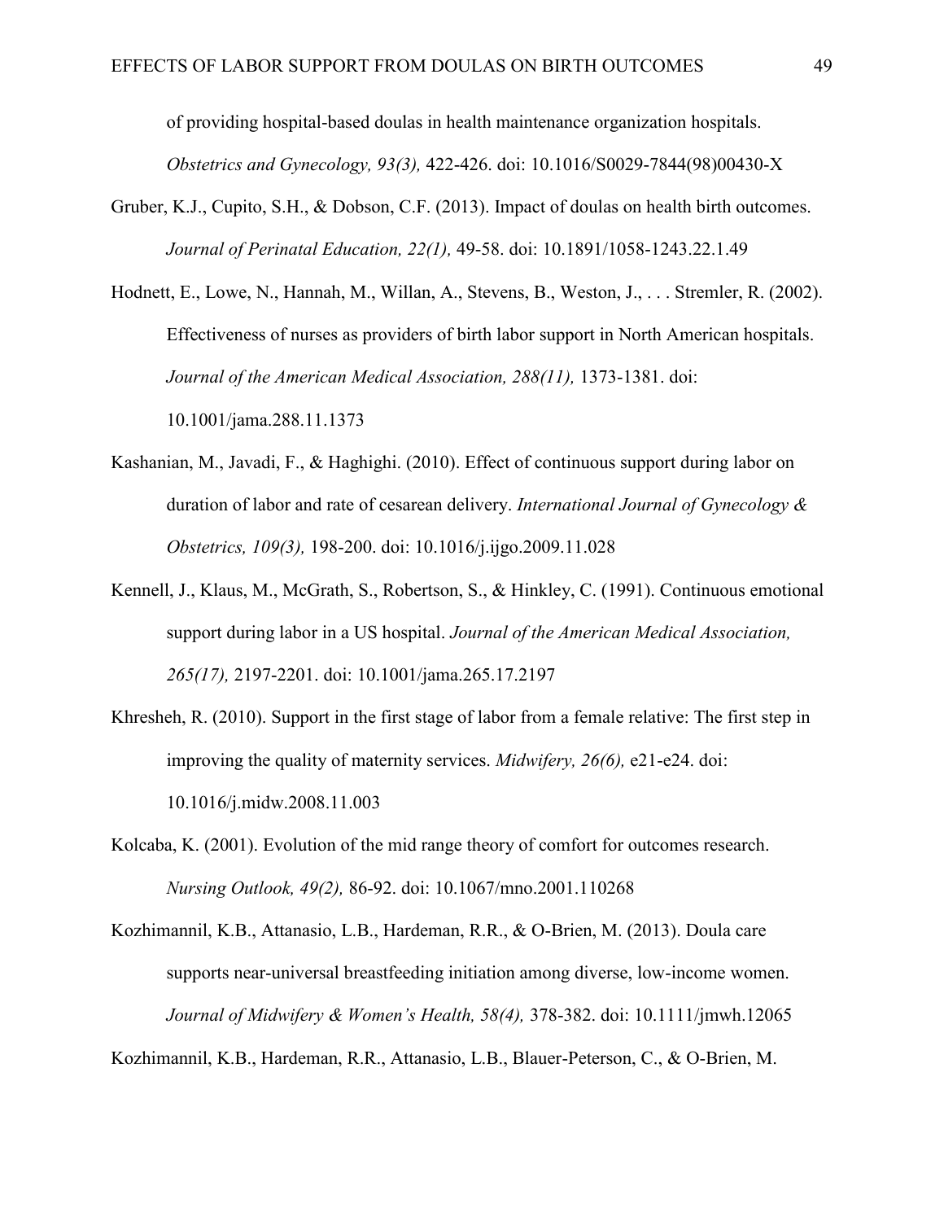of providing hospital-based doulas in health maintenance organization hospitals. *Obstetrics and Gynecology, 93(3),* 422-426. doi: 10.1016/S0029-7844(98)00430-X

Gruber, K.J., Cupito, S.H., & Dobson, C.F. (2013). Impact of doulas on health birth outcomes. *Journal of Perinatal Education, 22(1),* 49-58. doi: 10.1891/1058-1243.22.1.49

Hodnett, E., Lowe, N., Hannah, M., Willan, A., Stevens, B., Weston, J., . . . Stremler, R. (2002). Effectiveness of nurses as providers of birth labor support in North American hospitals. *Journal of the American Medical Association, 288(11),* 1373-1381. doi: 10.1001/jama.288.11.1373

Kashanian, M., Javadi, F., & Haghighi. (2010). Effect of continuous support during labor on duration of labor and rate of cesarean delivery. *International Journal of Gynecology & Obstetrics, 109(3),* 198-200. doi: 10.1016/j.ijgo.2009.11.028

Kennell, J., Klaus, M., McGrath, S., Robertson, S., & Hinkley, C. (1991). Continuous emotional support during labor in a US hospital. *Journal of the American Medical Association, 265(17),* 2197-2201. doi: 10.1001/jama.265.17.2197

Khresheh, R. (2010). Support in the first stage of labor from a female relative: The first step in improving the quality of maternity services. *Midwifery, 26(6),* e21-e24. doi: 10.1016/j.midw.2008.11.003

Kolcaba, K. (2001). Evolution of the mid range theory of comfort for outcomes research. *Nursing Outlook, 49(2),* 86-92. doi: 10.1067/mno.2001.110268

Kozhimannil, K.B., Attanasio, L.B., Hardeman, R.R., & O-Brien, M. (2013). Doula care supports near-universal breastfeeding initiation among diverse, low-income women. *Journal of Midwifery & Women's Health, 58(4),* 378-382. doi: 10.1111/jmwh.12065

Kozhimannil, K.B., Hardeman, R.R., Attanasio, L.B., Blauer-Peterson, C., & O-Brien, M.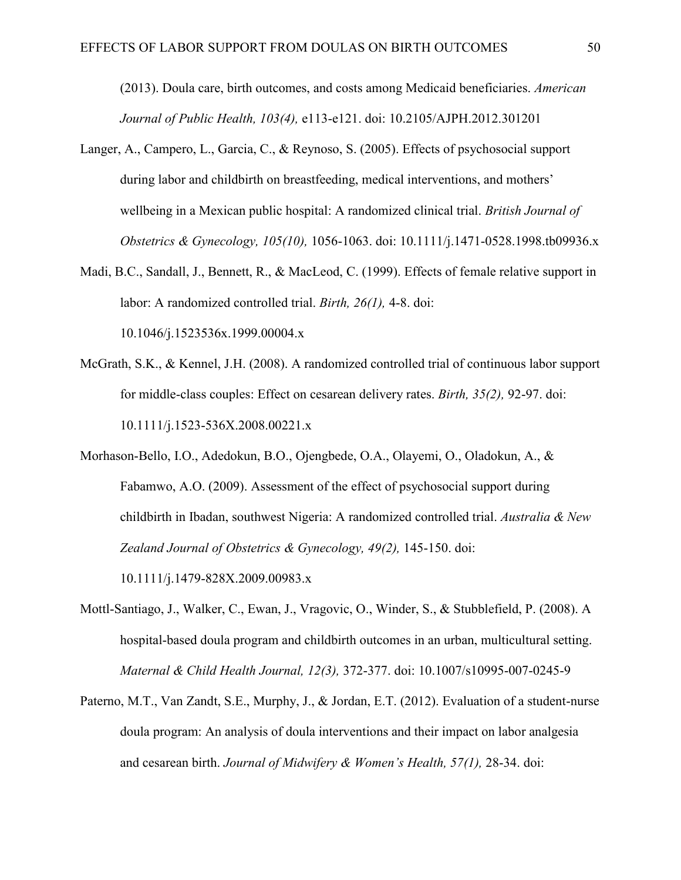(2013). Doula care, birth outcomes, and costs among Medicaid beneficiaries. *American Journal of Public Health, 103(4),* e113-e121. doi: 10.2105/AJPH.2012.301201

Langer, A., Campero, L., Garcia, C., & Reynoso, S. (2005). Effects of psychosocial support during labor and childbirth on breastfeeding, medical interventions, and mothers' wellbeing in a Mexican public hospital: A randomized clinical trial. *British Journal of Obstetrics & Gynecology, 105(10),* 1056-1063. doi: 10.1111/j.1471-0528.1998.tb09936.x

Madi, B.C., Sandall, J., Bennett, R., & MacLeod, C. (1999). Effects of female relative support in labor: A randomized controlled trial. *Birth, 26(1),* 4-8. doi: 10.1046/j.1523536x.1999.00004.x

McGrath, S.K., & Kennel, J.H. (2008). A randomized controlled trial of continuous labor support for middle-class couples: Effect on cesarean delivery rates. *Birth, 35(2),* 92-97. doi: 10.1111/j.1523-536X.2008.00221.x

Morhason-Bello, I.O., Adedokun, B.O., Ojengbede, O.A., Olayemi, O., Oladokun, A., & Fabamwo, A.O. (2009). Assessment of the effect of psychosocial support during childbirth in Ibadan, southwest Nigeria: A randomized controlled trial. *Australia & New Zealand Journal of Obstetrics & Gynecology, 49(2),* 145-150. doi: 10.1111/j.1479-828X.2009.00983.x

Mottl-Santiago, J., Walker, C., Ewan, J., Vragovic, O., Winder, S., & Stubblefield, P. (2008). A hospital-based doula program and childbirth outcomes in an urban, multicultural setting. *Maternal & Child Health Journal, 12(3),* 372-377. doi: 10.1007/s10995-007-0245-9

Paterno, M.T., Van Zandt, S.E., Murphy, J., & Jordan, E.T. (2012). Evaluation of a student-nurse doula program: An analysis of doula interventions and their impact on labor analgesia and cesarean birth. *Journal of Midwifery & Women's Health, 57(1),* 28-34. doi: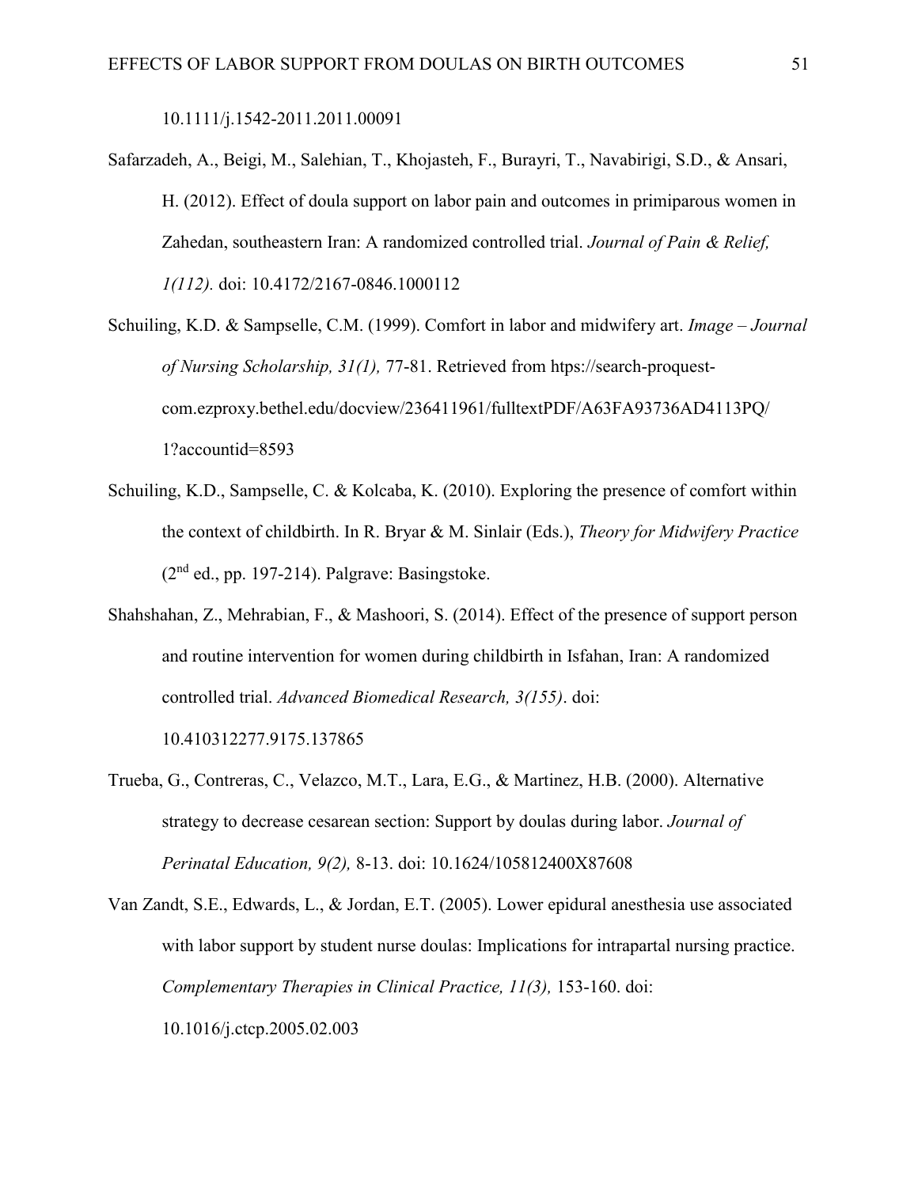10.1111/j.1542-2011.2011.00091

Safarzadeh, A., Beigi, M., Salehian, T., Khojasteh, F., Burayri, T., Navabirigi, S.D., & Ansari, H. (2012). Effect of doula support on labor pain and outcomes in primiparous women in Zahedan, southeastern Iran: A randomized controlled trial. *Journal of Pain & Relief, 1(112).* doi: 10.4172/2167-0846.1000112

Schuiling, K.D. & Sampselle, C.M. (1999). Comfort in labor and midwifery art. *Image – Journal of Nursing Scholarship, 31(1),* 77-81. Retrieved from htps://search-proquest-com.ezproxy.bethel.edu/docview/236411961/fulltextPDF/A63FA93736AD4113PQ/1?accountid=8593

Schuiling, K.D., Sampselle, C. & Kolcaba, K. (2010). Exploring the presence of comfort within the context of childbirth. In R. Bryar & M. Sinlair (Eds.), *Theory for Midwifery Practice* (2nd ed., pp. 197-214). Palgrave: Basingstoke.

Shahshahan, Z., Mehrabian, F., & Mashoori, S. (2014). Effect of the presence of support person and routine intervention for women during childbirth in Isfahan, Iran: A randomized controlled trial. *Advanced Biomedical Research, 3(155)*. doi: 10.410312277.9175.137865

Trueba, G., Contreras, C., Velazco, M.T., Lara, E.G., & Martinez, H.B. (2000). Alternative strategy to decrease cesarean section: Support by doulas during labor. *Journal of Perinatal Education, 9(2),* 8-13. doi: 10.1624/105812400X87608

Van Zandt, S.E., Edwards, L., & Jordan, E.T. (2005). Lower epidural anesthesia use associated with labor support by student nurse doulas: Implications for intrapartal nursing practice. *Complementary Therapies in Clinical Practice, 11(3),* 153-160. doi: 10.1016/j.ctcp.2005.02.003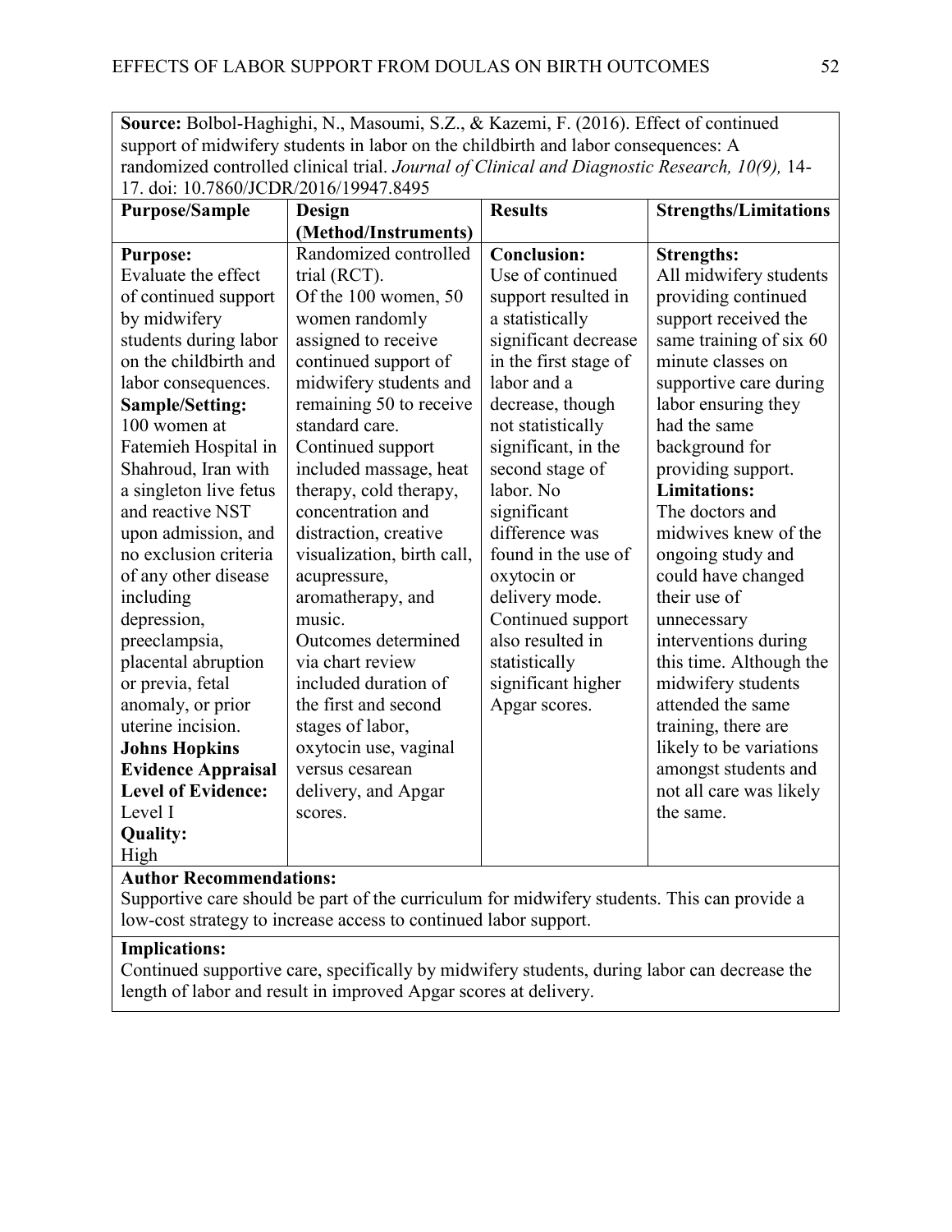**Source:** Bolbol-Haghighi, N., Masoumi, S.Z., & Kazemi, F. (2016). Effect of continued support of midwifery students in labor on the childbirth and labor consequences: A randomized controlled clinical trial. *Journal of Clinical and Diagnostic Research, 10(9),* 14-17. doi: 10.7860/JCDR/2016/19947.8495

| Purpose/Sample | Design (Method/Instruments) | Results | Strengths/Limitations |
|---|---|---|---|
| **Purpose:** Evaluate the effect of continued support by midwifery students during labor on the childbirth and labor consequences. **Sample/Setting:** 100 women at Fatemieh Hospital in Shahroud, Iran with a singleton live fetus and reactive NST upon admission, and no exclusion criteria of any other disease including depression, preeclampsia, placental abruption or previa, fetal anomaly, or prior uterine incision. **Johns Hopkins Evidence Appraisal Level of Evidence:** Level I **Quality:** High | Randomized controlled trial (RCT). Of the 100 women, 50 women randomly assigned to receive continued support of midwifery students and remaining 50 to receive standard care. Continued support included massage, heat therapy, cold therapy, concentration and distraction, creative visualization, birth call, acupressure, aromatherapy, and music. Outcomes determined via chart review included duration of the first and second stages of labor, oxytocin use, vaginal versus cesarean delivery, and Apgar scores. | **Conclusion:** Use of continued support resulted in a statistically significant decrease in the first stage of labor and a decrease, though not statistically significant, in the second stage of labor. No significant difference was found in the use of oxytocin or delivery mode. Continued support also resulted in statistically significant higher Apgar scores. | **Strengths:** All midwifery students providing continued support received the same training of six 60 minute classes on supportive care during labor ensuring they had the same background for providing support. **Limitations:** The doctors and midwives knew of the ongoing study and could have changed their use of unnecessary interventions during this time. Although the midwifery students attended the same training, there are likely to be variations amongst students and not all care was likely the same. |

**Author Recommendations:**
Supportive care should be part of the curriculum for midwifery students. This can provide a low-cost strategy to increase access to continued labor support.

**Implications:**
Continued supportive care, specifically by midwifery students, during labor can decrease the length of labor and result in improved Apgar scores at delivery.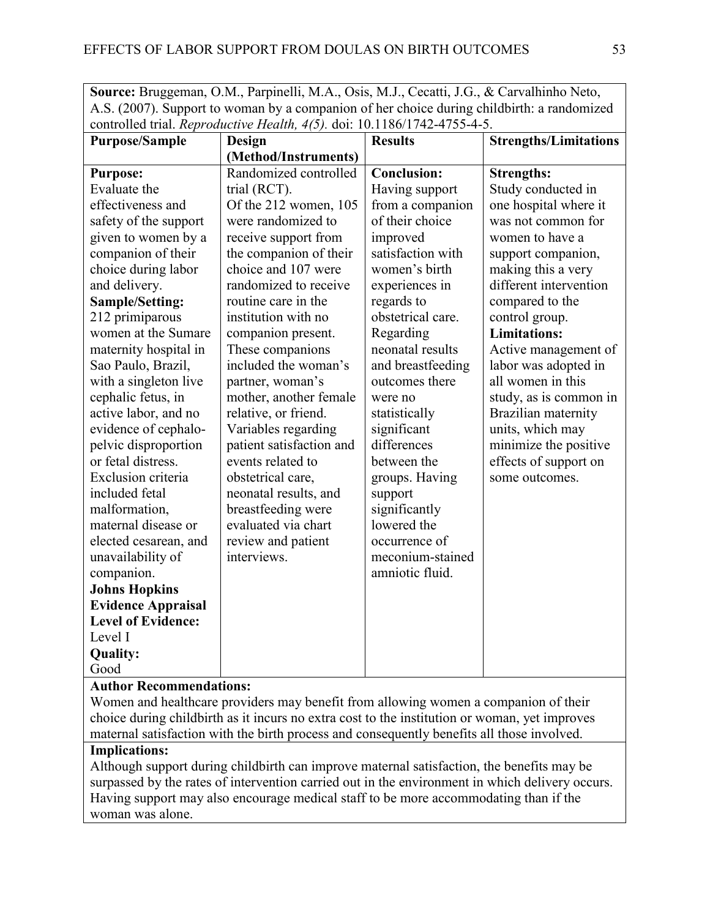**Source:** Bruggeman, O.M., Parpinelli, M.A., Osis, M.J., Cecatti, J.G., & Carvalhinho Neto, A.S. (2007). Support to woman by a companion of her choice during childbirth: a randomized controlled trial. *Reproductive Health, 4(5).* doi: 10.1186/1742-4755-4-5.

| Purpose/Sample | Design (Method/Instruments) | Results | Strengths/Limitations |
|---|---|---|---|
| **Purpose:** Evaluate the effectiveness and safety of the support given to women by a companion of their choice during labor and delivery. **Sample/Setting:** 212 primiparous women at the Sumare maternity hospital in Sao Paulo, Brazil, with a singleton live cephalic fetus, in active labor, and no evidence of cephalo-pelvic disproportion or fetal distress. Exclusion criteria included fetal malformation, maternal disease or elected cesarean, and unavailability of companion. **Johns Hopkins Evidence Appraisal Level of Evidence:** Level I **Quality:** Good | Randomized controlled trial (RCT). Of the 212 women, 105 were randomized to receive support from the companion of their choice and 107 were randomized to receive routine care in the institution with no companion present. These companions included the woman's partner, woman's mother, another female relative, or friend. Variables regarding patient satisfaction and events related to obstetrical care, neonatal results, and breastfeeding were evaluated via chart review and patient interviews. | **Conclusion:** Having support from a companion of their choice improved satisfaction with women's birth experiences in regards to obstetrical care. Regarding neonatal results and breastfeeding outcomes there were no statistically significant differences between the groups. Having support significantly lowered the occurrence of meconium-stained amniotic fluid. | **Strengths:** Study conducted in one hospital where it was not common for women to have a support companion, making this a very different intervention compared to the control group. **Limitations:** Active management of labor was adopted in all women in this study, as is common in Brazilian maternity units, which may minimize the positive effects of support on some outcomes. |

**Author Recommendations:**
Women and healthcare providers may benefit from allowing women a companion of their choice during childbirth as it incurs no extra cost to the institution or woman, yet improves maternal satisfaction with the birth process and consequently benefits all those involved.

**Implications:**
Although support during childbirth can improve maternal satisfaction, the benefits may be surpassed by the rates of intervention carried out in the environment in which delivery occurs. Having support may also encourage medical staff to be more accommodating than if the woman was alone.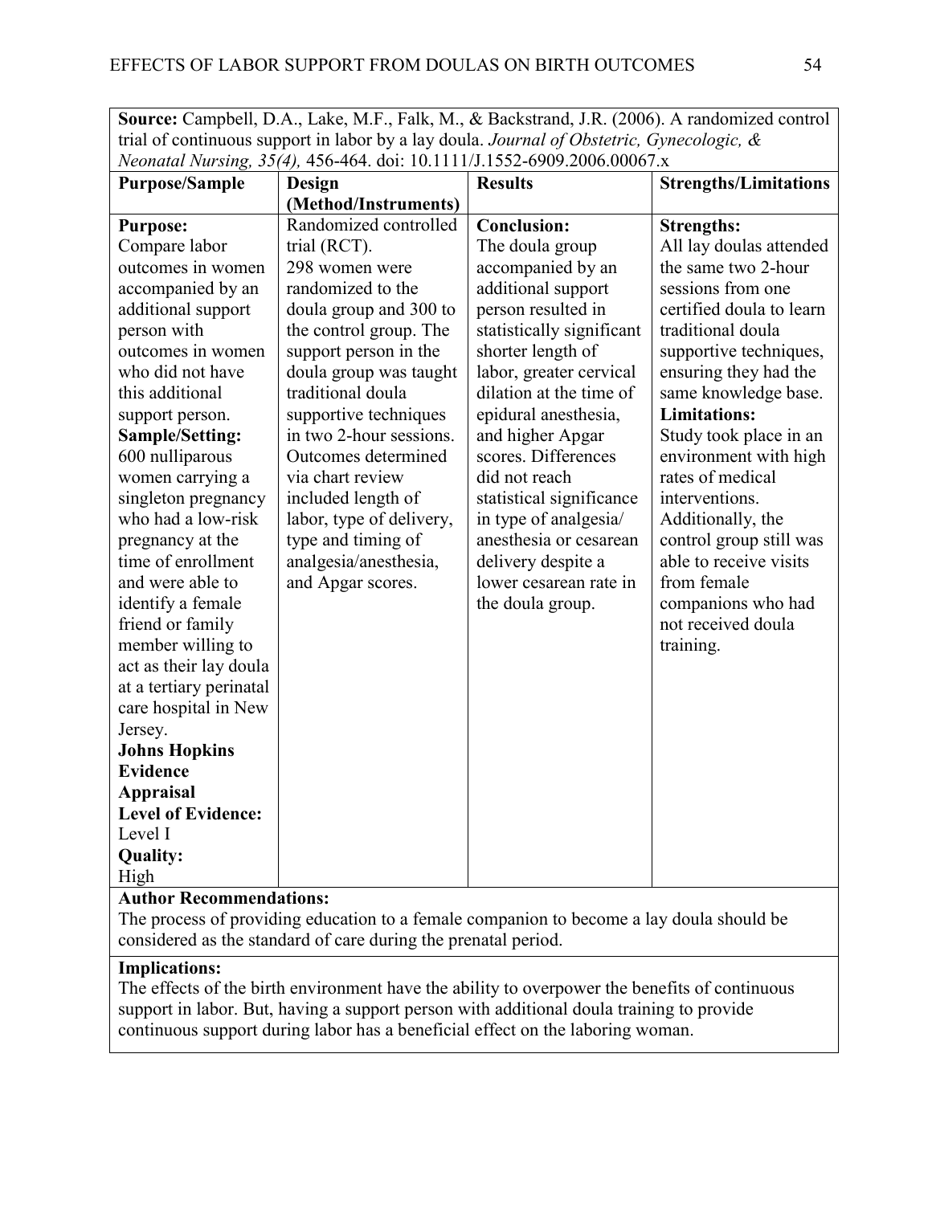**Source:** Campbell, D.A., Lake, M.F., Falk, M., & Backstrand, J.R. (2006). A randomized control trial of continuous support in labor by a lay doula. *Journal of Obstetric, Gynecologic, & Neonatal Nursing, 35(4),* 456-464. doi: 10.1111/J.1552-6909.2006.00067.x

| Purpose/Sample | Design (Method/Instruments) | Results | Strengths/Limitations |
|---|---|---|---|
| **Purpose:** Compare labor outcomes in women accompanied by an additional support person with outcomes in women who did not have this additional support person. **Sample/Setting:** 600 nulliparous women carrying a singleton pregnancy who had a low-risk pregnancy at the time of enrollment and were able to identify a female friend or family member willing to act as their lay doula at a tertiary perinatal care hospital in New Jersey. **Johns Hopkins Evidence Appraisal Level of Evidence:** Level I **Quality:** High | Randomized controlled trial (RCT). 298 women were randomized to the doula group and 300 to the control group. The support person in the doula group was taught traditional doula supportive techniques in two 2-hour sessions. Outcomes determined via chart review included length of labor, type of delivery, type and timing of analgesia/anesthesia, and Apgar scores. | **Conclusion:** The doula group accompanied by an additional support person resulted in statistically significant shorter length of labor, greater cervical dilation at the time of epidural anesthesia, and higher Apgar scores. Differences did not reach statistical significance in type of analgesia/ anesthesia or cesarean delivery despite a lower cesarean rate in the doula group. | **Strengths:** All lay doulas attended the same two 2-hour sessions from one certified doula to learn traditional doula supportive techniques, ensuring they had the same knowledge base. **Limitations:** Study took place in an environment with high rates of medical interventions. Additionally, the control group still was able to receive visits from female companions who had not received doula training. |

**Author Recommendations:**
The process of providing education to a female companion to become a lay doula should be considered as the standard of care during the prenatal period.

**Implications:**
The effects of the birth environment have the ability to overpower the benefits of continuous support in labor. But, having a support person with additional doula training to provide continuous support during labor has a beneficial effect on the laboring woman.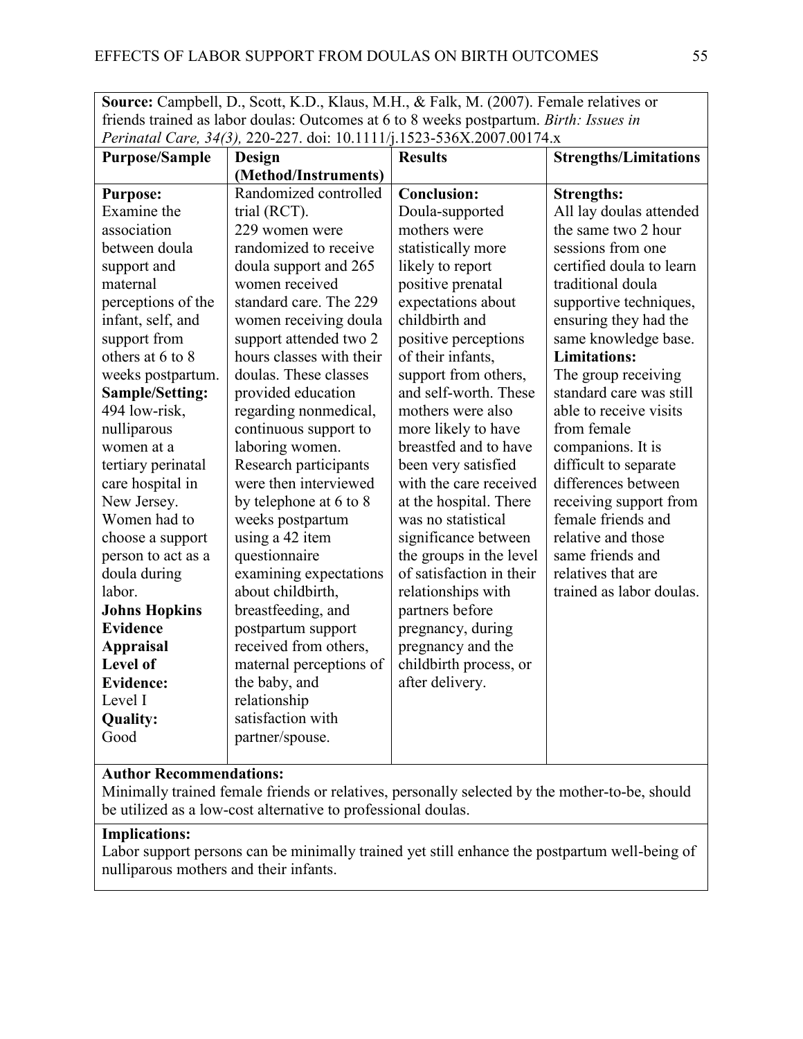**Source:** Campbell, D., Scott, K.D., Klaus, M.H., & Falk, M. (2007). Female relatives or friends trained as labor doulas: Outcomes at 6 to 8 weeks postpartum. *Birth: Issues in Perinatal Care, 34(3),* 220-227. doi: 10.1111/j.1523-536X.2007.00174.x

| Purpose/Sample | Design (Method/Instruments) | Results | Strengths/Limitations |
|---|---|---|---|
| **Purpose:** Examine the association between doula support and maternal perceptions of the infant, self, and support from others at 6 to 8 weeks postpartum. **Sample/Setting:** 494 low-risk, nulliparous women at a tertiary perinatal care hospital in New Jersey. Women had to choose a support person to act as a doula during labor. **Johns Hopkins Evidence Appraisal Level of Evidence:** Level I **Quality:** Good | Randomized controlled trial (RCT). 229 women were randomized to receive doula support and 265 women received standard care. The 229 women receiving doula support attended two 2 hours classes with their doulas. These classes provided education regarding nonmedical, continuous support to laboring women. Research participants were then interviewed by telephone at 6 to 8 weeks postpartum using a 42 item questionnaire examining expectations about childbirth, breastfeeding, and postpartum support received from others, maternal perceptions of the baby, and relationship satisfaction with partner/spouse. | **Conclusion:** Doula-supported mothers were statistically more likely to report positive prenatal expectations about childbirth and positive perceptions of their infants, support from others, and self-worth. These mothers were also more likely to have breastfed and to have been very satisfied with the care received at the hospital. There was no statistical significance between the groups in the level of satisfaction in their relationships with partners before pregnancy, during pregnancy and the childbirth process, or after delivery. | **Strengths:** All lay doulas attended the same two 2 hour sessions from one certified doula to learn traditional doula supportive techniques, ensuring they had the same knowledge base. **Limitations:** The group receiving standard care was still able to receive visits from female companions. It is difficult to separate differences between receiving support from female friends and relative and those same friends and relatives that are trained as labor doulas. |

**Author Recommendations:**
Minimally trained female friends or relatives, personally selected by the mother-to-be, should be utilized as a low-cost alternative to professional doulas.

**Implications:**
Labor support persons can be minimally trained yet still enhance the postpartum well-being of nulliparous mothers and their infants.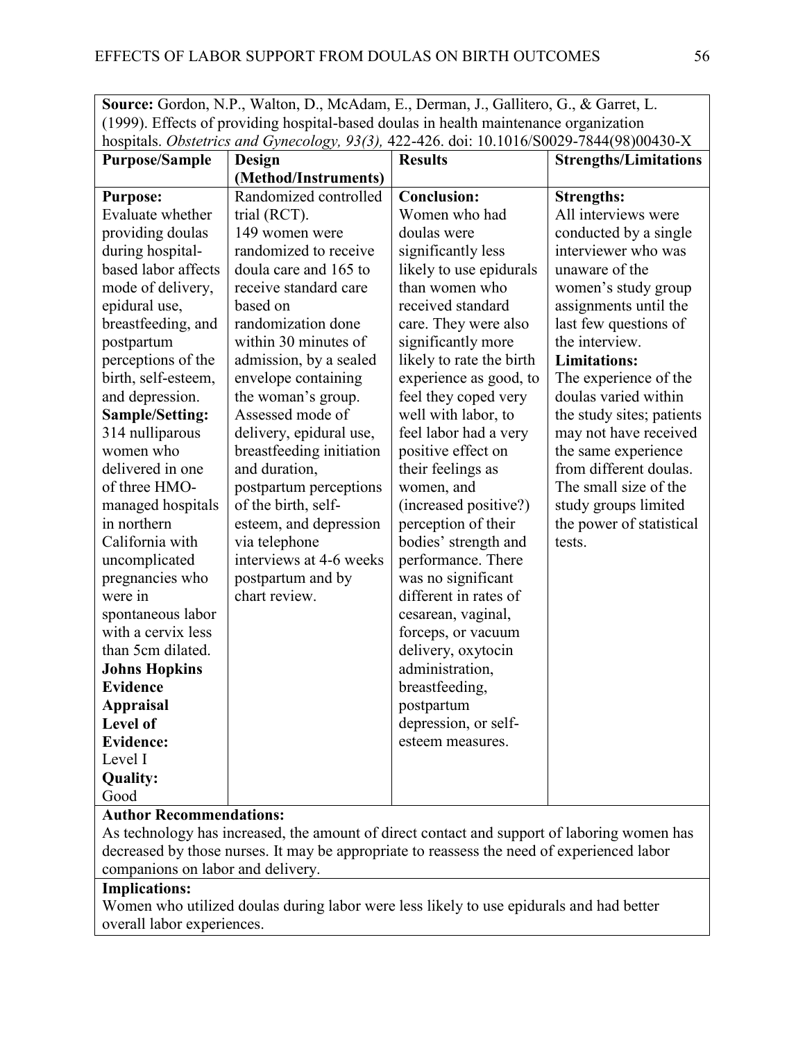**Source:** Gordon, N.P., Walton, D., McAdam, E., Derman, J., Gallitero, G., & Garret, L. (1999). Effects of providing hospital-based doulas in health maintenance organization hospitals. *Obstetrics and Gynecology, 93(3),* 422-426. doi: 10.1016/S0029-7844(98)00430-X

| Purpose/Sample | Design (Method/Instruments) | Results | Strengths/Limitations |
|---|---|---|---|
| **Purpose:** Evaluate whether providing doulas during hospital-based labor affects mode of delivery, epidural use, breastfeeding, and postpartum perceptions of the birth, self-esteem, and depression. **Sample/Setting:** 314 nulliparous women who delivered in one of three HMO-managed hospitals in northern California with uncomplicated pregnancies who were in spontaneous labor with a cervix less than 5cm dilated. **Johns Hopkins Evidence Appraisal Level of Evidence:** Level I **Quality:** Good | Randomized controlled trial (RCT). 149 women were randomized to receive doula care and 165 to receive standard care based on randomization done within 30 minutes of admission, by a sealed envelope containing the woman's group. Assessed mode of delivery, epidural use, breastfeeding initiation and duration, postpartum perceptions of the birth, self-esteem, and depression via telephone interviews at 4-6 weeks postpartum and by chart review. | **Conclusion:** Women who had doulas were significantly less likely to use epidurals than women who received standard care. They were also significantly more likely to rate the birth experience as good, to feel they coped very well with labor, to feel labor had a very positive effect on their feelings as women, and (increased positive?) perception of their bodies' strength and performance. There was no significant different in rates of cesarean, vaginal, forceps, or vacuum delivery, oxytocin administration, breastfeeding, postpartum depression, or self-esteem measures. | **Strengths:** All interviews were conducted by a single interviewer who was unaware of the women's study group assignments until the last few questions of the interview. **Limitations:** The experience of the doulas varied within the study sites; patients may not have received the same experience from different doulas. The small size of the study groups limited the power of statistical tests. |

**Author Recommendations:**
As technology has increased, the amount of direct contact and support of laboring women has decreased by those nurses. It may be appropriate to reassess the need of experienced labor companions on labor and delivery.

**Implications:**
Women who utilized doulas during labor were less likely to use epidurals and had better overall labor experiences.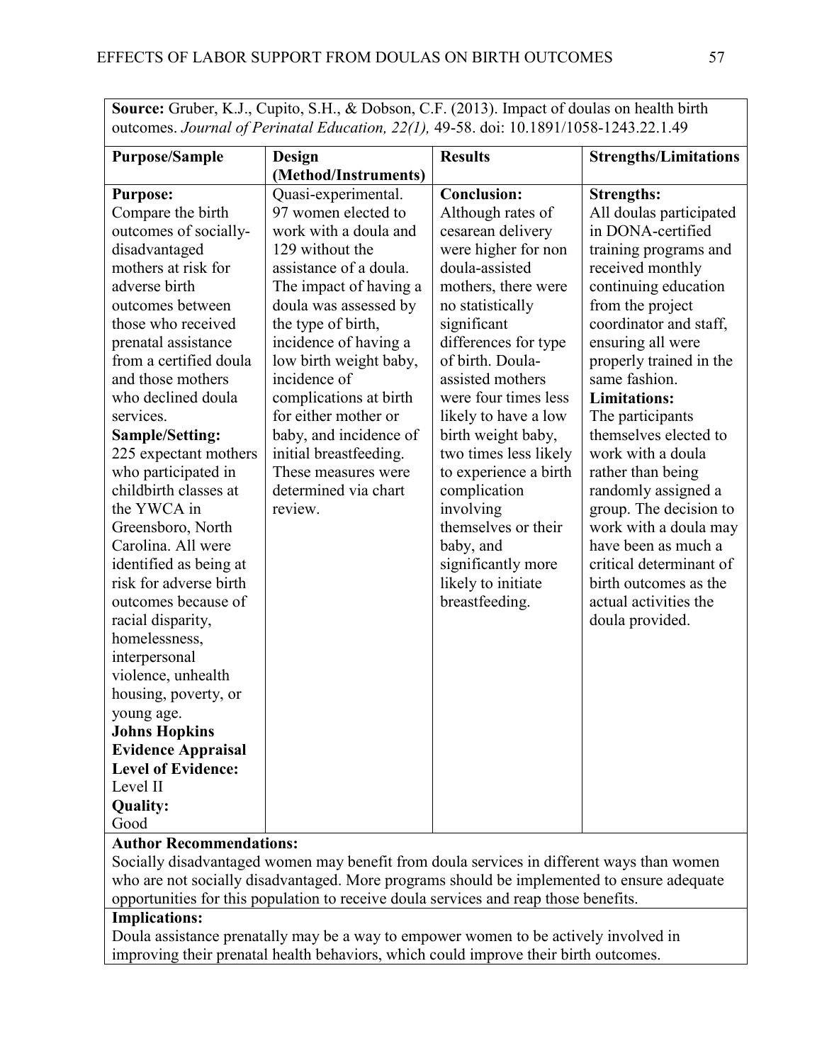**Source:** Gruber, K.J., Cupito, S.H., & Dobson, C.F. (2013). Impact of doulas on health birth outcomes. *Journal of Perinatal Education, 22(1),* 49-58. doi: 10.1891/1058-1243.22.1.49

| Purpose/Sample | Design (Method/Instruments) | Results | Strengths/Limitations |
|---|---|---|---|
| **Purpose:** Compare the birth outcomes of socially-disadvantaged mothers at risk for adverse birth outcomes between those who received prenatal assistance from a certified doula and those mothers who declined doula services. **Sample/Setting:** 225 expectant mothers who participated in childbirth classes at the YWCA in Greensboro, North Carolina. All were identified as being at risk for adverse birth outcomes because of racial disparity, homelessness, interpersonal violence, unhealth housing, poverty, or young age. **Johns Hopkins Evidence Appraisal Level of Evidence:** Level II **Quality:** Good | Quasi-experimental. 97 women elected to work with a doula and 129 without the assistance of a doula. The impact of having a doula was assessed by the type of birth, incidence of having a low birth weight baby, incidence of complications at birth for either mother or baby, and incidence of initial breastfeeding. These measures were determined via chart review. | **Conclusion:** Although rates of cesarean delivery were higher for non doula-assisted mothers, there were no statistically significant differences for type of birth. Doula-assisted mothers were four times less likely to have a low birth weight baby, two times less likely to experience a birth complication involving themselves or their baby, and significantly more likely to initiate breastfeeding. | **Strengths:** All doulas participated in DONA-certified training programs and received monthly continuing education from the project coordinator and staff, ensuring all were properly trained in the same fashion. **Limitations:** The participants themselves elected to work with a doula rather than being randomly assigned a group. The decision to work with a doula may have been as much a critical determinant of birth outcomes as the actual activities the doula provided. |

**Author Recommendations:**
Socially disadvantaged women may benefit from doula services in different ways than women who are not socially disadvantaged. More programs should be implemented to ensure adequate opportunities for this population to receive doula services and reap those benefits.

**Implications:**
Doula assistance prenatally may be a way to empower women to be actively involved in improving their prenatal health behaviors, which could improve their birth outcomes.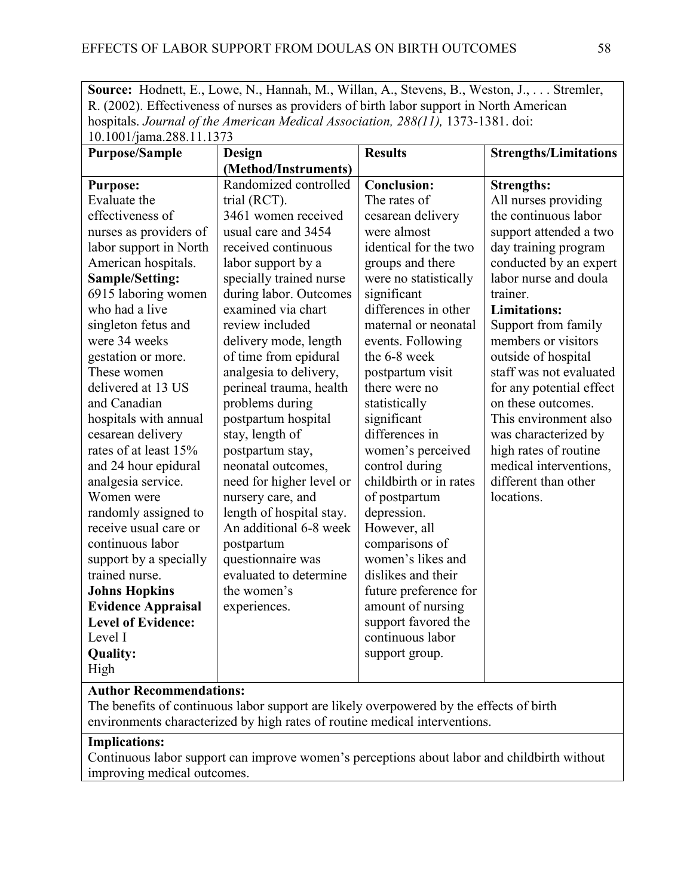**Source:** Hodnett, E., Lowe, N., Hannah, M., Willan, A., Stevens, B., Weston, J., . . . Stremler, R. (2002). Effectiveness of nurses as providers of birth labor support in North American hospitals. *Journal of the American Medical Association, 288(11),* 1373-1381. doi: 10.1001/jama.288.11.1373

| Purpose/Sample | Design (Method/Instruments) | Results | Strengths/Limitations |
|---|---|---|---|
| **Purpose:** Evaluate the effectiveness of nurses as providers of labor support in North American hospitals. **Sample/Setting:** 6915 laboring women who had a live singleton fetus and were 34 weeks gestation or more. These women delivered at 13 US and Canadian hospitals with annual cesarean delivery rates of at least 15% and 24 hour epidural analgesia service. Women were randomly assigned to receive usual care or continuous labor support by a specially trained nurse. **Johns Hopkins Evidence Appraisal Level of Evidence:** Level I **Quality:** High | Randomized controlled trial (RCT). 3461 women received usual care and 3454 received continuous labor support by a specially trained nurse during labor. Outcomes examined via chart review included delivery mode, length of time from epidural analgesia to delivery, perineal trauma, health problems during postpartum hospital stay, length of postpartum stay, neonatal outcomes, need for higher level or nursery care, and length of hospital stay. An additional 6-8 week postpartum questionnaire was evaluated to determine the women's experiences. | **Conclusion:** The rates of cesarean delivery were almost identical for the two groups and there were no statistically significant differences in other maternal or neonatal events. Following the 6-8 week postpartum visit there were no statistically significant differences in women's perceived control during childbirth or in rates of postpartum depression. However, all comparisons of women's likes and dislikes and their future preference for amount of nursing support favored the continuous labor support group. | **Strengths:** All nurses providing the continuous labor support attended a two day training program conducted by an expert labor nurse and doula trainer. **Limitations:** Support from family members or visitors outside of hospital staff was not evaluated for any potential effect on these outcomes. This environment also was characterized by high rates of routine medical interventions, different than other locations. |

**Author Recommendations:**
The benefits of continuous labor support are likely overpowered by the effects of birth environments characterized by high rates of routine medical interventions.

**Implications:**
Continuous labor support can improve women's perceptions about labor and childbirth without improving medical outcomes.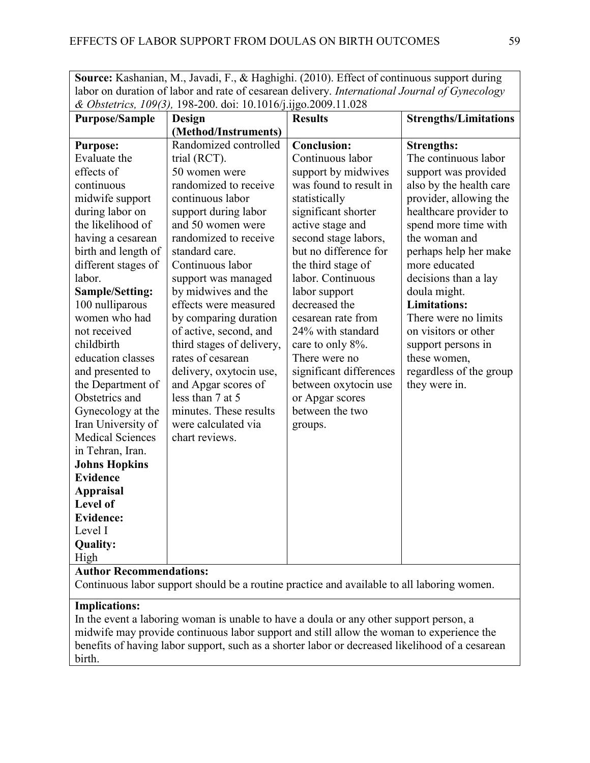**Source:** Kashanian, M., Javadi, F., & Haghighi. (2010). Effect of continuous support during labor on duration of labor and rate of cesarean delivery. *International Journal of Gynecology & Obstetrics, 109(3),* 198-200. doi: 10.1016/j.ijgo.2009.11.028

| Purpose/Sample | Design (Method/Instruments) | Results | Strengths/Limitations |
|---|---|---|---|
| **Purpose:** Evaluate the effects of continuous midwife support during labor on the likelihood of having a cesarean birth and length of different stages of labor. **Sample/Setting:** 100 nulliparous women who had not received childbirth education classes and presented to the Department of Obstetrics and Gynecology at the Iran University of Medical Sciences in Tehran, Iran. **Johns Hopkins Evidence Appraisal Level of Evidence:** Level I **Quality:** High | Randomized controlled trial (RCT). 50 women were randomized to receive continuous labor support during labor and 50 women were randomized to receive standard care. Continuous labor support was managed by midwives and the effects were measured by comparing duration of active, second, and third stages of delivery, rates of cesarean delivery, oxytocin use, and Apgar scores of less than 7 at 5 minutes. These results were calculated via chart reviews. | **Conclusion:** Continuous labor support by midwives was found to result in statistically significant shorter active stage and second stage labors, but no difference for the third stage of labor. Continuous labor support decreased the cesarean rate from 24% with standard care to only 8%. There were no significant differences between oxytocin use or Apgar scores between the two groups. | **Strengths:** The continuous labor support was provided also by the health care provider, allowing the healthcare provider to spend more time with the woman and perhaps help her make more educated decisions than a lay doula might. **Limitations:** There were no limits on visitors or other support persons in these women, regardless of the group they were in. |

**Author Recommendations:**
Continuous labor support should be a routine practice and available to all laboring women.

**Implications:**
In the event a laboring woman is unable to have a doula or any other support person, a midwife may provide continuous labor support and still allow the woman to experience the benefits of having labor support, such as a shorter labor or decreased likelihood of a cesarean birth.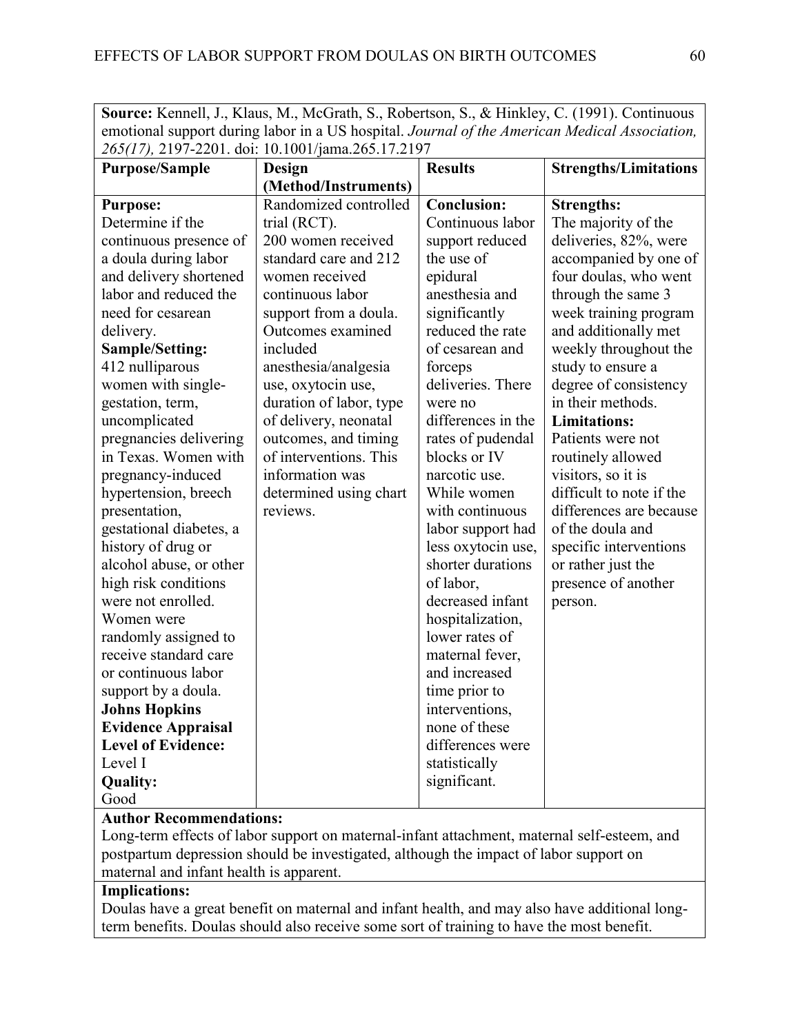| **Source:** Kennell, J., Klaus, M., McGrath, S., Robertson, S., & Hinkley, C. (1991). Continuous emotional support during labor in a US hospital. *Journal of the American Medical Association, 265(17),* 2197-2201. doi: 10.1001/jama.265.17.2197 | | | |
|---|---|---|---|
| **Purpose/Sample** | **Design (Method/Instruments)** | **Results** | **Strengths/Limitations** |
| **Purpose:** Determine if the continuous presence of a doula during labor and delivery shortened labor and reduced the need for cesarean delivery. **Sample/Setting:** 412 nulliparous women with single-gestation, term, uncomplicated pregnancies delivering in Texas. Women with pregnancy-induced hypertension, breech presentation, gestational diabetes, a history of drug or alcohol abuse, or other high risk conditions were not enrolled. Women were randomly assigned to receive standard care or continuous labor support by a doula. **Johns Hopkins Evidence Appraisal Level of Evidence:** Level I **Quality:** Good | Randomized controlled trial (RCT). 200 women received standard care and 212 women received continuous labor support from a doula. Outcomes examined included anesthesia/analgesia use, oxytocin use, duration of labor, type of delivery, neonatal outcomes, and timing of interventions. This information was determined using chart reviews. | **Conclusion:** Continuous labor support reduced the use of epidural anesthesia and significantly reduced the rate of cesarean and forceps deliveries. There were no differences in the rates of pudendal blocks or IV narcotic use. While women with continuous labor support had less oxytocin use, shorter durations of labor, decreased infant hospitalization, lower rates of maternal fever, and increased time prior to interventions, none of these differences were statistically significant. | **Strengths:** The majority of the deliveries, 82%, were accompanied by one of four doulas, who went through the same 3 week training program and additionally met weekly throughout the study to ensure a degree of consistency in their methods. **Limitations:** Patients were not routinely allowed visitors, so it is difficult to note if the differences are because of the doula and specific interventions or rather just the presence of another person. |
| **Author Recommendations:** Long-term effects of labor support on maternal-infant attachment, maternal self-esteem, and postpartum depression should be investigated, although the impact of labor support on maternal and infant health is apparent. | | | |
| **Implications:** Doulas have a great benefit on maternal and infant health, and may also have additional long-term benefits. Doulas should also receive some sort of training to have the most benefit. | | | |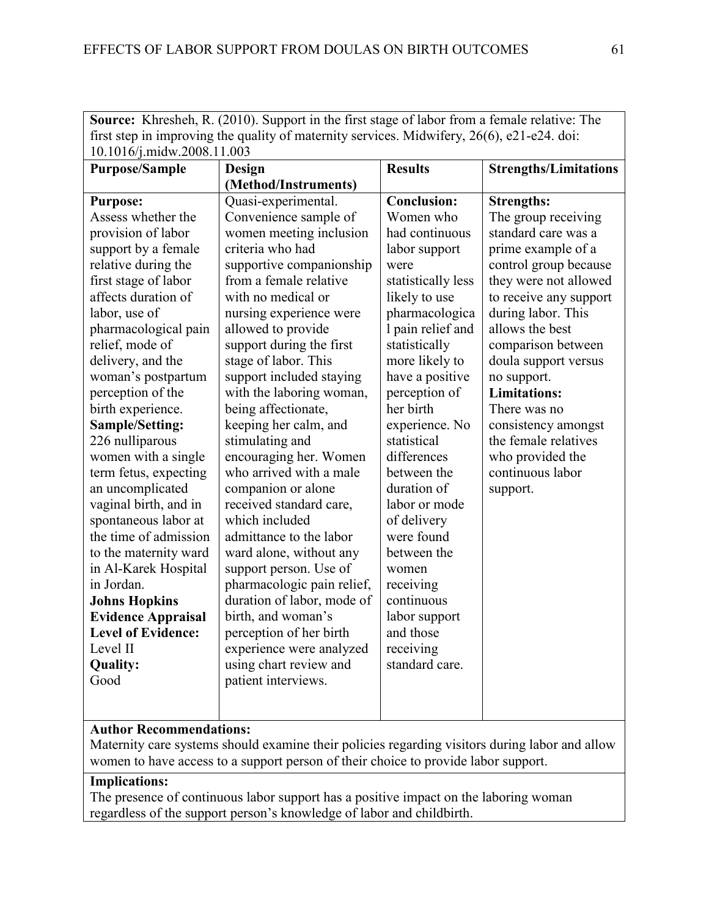**Source:** Khresheh, R. (2010). Support in the first stage of labor from a female relative: The first step in improving the quality of maternity services. Midwifery, 26(6), e21-e24. doi: 10.1016/j.midw.2008.11.003

| Purpose/Sample | Design (Method/Instruments) | Results | Strengths/Limitations |
|---|---|---|---|
| **Purpose:** Assess whether the provision of labor support by a female relative during the first stage of labor affects duration of labor, use of pharmacological pain relief, mode of delivery, and the woman's postpartum perception of the birth experience. **Sample/Setting:** 226 nulliparous women with a single term fetus, expecting an uncomplicated vaginal birth, and in spontaneous labor at the time of admission to the maternity ward in Al-Karek Hospital in Jordan. **Johns Hopkins Evidence Appraisal Level of Evidence:** Level II **Quality:** Good | Quasi-experimental. Convenience sample of women meeting inclusion criteria who had supportive companionship from a female relative with no medical or nursing experience were allowed to provide support during the first stage of labor. This support included staying with the laboring woman, being affectionate, keeping her calm, and stimulating and encouraging her. Women who arrived with a male companion or alone received standard care, which included admittance to the labor ward alone, without any support person. Use of pharmacologic pain relief, duration of labor, mode of birth, and woman's perception of her birth experience were analyzed using chart review and patient interviews. | **Conclusion:** Women who had continuous labor support were statistically less likely to use pharmacological pain relief and statistically more likely to have a positive perception of her birth experience. No statistical differences between the duration of labor or mode of delivery were found between the women receiving continuous labor support and those receiving standard care. | **Strengths:** The group receiving standard care was a prime example of a control group because they were not allowed to receive any support during labor. This allows the best comparison between doula support versus no support. **Limitations:** There was no consistency amongst the female relatives who provided the continuous labor support. |

**Author Recommendations:**
Maternity care systems should examine their policies regarding visitors during labor and allow women to have access to a support person of their choice to provide labor support.

**Implications:**
The presence of continuous labor support has a positive impact on the laboring woman regardless of the support person's knowledge of labor and childbirth.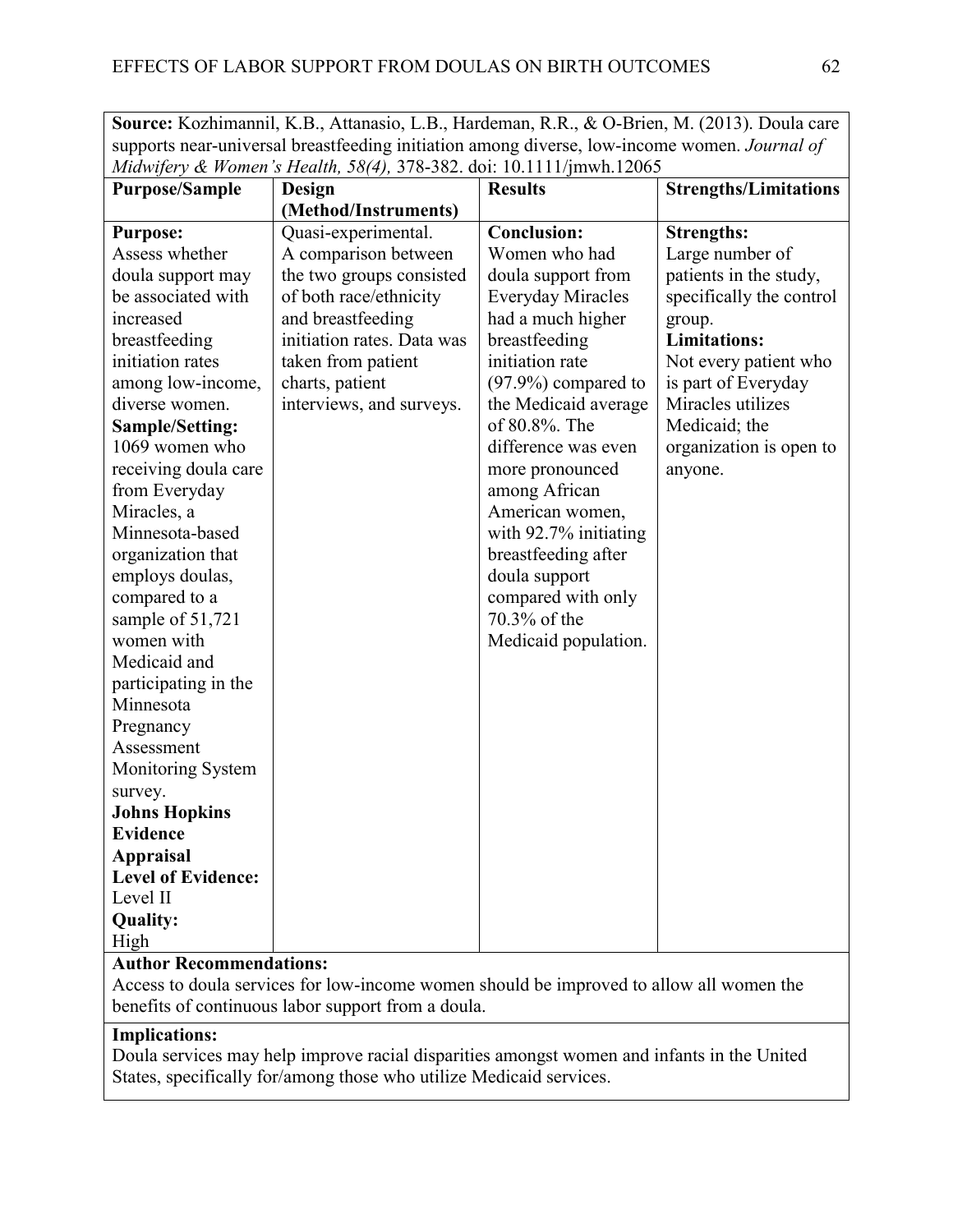**Source:** Kozhimannil, K.B., Attanasio, L.B., Hardeman, R.R., & O-Brien, M. (2013). Doula care supports near-universal breastfeeding initiation among diverse, low-income women. *Journal of Midwifery & Women's Health, 58(4),* 378-382. doi: 10.1111/jmwh.12065

| **Purpose/Sample** | **Design (Method/Instruments)** | **Results** | **Strengths/Limitations** |
|---|---|---|---|
| **Purpose:**<br>Assess whether doula support may be associated with increased breastfeeding initiation rates among low-income, diverse women.<br>**Sample/Setting:**<br>1069 women who receiving doula care from Everyday Miracles, a Minnesota-based organization that employs doulas, compared to a sample of 51,721 women with Medicaid and participating in the Minnesota Pregnancy Assessment Monitoring System survey.<br>**Johns Hopkins Evidence Appraisal Level of Evidence:**<br>Level II<br>**Quality:**<br>High | Quasi-experimental.<br>A comparison between the two groups consisted of both race/ethnicity and breastfeeding initiation rates. Data was taken from patient charts, patient interviews, and surveys. | **Conclusion:**<br>Women who had doula support from Everyday Miracles had a much higher breastfeeding initiation rate (97.9%) compared to the Medicaid average of 80.8%. The difference was even more pronounced among African American women, with 92.7% initiating breastfeeding after doula support compared with only 70.3% of the Medicaid population. | **Strengths:**<br>Large number of patients in the study, specifically the control group.<br>**Limitations:**<br>Not every patient who is part of Everyday Miracles utilizes Medicaid; the organization is open to anyone. |

**Author Recommendations:**
Access to doula services for low-income women should be improved to allow all women the benefits of continuous labor support from a doula.

**Implications:**
Doula services may help improve racial disparities amongst women and infants in the United States, specifically for/among those who utilize Medicaid services.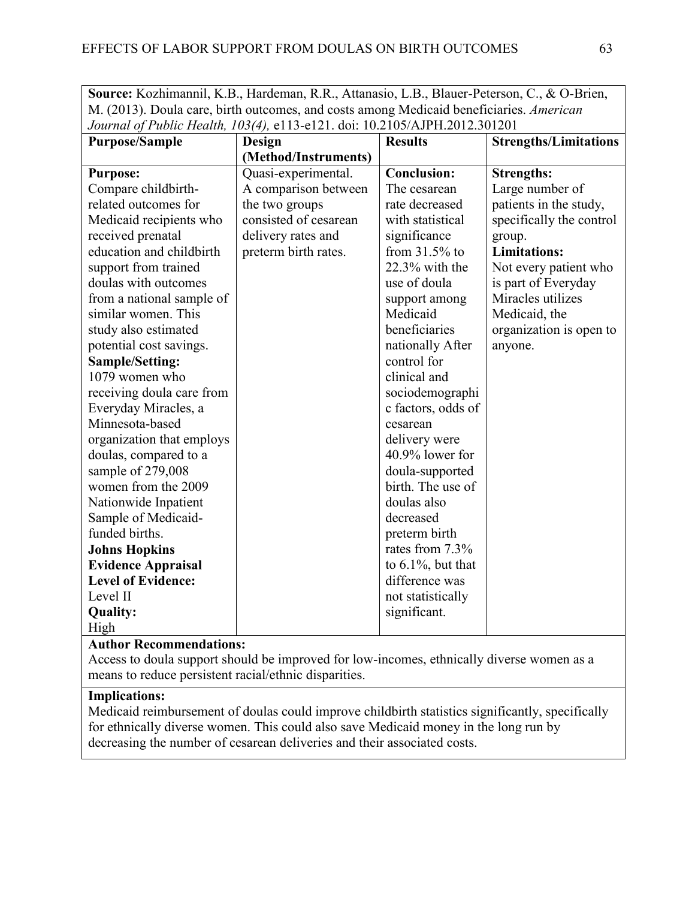**Source:** Kozhimannil, K.B., Hardeman, R.R., Attanasio, L.B., Blauer-Peterson, C., & O-Brien, M. (2013). Doula care, birth outcomes, and costs among Medicaid beneficiaries. *American Journal of Public Health, 103(4),* e113-e121. doi: 10.2105/AJPH.2012.301201

| Purpose/Sample | Design (Method/Instruments) | Results | Strengths/Limitations |
|---|---|---|---|
| **Purpose:** Compare childbirth-related outcomes for Medicaid recipients who received prenatal education and childbirth support from trained doulas with outcomes from a national sample of similar women. This study also estimated potential cost savings. **Sample/Setting:** 1079 women who receiving doula care from Everyday Miracles, a Minnesota-based organization that employs doulas, compared to a sample of 279,008 women from the 2009 Nationwide Inpatient Sample of Medicaid-funded births. **Johns Hopkins Evidence Appraisal Level of Evidence:** Level II **Quality:** High | Quasi-experimental. A comparison between the two groups consisted of cesarean delivery rates and preterm birth rates. | **Conclusion:** The cesarean rate decreased with statistical significance from 31.5% to 22.3% with the use of doula support among Medicaid beneficiaries nationally After control for clinical and sociodemographic factors, odds of cesarean delivery were 40.9% lower for doula-supported birth. The use of doulas also decreased preterm birth rates from 7.3% to 6.1%, but that difference was not statistically significant. | **Strengths:** Large number of patients in the study, specifically the control group. **Limitations:** Not every patient who is part of Everyday Miracles utilizes Medicaid, the organization is open to anyone. |

**Author Recommendations:**
Access to doula support should be improved for low-incomes, ethnically diverse women as a means to reduce persistent racial/ethnic disparities.

**Implications:**
Medicaid reimbursement of doulas could improve childbirth statistics significantly, specifically for ethnically diverse women. This could also save Medicaid money in the long run by decreasing the number of cesarean deliveries and their associated costs.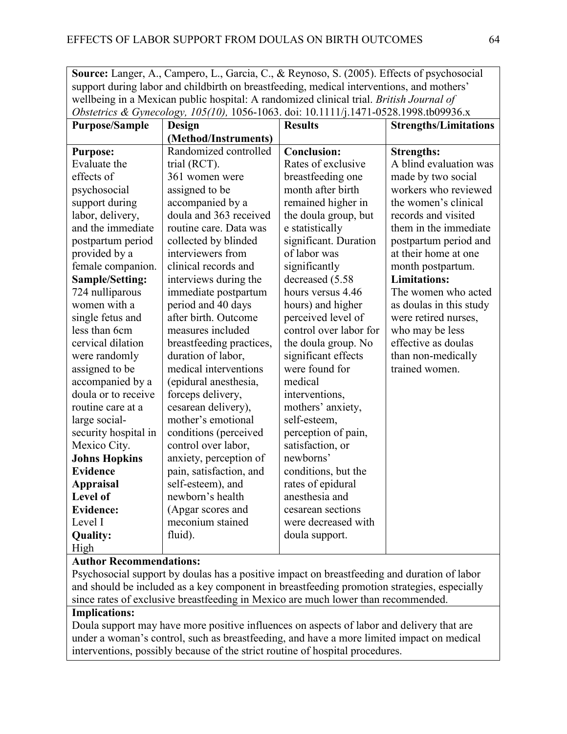| **Source:** Langer, A., Campero, L., Garcia, C., & Reynoso, S. (2005). Effects of psychosocial support during labor and childbirth on breastfeeding, medical interventions, and mothers' wellbeing in a Mexican public hospital: A randomized clinical trial. *British Journal of Obstetrics & Gynecology, 105(10),* 1056-1063. doi: 10.1111/j.1471-0528.1998.tb09936.x | | | |
|---|---|---|---|
| **Purpose/Sample** | **Design (Method/Instruments)** | **Results** | **Strengths/Limitations** |
| **Purpose:** Evaluate the effects of psychosocial support during labor, delivery, and the immediate postpartum period provided by a female companion. **Sample/Setting:** 724 nulliparous women with a single fetus and less than 6cm cervical dilation were randomly assigned to be accompanied by a doula or to receive routine care at a large social-security hospital in Mexico City. **Johns Hopkins Evidence Appraisal Level of Evidence:** Level I **Quality:** High | Randomized controlled trial (RCT). 361 women were assigned to be accompanied by a doula and 363 received routine care. Data was collected by blinded interviewers from clinical records and interviews during the immediate postpartum period and 40 days after birth. Outcome measures included breastfeeding practices, duration of labor, medical interventions (epidural anesthesia, forceps delivery, cesarean delivery), mother's emotional conditions (perceived control over labor, anxiety, perception of pain, satisfaction, and self-esteem), and newborn's health (Apgar scores and meconium stained fluid). | **Conclusion:** Rates of exclusive breastfeeding one month after birth remained higher in the doula group, but e statistically significant. Duration of labor was significantly decreased (5.58 hours versus 4.46 hours) and higher perceived level of control over labor for the doula group. No significant effects were found for medical interventions, mothers' anxiety, self-esteem, perception of pain, satisfaction, or newborns' conditions, but the rates of epidural anesthesia and cesarean sections were decreased with doula support. | **Strengths:** A blind evaluation was made by two social workers who reviewed the women's clinical records and visited them in the immediate postpartum period and at their home at one month postpartum. **Limitations:** The women who acted as doulas in this study were retired nurses, who may be less effective as doulas than non-medically trained women. |
| **Author Recommendations:** Psychosocial support by doulas has a positive impact on breastfeeding and duration of labor and should be included as a key component in breastfeeding promotion strategies, especially since rates of exclusive breastfeeding in Mexico are much lower than recommended. | | | |
| **Implications:** Doula support may have more positive influences on aspects of labor and delivery that are under a woman's control, such as breastfeeding, and have a more limited impact on medical interventions, possibly because of the strict routine of hospital procedures. | | | |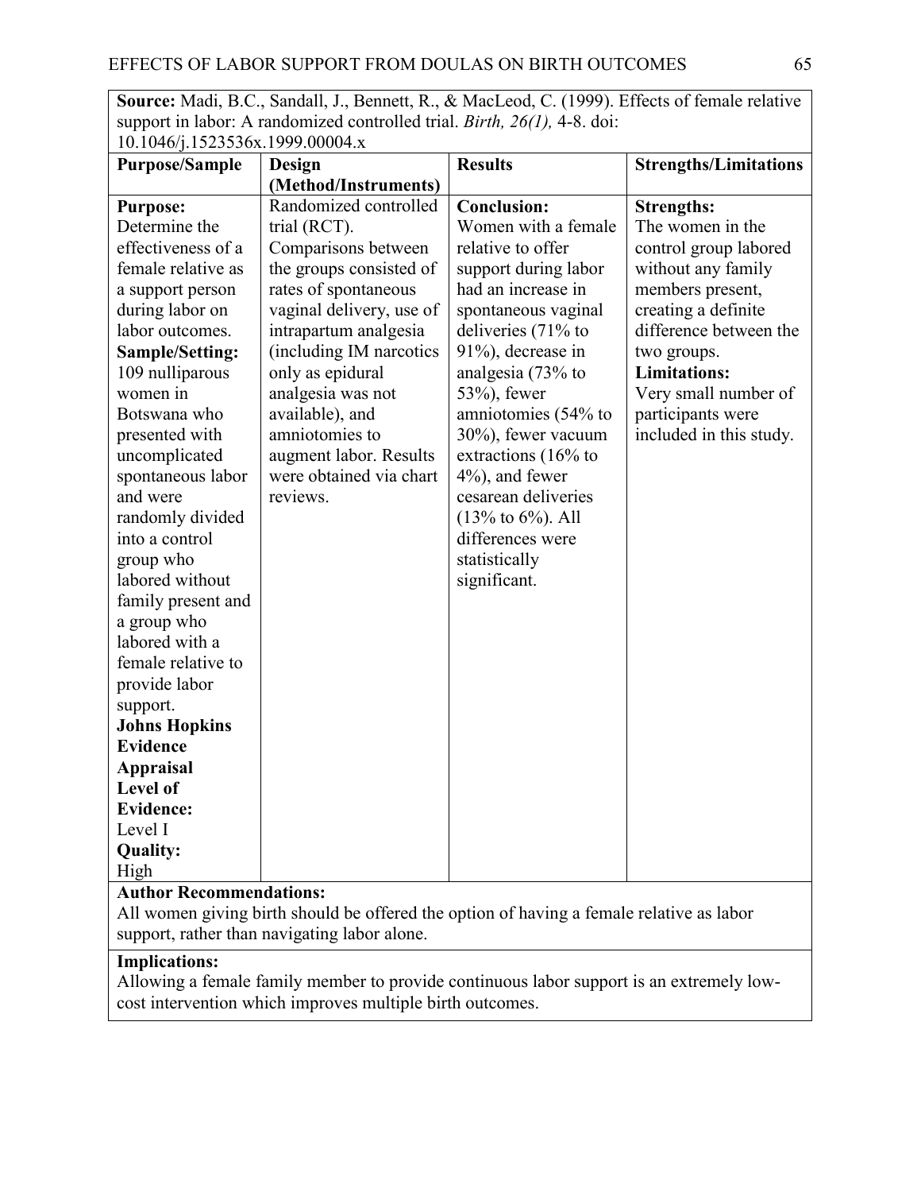**Source:** Madi, B.C., Sandall, J., Bennett, R., & MacLeod, C. (1999). Effects of female relative support in labor: A randomized controlled trial. *Birth, 26(1),* 4-8. doi: 10.1046/j.1523536x.1999.00004.x

| Purpose/Sample | Design (Method/Instruments) | Results | Strengths/Limitations |
|---|---|---|---|
| **Purpose:** Determine the effectiveness of a female relative as a support person during labor on labor outcomes. **Sample/Setting:** 109 nulliparous women in Botswana who presented with uncomplicated spontaneous labor and were randomly divided into a control group who labored without family present and a group who labored with a female relative to provide labor support. **Johns Hopkins Evidence Appraisal Level of Evidence:** Level I **Quality:** High | Randomized controlled trial (RCT). Comparisons between the groups consisted of rates of spontaneous vaginal delivery, use of intrapartum analgesia (including IM narcotics only as epidural analgesia was not available), and amniotomies to augment labor. Results were obtained via chart reviews. | **Conclusion:** Women with a female relative to offer support during labor had an increase in spontaneous vaginal deliveries (71% to 91%), decrease in analgesia (73% to 53%), fewer amniotomies (54% to 30%), fewer vacuum extractions (16% to 4%), and fewer cesarean deliveries (13% to 6%). All differences were statistically significant. | **Strengths:** The women in the control group labored without any family members present, creating a definite difference between the two groups. **Limitations:** Very small number of participants were included in this study. |

**Author Recommendations:**
All women giving birth should be offered the option of having a female relative as labor support, rather than navigating labor alone.

**Implications:**
Allowing a female family member to provide continuous labor support is an extremely low-cost intervention which improves multiple birth outcomes.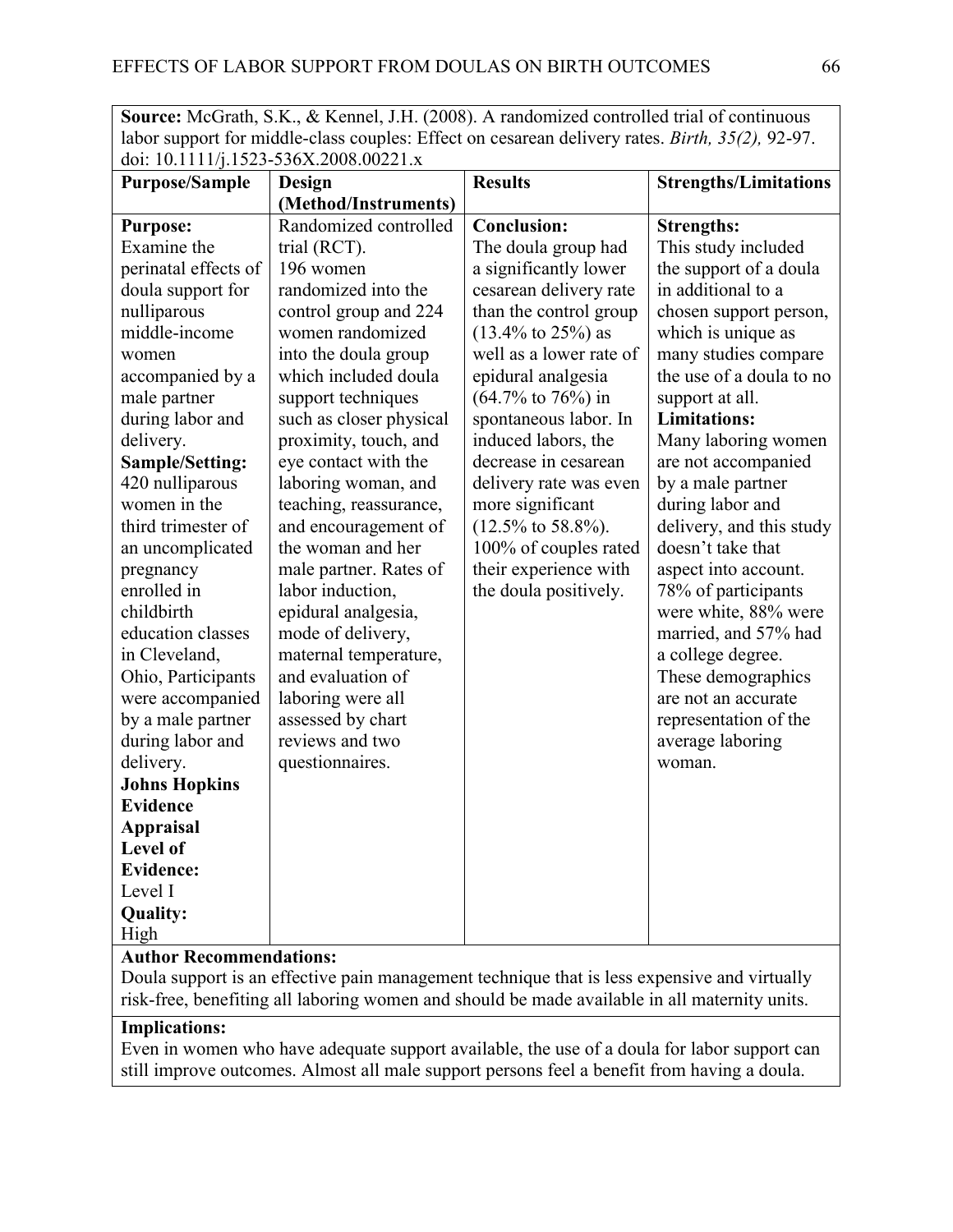**Source:** McGrath, S.K., & Kennel, J.H. (2008). A randomized controlled trial of continuous labor support for middle-class couples: Effect on cesarean delivery rates. *Birth, 35(2),* 92-97. doi: 10.1111/j.1523-536X.2008.00221.x

| Purpose/Sample | Design (Method/Instruments) | Results | Strengths/Limitations |
|---|---|---|---|
| **Purpose:** Examine the perinatal effects of doula support for nulliparous middle-income women accompanied by a male partner during labor and delivery. **Sample/Setting:** 420 nulliparous women in the third trimester of an uncomplicated pregnancy enrolled in childbirth education classes in Cleveland, Ohio, Participants were accompanied by a male partner during labor and delivery. **Johns Hopkins Evidence Appraisal Level of Evidence:** Level I **Quality:** High | Randomized controlled trial (RCT). 196 women randomized into the control group and 224 women randomized into the doula group which included doula support techniques such as closer physical proximity, touch, and eye contact with the laboring woman, and teaching, reassurance, and encouragement of the woman and her male partner. Rates of labor induction, epidural analgesia, mode of delivery, maternal temperature, and evaluation of laboring were all assessed by chart reviews and two questionnaires. | **Conclusion:** The doula group had a significantly lower cesarean delivery rate than the control group (13.4% to 25%) as well as a lower rate of epidural analgesia (64.7% to 76%) in spontaneous labor. In induced labors, the decrease in cesarean delivery rate was even more significant (12.5% to 58.8%). 100% of couples rated their experience with the doula positively. | **Strengths:** This study included the support of a doula in additional to a chosen support person, which is unique as many studies compare the use of a doula to no support at all. **Limitations:** Many laboring women are not accompanied by a male partner during labor and delivery, and this study doesn't take that aspect into account. 78% of participants were white, 88% were married, and 57% had a college degree. These demographics are not an accurate representation of the average laboring woman. |

**Author Recommendations:**
Doula support is an effective pain management technique that is less expensive and virtually risk-free, benefiting all laboring women and should be made available in all maternity units.

**Implications:**
Even in women who have adequate support available, the use of a doula for labor support can still improve outcomes. Almost all male support persons feel a benefit from having a doula.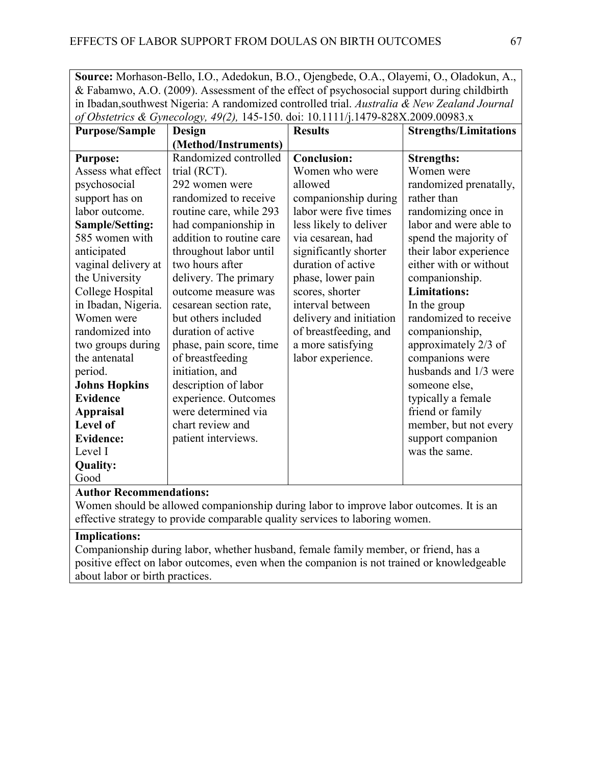**Source:** Morhason-Bello, I.O., Adedokun, B.O., Ojengbede, O.A., Olayemi, O., Oladokun, A., & Fabamwo, A.O. (2009). Assessment of the effect of psychosocial support during childbirth in Ibadan,southwest Nigeria: A randomized controlled trial. *Australia & New Zealand Journal of Obstetrics & Gynecology, 49(2),* 145-150. doi: 10.1111/j.1479-828X.2009.00983.x

| **Purpose/Sample** | **Design (Method/Instruments)** | **Results** | **Strengths/Limitations** |
|---|---|---|---|
| **Purpose:** Assess what effect psychosocial support has on labor outcome. **Sample/Setting:** 585 women with anticipated vaginal delivery at the University College Hospital in Ibadan, Nigeria. Women were randomized into two groups during the antenatal period. **Johns Hopkins Evidence Appraisal Level of Evidence:** Level I **Quality:** Good | Randomized controlled trial (RCT). 292 women were randomized to receive routine care, while 293 had companionship in addition to routine care throughout labor until two hours after delivery. The primary outcome measure was cesarean section rate, but others included duration of active phase, pain score, time of breastfeeding initiation, and description of labor experience. Outcomes were determined via chart review and patient interviews. | **Conclusion:** Women who were allowed companionship during labor were five times less likely to deliver via cesarean, had significantly shorter duration of active phase, lower pain scores, shorter interval between delivery and initiation of breastfeeding, and a more satisfying labor experience. | **Strengths:** Women were randomized prenatally, rather than randomizing once in labor and were able to spend the majority of their labor experience either with or without companionship. **Limitations:** In the group randomized to receive companionship, approximately 2/3 of companions were husbands and 1/3 were someone else, typically a female friend or family member, but not every support companion was the same. |

**Author Recommendations:**
Women should be allowed companionship during labor to improve labor outcomes. It is an effective strategy to provide comparable quality services to laboring women.

**Implications:**
Companionship during labor, whether husband, female family member, or friend, has a positive effect on labor outcomes, even when the companion is not trained or knowledgeable about labor or birth practices.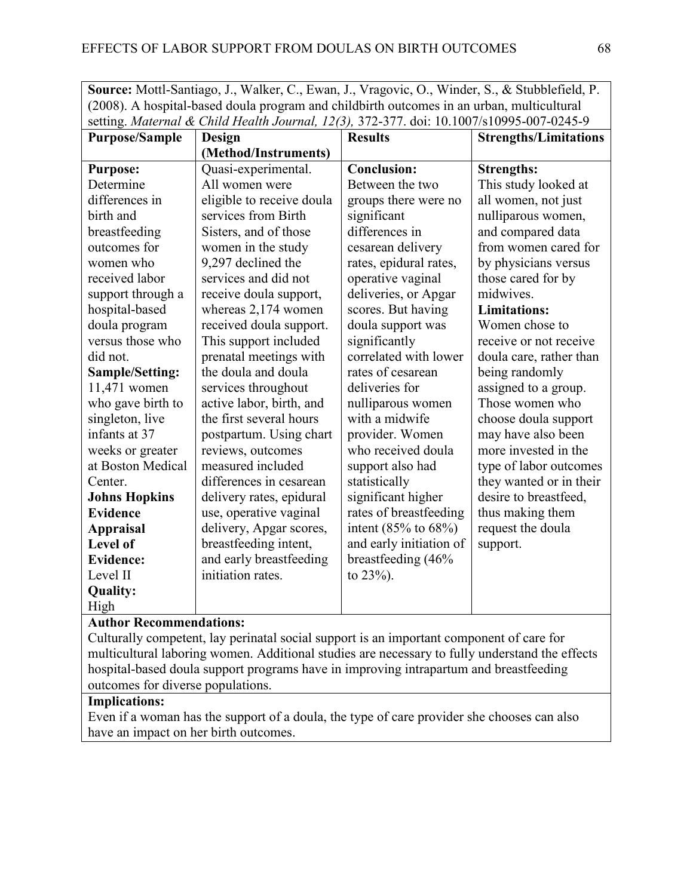**Source:** Mottl-Santiago, J., Walker, C., Ewan, J., Vragovic, O., Winder, S., & Stubblefield, P. (2008). A hospital-based doula program and childbirth outcomes in an urban, multicultural setting. *Maternal & Child Health Journal, 12(3),* 372-377. doi: 10.1007/s10995-007-0245-9

| Purpose/Sample | Design (Method/Instruments) | Results | Strengths/Limitations |
|---|---|---|---|
| **Purpose:** Determine differences in birth and breastfeeding outcomes for women who received labor support through a hospital-based doula program versus those who did not. **Sample/Setting:** 11,471 women who gave birth to singleton, live infants at 37 weeks or greater at Boston Medical Center. **Johns Hopkins Evidence Appraisal Level of Evidence:** Level II **Quality:** High | Quasi-experimental. All women were eligible to receive doula services from Birth Sisters, and of those women in the study 9,297 declined the services and did not receive doula support, whereas 2,174 women received doula support. This support included prenatal meetings with the doula and doula services throughout active labor, birth, and the first several hours postpartum. Using chart reviews, outcomes measured included differences in cesarean delivery rates, epidural use, operative vaginal delivery, Apgar scores, breastfeeding intent, and early breastfeeding initiation rates. | **Conclusion:** Between the two groups there were no significant differences in cesarean delivery rates, epidural rates, operative vaginal deliveries, or Apgar scores. But having doula support was significantly correlated with lower rates of cesarean deliveries for nulliparous women with a midwife provider. Women who received doula support also had statistically significant higher rates of breastfeeding intent (85% to 68%) and early initiation of breastfeeding (46% to 23%). | **Strengths:** This study looked at all women, not just nulliparous women, and compared data from women cared for by physicians versus those cared for by midwives. **Limitations:** Women chose to receive or not receive doula care, rather than being randomly assigned to a group. Those women who choose doula support may have also been more invested in the type of labor outcomes they wanted or in their desire to breastfeed, thus making them request the doula support. |

**Author Recommendations:**

Culturally competent, lay perinatal social support is an important component of care for multicultural laboring women. Additional studies are necessary to fully understand the effects hospital-based doula support programs have in improving intrapartum and breastfeeding outcomes for diverse populations.

**Implications:**

Even if a woman has the support of a doula, the type of care provider she chooses can also have an impact on her birth outcomes.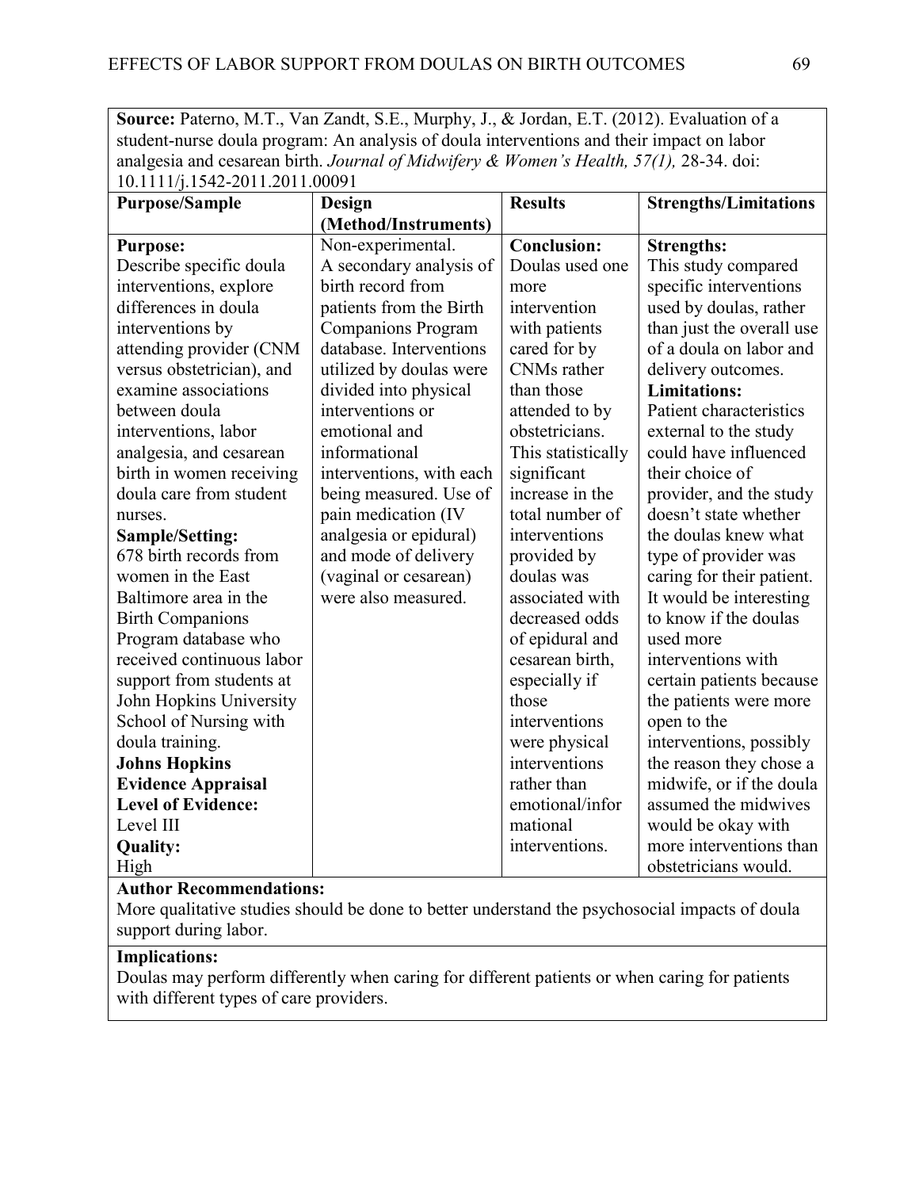**Source:** Paterno, M.T., Van Zandt, S.E., Murphy, J., & Jordan, E.T. (2012). Evaluation of a student-nurse doula program: An analysis of doula interventions and their impact on labor analgesia and cesarean birth. *Journal of Midwifery & Women's Health, 57(1),* 28-34. doi: 10.1111/j.1542-2011.2011.00091

| Purpose/Sample | Design (Method/Instruments) | Results | Strengths/Limitations |
|---|---|---|---|
| **Purpose:** Describe specific doula interventions, explore differences in doula interventions by attending provider (CNM versus obstetrician), and examine associations between doula interventions, labor analgesia, and cesarean birth in women receiving doula care from student nurses. **Sample/Setting:** 678 birth records from women in the East Baltimore area in the Birth Companions Program database who received continuous labor support from students at John Hopkins University School of Nursing with doula training. **Johns Hopkins Evidence Appraisal Level of Evidence:** Level III **Quality:** High | Non-experimental. A secondary analysis of birth record from patients from the Birth Companions Program database. Interventions utilized by doulas were divided into physical interventions or emotional and informational interventions, with each being measured. Use of pain medication (IV analgesia or epidural) and mode of delivery (vaginal or cesarean) were also measured. | **Conclusion:** Doulas used one more intervention with patients cared for by CNMs rather than those attended to by obstetricians. This statistically significant increase in the total number of interventions provided by doulas was associated with decreased odds of epidural and cesarean birth, especially if those interventions were physical interventions rather than emotional/informational interventions. | **Strengths:** This study compared specific interventions used by doulas, rather than just the overall use of a doula on labor and delivery outcomes. **Limitations:** Patient characteristics external to the study could have influenced their choice of provider, and the study doesn't state whether the doulas knew what type of provider was caring for their patient. It would be interesting to know if the doulas used more interventions with certain patients because the patients were more open to the interventions, possibly the reason they chose a midwife, or if the doula assumed the midwives would be okay with more interventions than obstetricians would. |

**Author Recommendations:**
More qualitative studies should be done to better understand the psychosocial impacts of doula support during labor.

**Implications:**
Doulas may perform differently when caring for different patients or when caring for patients with different types of care providers.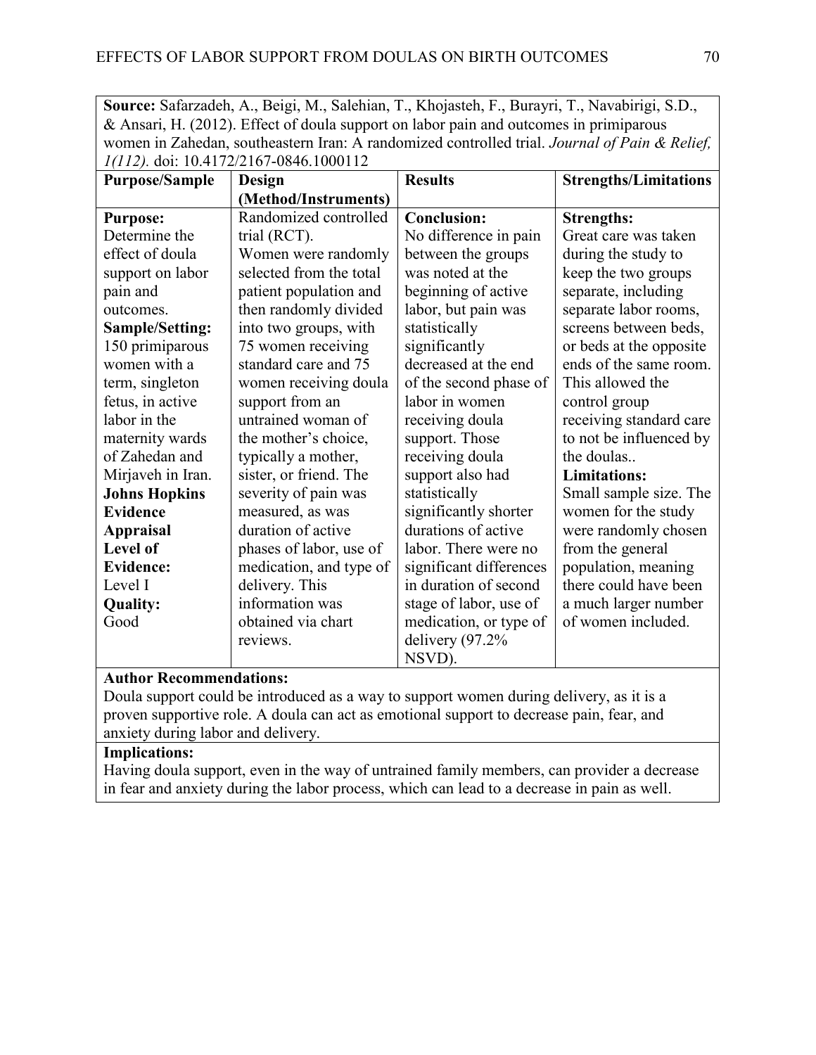| **Source:** Safarzadeh, A., Beigi, M., Salehian, T., Khojasteh, F., Burayri, T., Navabirigi, S.D., & Ansari, H. (2012). Effect of doula support on labor pain and outcomes in primiparous women in Zahedan, southeastern Iran: A randomized controlled trial. *Journal of Pain & Relief, 1(112).* doi: 10.4172/2167-0846.1000112 | | | |
|---|---|---|---|
| **Purpose/Sample** | **Design (Method/Instruments)** | **Results** | **Strengths/Limitations** |
| **Purpose:** Determine the effect of doula support on labor pain and outcomes. **Sample/Setting:** 150 primiparous women with a term, singleton fetus, in active labor in the maternity wards of Zahedan and Mirjaveh in Iran. **Johns Hopkins Evidence Appraisal Level of Evidence:** Level I **Quality:** Good | Randomized controlled trial (RCT). Women were randomly selected from the total patient population and then randomly divided into two groups, with 75 women receiving standard care and 75 women receiving doula support from an untrained woman of the mother's choice, typically a mother, sister, or friend. The severity of pain was measured, as was duration of active phases of labor, use of medication, and type of delivery. This information was obtained via chart reviews. | **Conclusion:** No difference in pain between the groups was noted at the beginning of active labor, but pain was statistically significantly decreased at the end of the second phase of labor in women receiving doula support. Those receiving doula support also had statistically significantly shorter durations of active labor. There were no significant differences in duration of second stage of labor, use of medication, or type of delivery (97.2% NSVD). | **Strengths:** Great care was taken during the study to keep the two groups separate, including separate labor rooms, screens between beds, or beds at the opposite ends of the same room. This allowed the control group receiving standard care to not be influenced by the doulas.. **Limitations:** Small sample size. The women for the study were randomly chosen from the general population, meaning there could have been a much larger number of women included. |
| **Author Recommendations:** Doula support could be introduced as a way to support women during delivery, as it is a proven supportive role. A doula can act as emotional support to decrease pain, fear, and anxiety during labor and delivery. | | | |
| **Implications:** Having doula support, even in the way of untrained family members, can provider a decrease in fear and anxiety during the labor process, which can lead to a decrease in pain as well. | | | |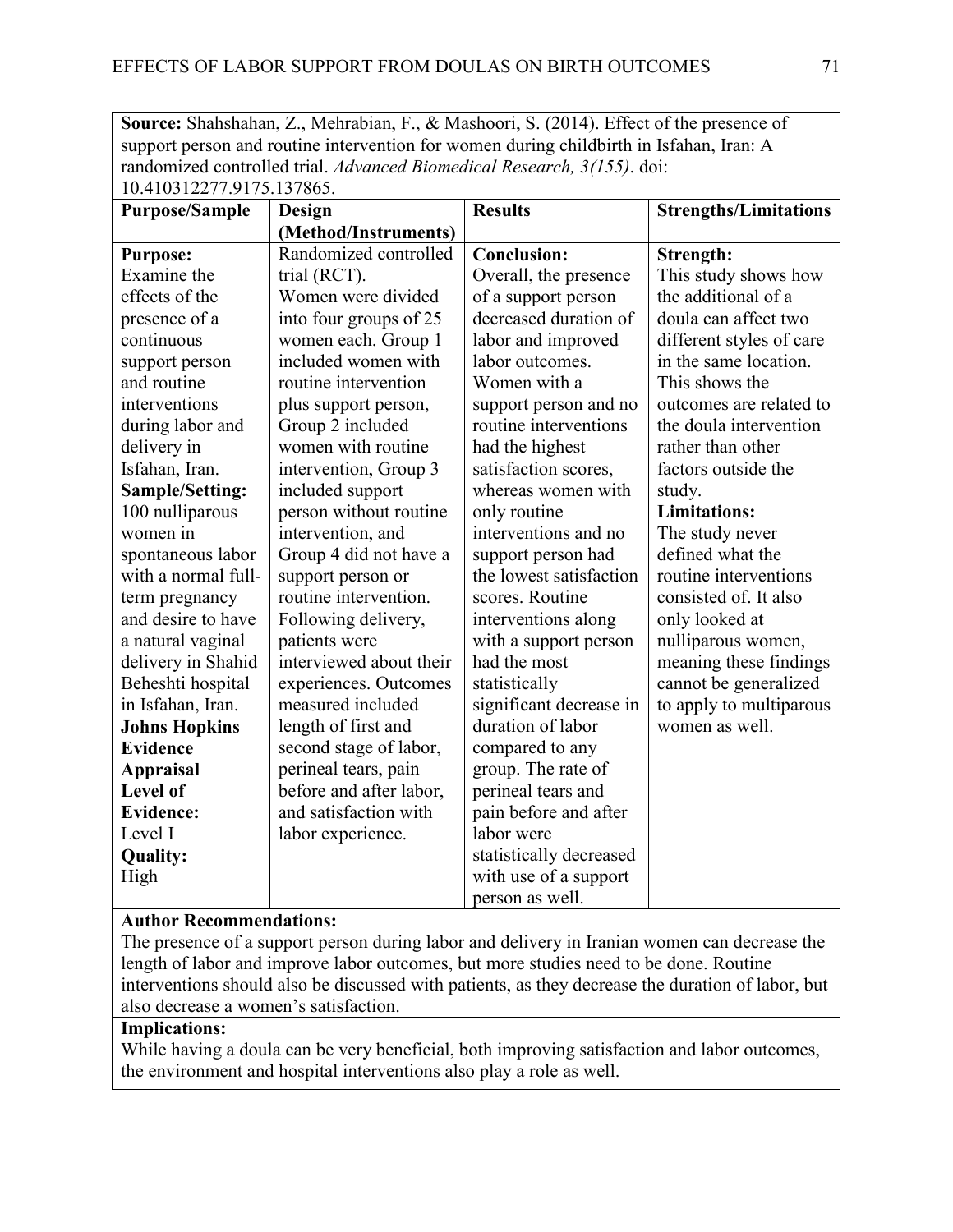| **Source:** Shahshahan, Z., Mehrabian, F., & Mashoori, S. (2014). Effect of the presence of support person and routine intervention for women during childbirth in Isfahan, Iran: A randomized controlled trial. *Advanced Biomedical Research, 3(155)*. doi: 10.410312277.9175.137865. | | | |
|---|---|---|---|
| **Purpose/Sample** | **Design (Method/Instruments)** | **Results** | **Strengths/Limitations** |
| **Purpose:** Examine the effects of the presence of a continuous support person and routine interventions during labor and delivery in Isfahan, Iran. **Sample/Setting:** 100 nulliparous women in spontaneous labor with a normal full-term pregnancy and desire to have a natural vaginal delivery in Shahid Beheshti hospital in Isfahan, Iran. **Johns Hopkins Evidence Appraisal Level of Evidence:** Level I **Quality:** High | Randomized controlled trial (RCT). Women were divided into four groups of 25 women each. Group 1 included women with routine intervention plus support person, Group 2 included women with routine intervention, Group 3 included support person without routine intervention, and Group 4 did not have a support person or routine intervention. Following delivery, patients were interviewed about their experiences. Outcomes measured included length of first and second stage of labor, perineal tears, pain before and after labor, and satisfaction with labor experience. | **Conclusion:** Overall, the presence of a support person decreased duration of labor and improved labor outcomes. Women with a support person and no routine interventions had the highest satisfaction scores, whereas women with only routine interventions and no support person had the lowest satisfaction scores. Routine interventions along with a support person had the most statistically significant decrease in duration of labor compared to any group. The rate of perineal tears and pain before and after labor were statistically decreased with use of a support person as well. | **Strength:** This study shows how the additional of a doula can affect two different styles of care in the same location. This shows the outcomes are related to the doula intervention rather than other factors outside the study. **Limitations:** The study never defined what the routine interventions consisted of. It also only looked at nulliparous women, meaning these findings cannot be generalized to apply to multiparous women as well. |
| **Author Recommendations:** The presence of a support person during labor and delivery in Iranian women can decrease the length of labor and improve labor outcomes, but more studies need to be done. Routine interventions should also be discussed with patients, as they decrease the duration of labor, but also decrease a women's satisfaction. | | | |
| **Implications:** While having a doula can be very beneficial, both improving satisfaction and labor outcomes, the environment and hospital interventions also play a role as well. | | | |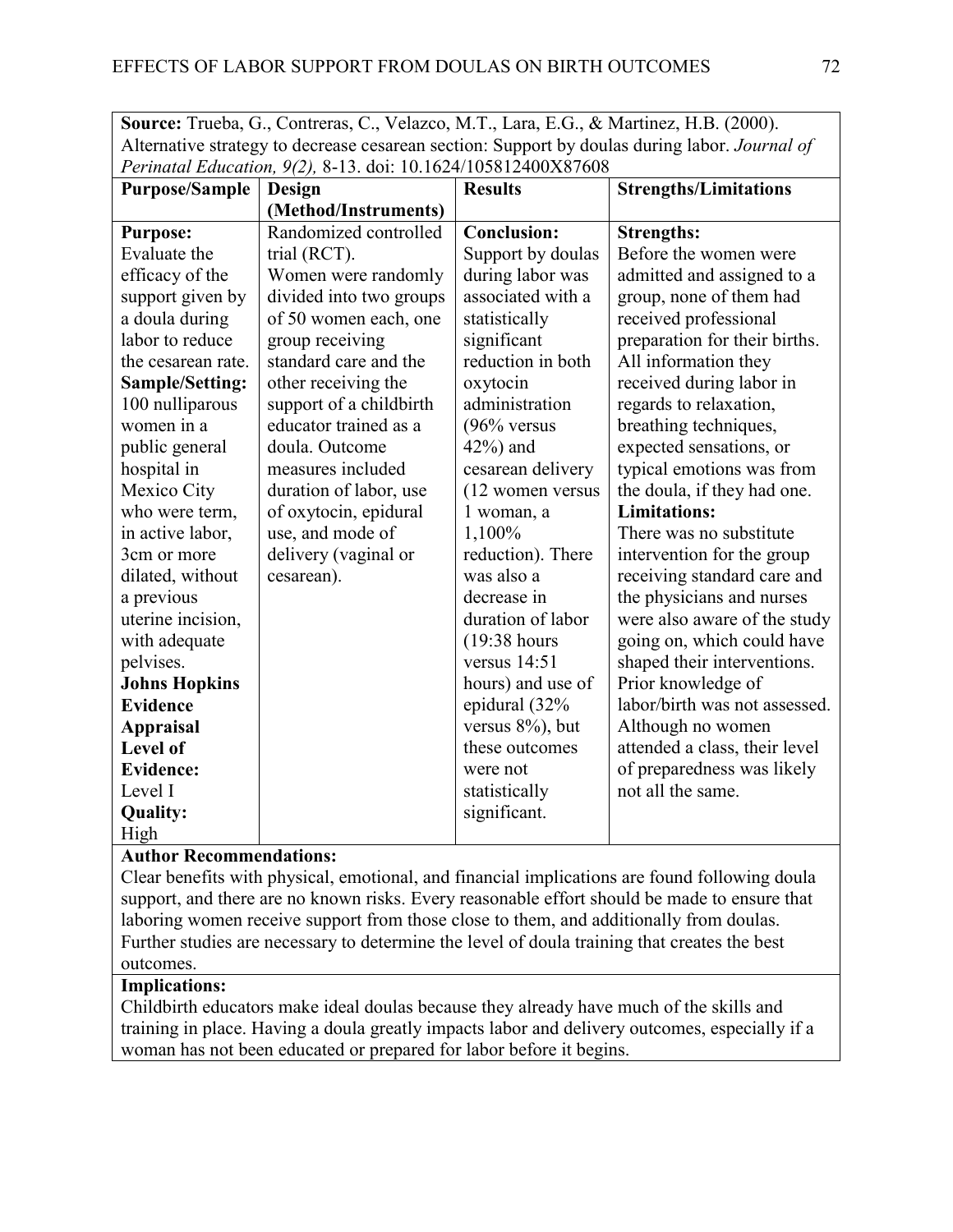**Source:** Trueba, G., Contreras, C., Velazco, M.T., Lara, E.G., & Martinez, H.B. (2000). Alternative strategy to decrease cesarean section: Support by doulas during labor. *Journal of Perinatal Education, 9(2),* 8-13. doi: 10.1624/105812400X87608

| **Purpose/Sample** | **Design (Method/Instruments)** | **Results** | **Strengths/Limitations** |
|---|---|---|---|
| **Purpose:** Evaluate the efficacy of the support given by a doula during labor to reduce the cesarean rate. **Sample/Setting:** 100 nulliparous women in a public general hospital in Mexico City who were term, in active labor, 3cm or more dilated, without a previous uterine incision, with adequate pelvises. **Johns Hopkins Evidence Appraisal Level of Evidence:** Level I **Quality:** High | Randomized controlled trial (RCT). Women were randomly divided into two groups of 50 women each, one group receiving standard care and the other receiving the support of a childbirth educator trained as a doula. Outcome measures included duration of labor, use of oxytocin, epidural use, and mode of delivery (vaginal or cesarean). | **Conclusion:** Support by doulas during labor was associated with a statistically significant reduction in both oxytocin administration (96% versus 42%) and cesarean delivery (12 women versus 1 woman, a 1,100% reduction). There was also a decrease in duration of labor (19:38 hours versus 14:51 hours) and use of epidural (32% versus 8%), but these outcomes were not statistically significant. | **Strengths:** Before the women were admitted and assigned to a group, none of them had received professional preparation for their births. All information they received during labor in regards to relaxation, breathing techniques, expected sensations, or typical emotions was from the doula, if they had one. **Limitations:** There was no substitute intervention for the group receiving standard care and the physicians and nurses were also aware of the study going on, which could have shaped their interventions. Prior knowledge of labor/birth was not assessed. Although no women attended a class, their level of preparedness was likely not all the same. |

**Author Recommendations:**

Clear benefits with physical, emotional, and financial implications are found following doula support, and there are no known risks. Every reasonable effort should be made to ensure that laboring women receive support from those close to them, and additionally from doulas. Further studies are necessary to determine the level of doula training that creates the best outcomes.

**Implications:**

Childbirth educators make ideal doulas because they already have much of the skills and training in place. Having a doula greatly impacts labor and delivery outcomes, especially if a woman has not been educated or prepared for labor before it begins.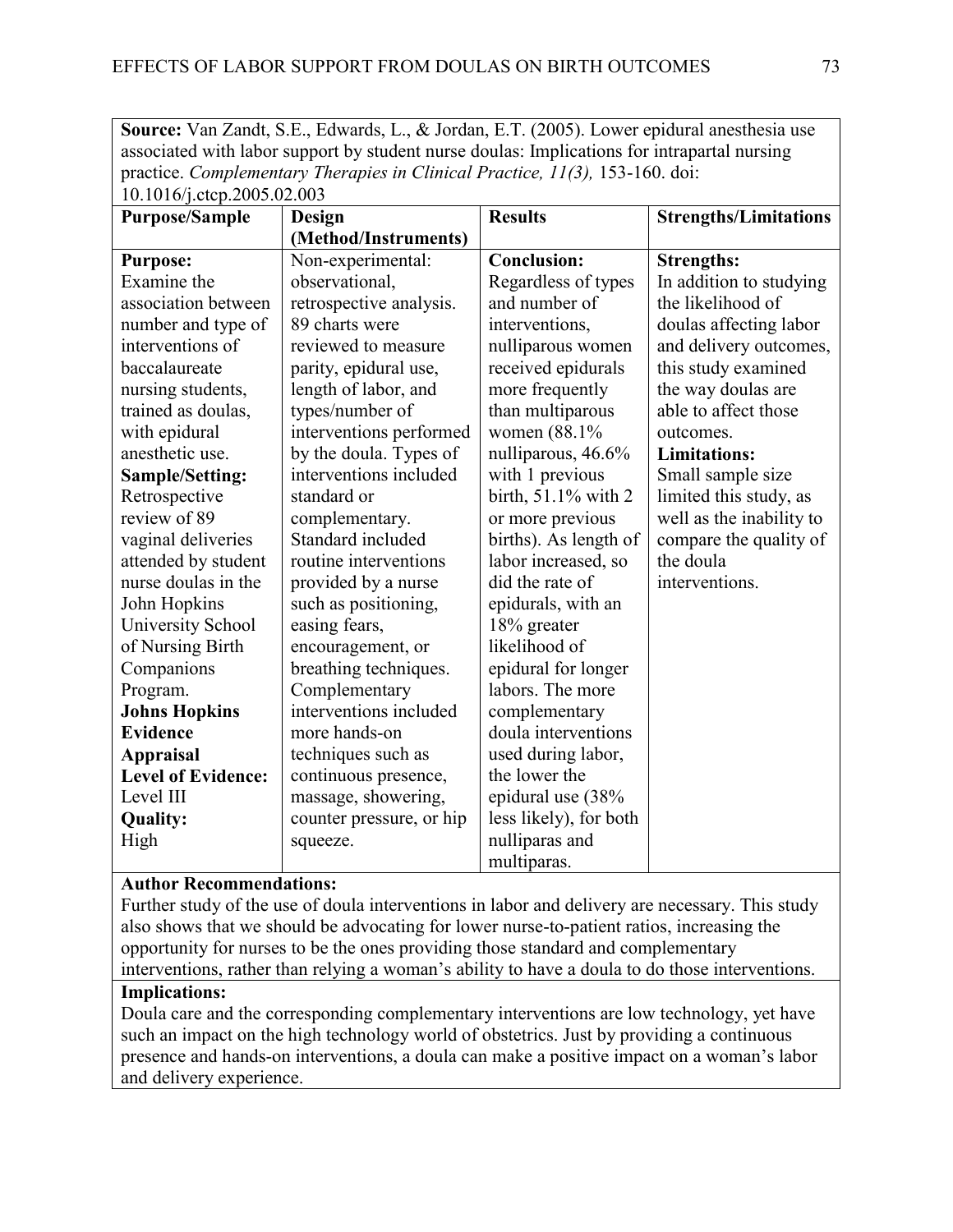**Source:** Van Zandt, S.E., Edwards, L., & Jordan, E.T. (2005). Lower epidural anesthesia use associated with labor support by student nurse doulas: Implications for intrapartal nursing practice. *Complementary Therapies in Clinical Practice, 11(3),* 153-160. doi: 10.1016/j.ctcp.2005.02.003

| Purpose/Sample | Design (Method/Instruments) | Results | Strengths/Limitations |
|---|---|---|---|
| **Purpose:** Examine the association between number and type of interventions of baccalaureate nursing students, trained as doulas, with epidural anesthetic use. **Sample/Setting:** Retrospective review of 89 vaginal deliveries attended by student nurse doulas in the John Hopkins University School of Nursing Birth Companions Program. **Johns Hopkins Evidence Appraisal Level of Evidence:** Level III **Quality:** High | Non-experimental: observational, retrospective analysis. 89 charts were reviewed to measure parity, epidural use, length of labor, and types/number of interventions performed by the doula. Types of interventions included standard or complementary. Standard included routine interventions provided by a nurse such as positioning, easing fears, encouragement, or breathing techniques. Complementary interventions included more hands-on techniques such as continuous presence, massage, showering, counter pressure, or hip squeeze. | **Conclusion:** Regardless of types and number of interventions, nulliparous women received epidurals more frequently than multiparous women (88.1% nulliparous, 46.6% with 1 previous birth, 51.1% with 2 or more previous births). As length of labor increased, so did the rate of epidurals, with an 18% greater likelihood of epidural for longer labors. The more complementary doula interventions used during labor, the lower the epidural use (38% less likely), for both nulliparas and multiparas. | **Strengths:** In addition to studying the likelihood of doulas affecting labor and delivery outcomes, this study examined the way doulas are able to affect those outcomes. **Limitations:** Small sample size limited this study, as well as the inability to compare the quality of the doula interventions. |

**Author Recommendations:**
Further study of the use of doula interventions in labor and delivery are necessary. This study also shows that we should be advocating for lower nurse-to-patient ratios, increasing the opportunity for nurses to be the ones providing those standard and complementary interventions, rather than relying a woman's ability to have a doula to do those interventions.

**Implications:**
Doula care and the corresponding complementary interventions are low technology, yet have such an impact on the high technology world of obstetrics. Just by providing a continuous presence and hands-on interventions, a doula can make a positive impact on a woman's labor and delivery experience.